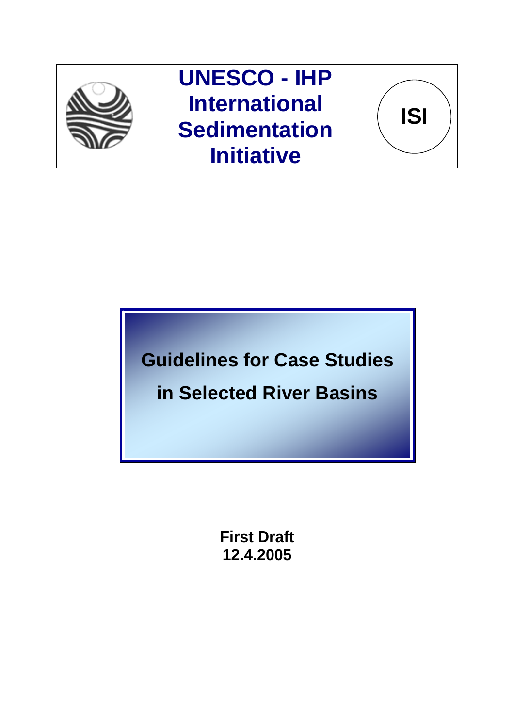**UNESCO - IHP International Sedimentation Initiative**

**ISI**

# Guidelines for Case Studies in Selected River Basins

**First Draft**
**12.4.2005**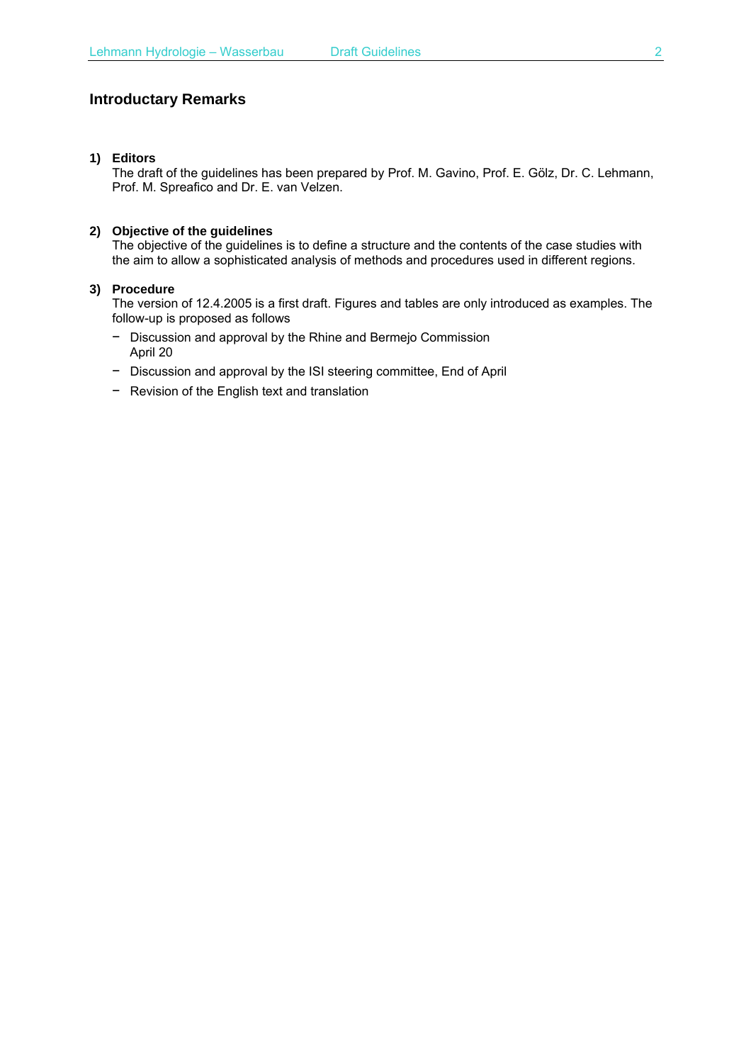## Introductary Remarks

1) **Editors**
   The draft of the guidelines has been prepared by Prof. M. Gavino, Prof. E. Gölz, Dr. C. Lehmann, Prof. M. Spreafico and Dr. E. van Velzen.

2) **Objective of the guidelines**
   The objective of the guidelines is to define a structure and the contents of the case studies with the aim to allow a sophisticated analysis of methods and procedures used in different regions.

3) **Procedure**
   The version of 12.4.2005 is a first draft. Figures and tables are only introduced as examples. The follow-up is proposed as follows

   - Discussion and approval by the Rhine and Bermejo Commission
     April 20
   - Discussion and approval by the ISI steering committee, End of April
   - Revision of the English text and translation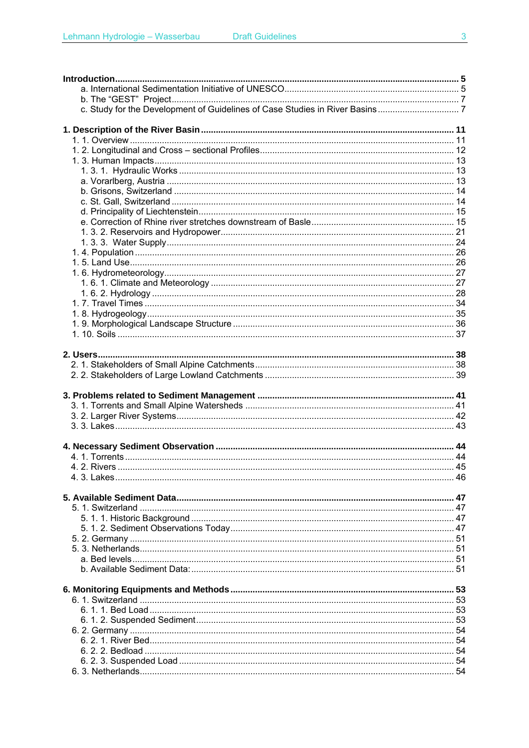**Introduction** ........ **5**
- a. International Sedimentation Initiative of UNESCO ........ 5
- b. The "GEST"  Project ........ 7
- c. Study for the Development of Guidelines of Case Studies in River Basins ........ 7

**1. Description of the River Basin** ........ **11**
- 1. 1. Overview ........ 11
- 1. 2. Longitudinal and Cross – sectional Profiles ........ 12
- 1. 3. Human Impacts ........ 13
  - 1. 3. 1.  Hydraulic Works ........ 13
  - a. Vorarlberg, Austria ........ 13
  - b. Grisons, Switzerland ........ 14
  - c. St. Gall, Switzerland ........ 14
  - d. Principality of Liechtenstein ........ 15
  - e. Correction of Rhine river stretches downstream of Basle ........ 15
  - 1. 3. 2. Reservoirs and Hydropower ........ 21
  - 1. 3. 3.  Water Supply ........ 24
- 1. 4. Population ........ 26
- 1. 5. Land Use ........ 26
- 1. 6. Hydrometeorology ........ 27
  - 1. 6. 1. Climate and Meteorology ........ 27
  - 1. 6. 2. Hydrology ........ 28
- 1. 7. Travel Times ........ 34
- 1. 8. Hydrogeology ........ 35
- 1. 9. Morphological Landscape Structure ........ 36
- 1. 10. Soils ........ 37

**2. Users** ........ **38**
- 2. 1. Stakeholders of Small Alpine Catchments ........ 38
- 2. 2. Stakeholders of Large Lowland Catchments ........ 39

**3. Problems related to Sediment Management** ........ **41**
- 3. 1. Torrents and Small Alpine Watersheds ........ 41
- 3. 2. Larger River Systems ........ 42
- 3. 3. Lakes ........ 43

**4. Necessary Sediment Observation** ........ **44**
- 4. 1. Torrents ........ 44
- 4. 2. Rivers ........ 45
- 4. 3. Lakes ........ 46

**5. Available Sediment Data** ........ **47**
- 5. 1. Switzerland ........ 47
  - 5. 1. 1. Historic Background ........ 47
  - 5. 1. 2. Sediment Observations Today ........ 47
- 5. 2. Germany ........ 51
- 5. 3. Netherlands ........ 51
  - a. Bed levels ........ 51
  - b. Available Sediment Data: ........ 51

**6. Monitoring Equipments and Methods** ........ **53**
- 6. 1. Switzerland ........ 53
  - 6. 1. 1. Bed Load ........ 53
  - 6. 1. 2. Suspended Sediment ........ 53
- 6. 2. Germany ........ 54
  - 6. 2. 1. River Bed ........ 54
  - 6. 2. 2. Bedload ........ 54
  - 6. 2. 3. Suspended Load ........ 54
- 6. 3. Netherlands ........ 54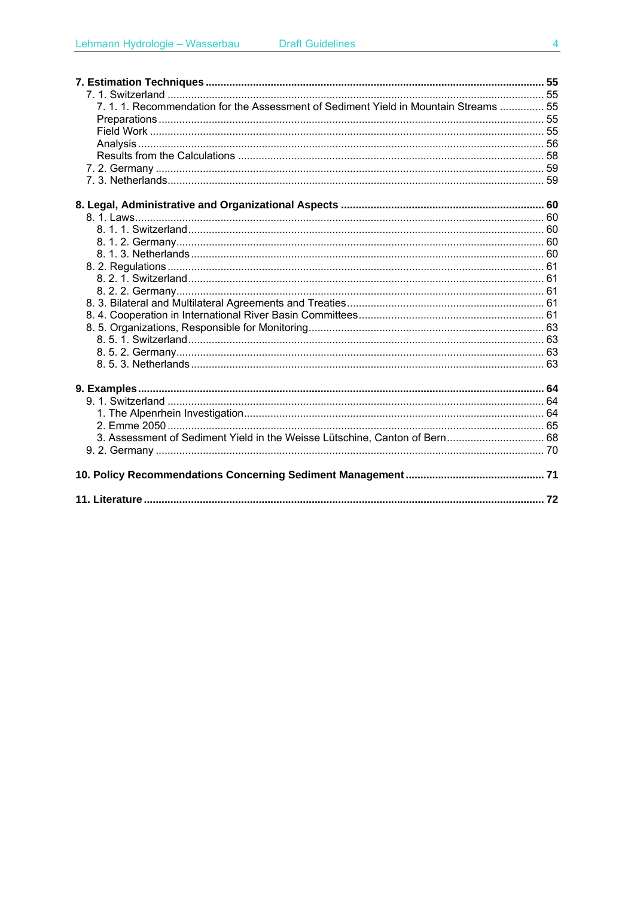**7. Estimation Techniques** .......... **55**

- 7. 1. Switzerland .......... 55
  - 7. 1. 1. Recommendation for the Assessment of Sediment Yield in Mountain Streams .......... 55
  - Preparations .......... 55
  - Field Work .......... 55
  - Analysis .......... 56
  - Results from the Calculations .......... 58
- 7. 2. Germany .......... 59
- 7. 3. Netherlands .......... 59

**8. Legal, Administrative and Organizational Aspects** .......... **60**

- 8. 1. Laws .......... 60
  - 8. 1. 1. Switzerland .......... 60
  - 8. 1. 2. Germany .......... 60
  - 8. 1. 3. Netherlands .......... 60
- 8. 2. Regulations .......... 61
  - 8. 2. 1. Switzerland .......... 61
  - 8. 2. 2. Germany .......... 61
- 8. 3. Bilateral and Multilateral Agreements and Treaties .......... 61
- 8. 4. Cooperation in International River Basin Committees .......... 61
- 8. 5. Organizations, Responsible for Monitoring .......... 63
  - 8. 5. 1. Switzerland .......... 63
  - 8. 5. 2. Germany .......... 63
  - 8. 5. 3. Netherlands .......... 63

**9. Examples** .......... **64**

- 9. 1. Switzerland .......... 64
  - 1. The Alpenrhein Investigation .......... 64
  - 2. Emme 2050 .......... 65
  - 3. Assessment of Sediment Yield in the Weisse Lütschine, Canton of Bern .......... 68
- 9. 2. Germany .......... 70

**10. Policy Recommendations Concerning Sediment Management** .......... **71**

**11. Literature** .......... **72**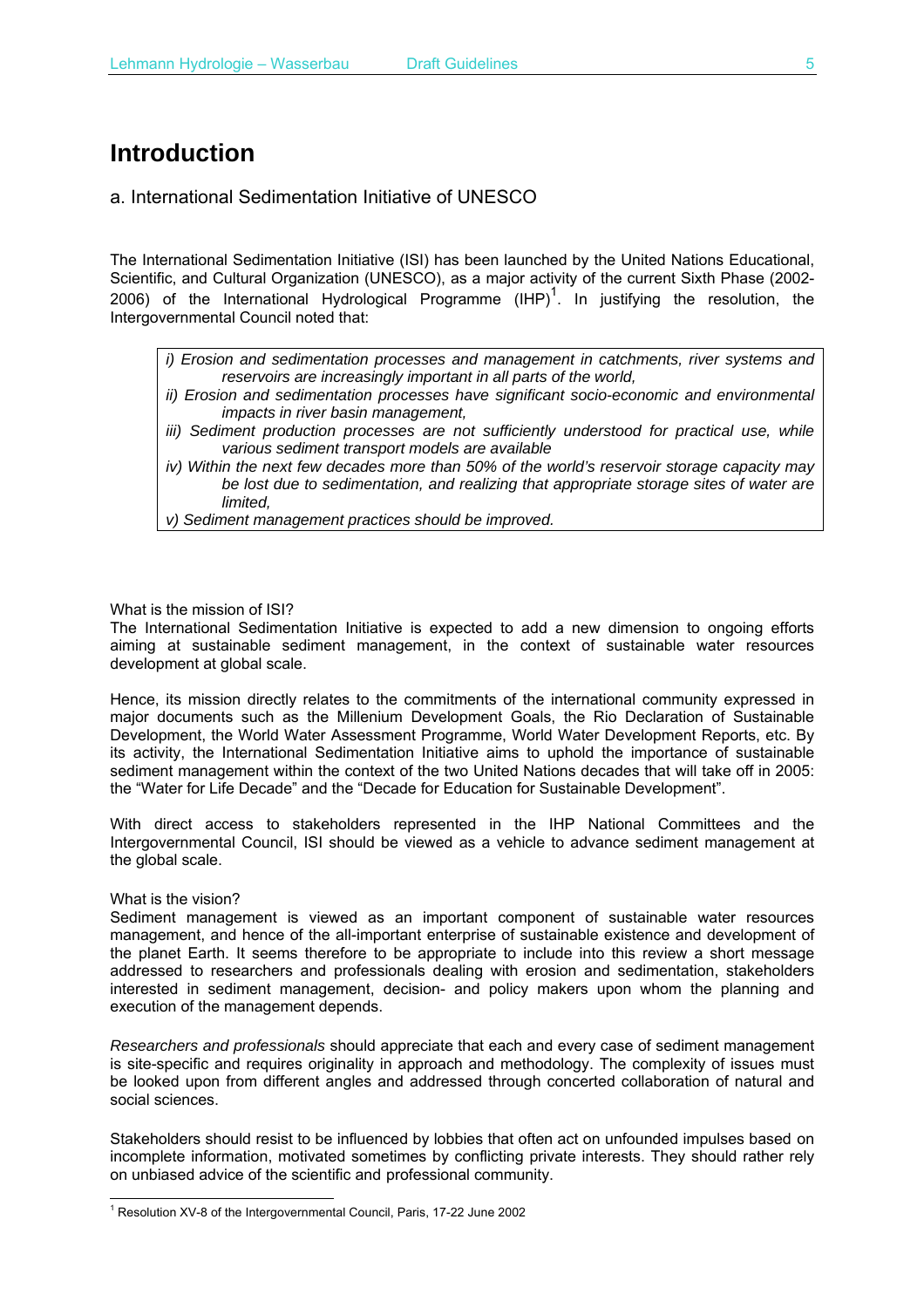# Introduction

## a. International Sedimentation Initiative of UNESCO

The International Sedimentation Initiative (ISI) has been launched by the United Nations Educational, Scientific, and Cultural Organization (UNESCO), as a major activity of the current Sixth Phase (2002-2006) of the International Hydrological Programme (IHP)[1]. In justifying the resolution, the Intergovernmental Council noted that:

> *i) Erosion and sedimentation processes and management in catchments, river systems and reservoirs are increasingly important in all parts of the world,*
> *ii) Erosion and sedimentation processes have significant socio-economic and environmental impacts in river basin management,*
> *iii) Sediment production processes are not sufficiently understood for practical use, while various sediment transport models are available*
> *iv) Within the next few decades more than 50% of the world's reservoir storage capacity may be lost due to sedimentation, and realizing that appropriate storage sites of water are limited,*
> *v) Sediment management practices should be improved.*

What is the mission of ISI?
The International Sedimentation Initiative is expected to add a new dimension to ongoing efforts aiming at sustainable sediment management, in the context of sustainable water resources development at global scale.

Hence, its mission directly relates to the commitments of the international community expressed in major documents such as the Millenium Development Goals, the Rio Declaration of Sustainable Development, the World Water Assessment Programme, World Water Development Reports, etc. By its activity, the International Sedimentation Initiative aims to uphold the importance of sustainable sediment management within the context of the two United Nations decades that will take off in 2005: the "Water for Life Decade" and the "Decade for Education for Sustainable Development".

With direct access to stakeholders represented in the IHP National Committees and the Intergovernmental Council, ISI should be viewed as a vehicle to advance sediment management at the global scale.

What is the vision?
Sediment management is viewed as an important component of sustainable water resources management, and hence of the all-important enterprise of sustainable existence and development of the planet Earth. It seems therefore to be appropriate to include into this review a short message addressed to researchers and professionals dealing with erosion and sedimentation, stakeholders interested in sediment management, decision- and policy makers upon whom the planning and execution of the management depends.

*Researchers and professionals* should appreciate that each and every case of sediment management is site-specific and requires originality in approach and methodology. The complexity of issues must be looked upon from different angles and addressed through concerted collaboration of natural and social sciences.

Stakeholders should resist to be influenced by lobbies that often act on unfounded impulses based on incomplete information, motivated sometimes by conflicting private interests. They should rather rely on unbiased advice of the scientific and professional community.

[1] Resolution XV-8 of the Intergovernmental Council, Paris, 17-22 June 2002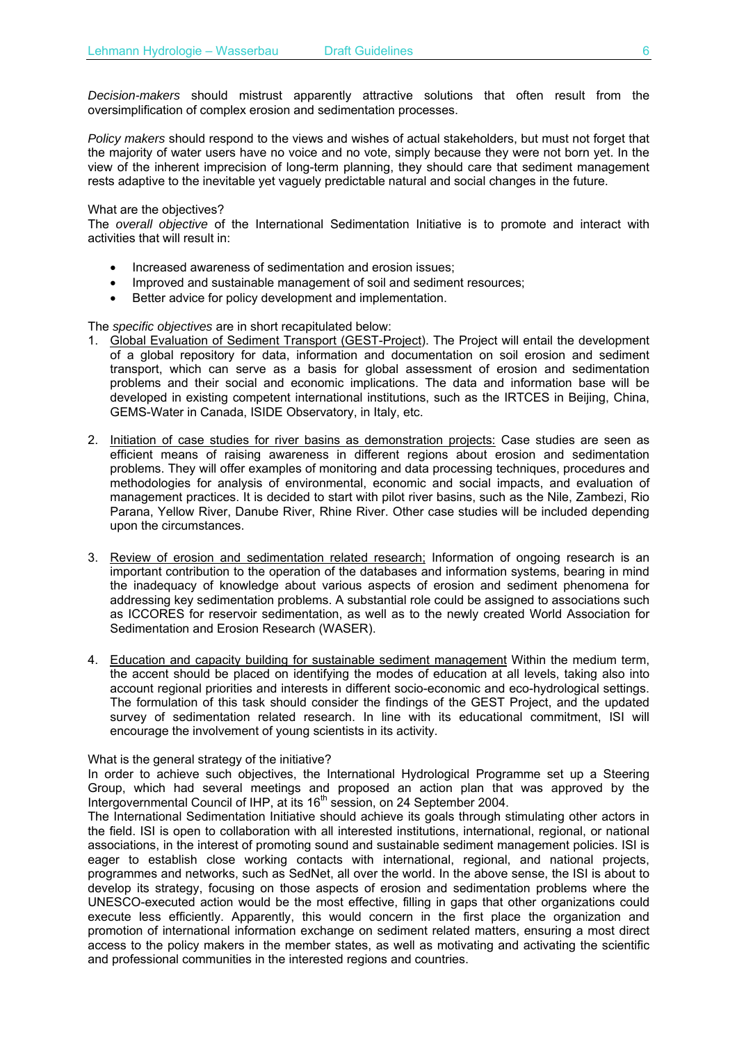*Decision-makers* should mistrust apparently attractive solutions that often result from the oversimplification of complex erosion and sedimentation processes.

*Policy makers* should respond to the views and wishes of actual stakeholders, but must not forget that the majority of water users have no voice and no vote, simply because they were not born yet. In the view of the inherent imprecision of long-term planning, they should care that sediment management rests adaptive to the inevitable yet vaguely predictable natural and social changes in the future.

What are the objectives?
The *overall objective* of the International Sedimentation Initiative is to promote and interact with activities that will result in:

- Increased awareness of sedimentation and erosion issues;
- Improved and sustainable management of soil and sediment resources;
- Better advice for policy development and implementation.

The *specific objectives* are in short recapitulated below:

1. <u>Global Evaluation of Sediment Transport (GEST-Project</u>). The Project will entail the development of a global repository for data, information and documentation on soil erosion and sediment transport, which can serve as a basis for global assessment of erosion and sedimentation problems and their social and economic implications. The data and information base will be developed in existing competent international institutions, such as the IRTCES in Beijing, China, GEMS-Water in Canada, ISIDE Observatory, in Italy, etc.

2. <u>Initiation of case studies for river basins as demonstration projects:</u> Case studies are seen as efficient means of raising awareness in different regions about erosion and sedimentation problems. They will offer examples of monitoring and data processing techniques, procedures and methodologies for analysis of environmental, economic and social impacts, and evaluation of management practices. It is decided to start with pilot river basins, such as the Nile, Zambezi, Rio Parana, Yellow River, Danube River, Rhine River. Other case studies will be included depending upon the circumstances.

3. <u>Review of erosion and sedimentation related research;</u> Information of ongoing research is an important contribution to the operation of the databases and information systems, bearing in mind the inadequacy of knowledge about various aspects of erosion and sediment phenomena for addressing key sedimentation problems. A substantial role could be assigned to associations such as ICCORES for reservoir sedimentation, as well as to the newly created World Association for Sedimentation and Erosion Research (WASER).

4. <u>Education and capacity building for sustainable sediment management</u> Within the medium term, the accent should be placed on identifying the modes of education at all levels, taking also into account regional priorities and interests in different socio-economic and eco-hydrological settings. The formulation of this task should consider the findings of the GEST Project, and the updated survey of sedimentation related research. In line with its educational commitment, ISI will encourage the involvement of young scientists in its activity.

What is the general strategy of the initiative?
In order to achieve such objectives, the International Hydrological Programme set up a Steering Group, which had several meetings and proposed an action plan that was approved by the Intergovernmental Council of IHP, at its 16th session, on 24 September 2004.
The International Sedimentation Initiative should achieve its goals through stimulating other actors in the field. ISI is open to collaboration with all interested institutions, international, regional, or national associations, in the interest of promoting sound and sustainable sediment management policies. ISI is eager to establish close working contacts with international, regional, and national projects, programmes and networks, such as SedNet, all over the world. In the above sense, the ISI is about to develop its strategy, focusing on those aspects of erosion and sedimentation problems where the UNESCO-executed action would be the most effective, filling in gaps that other organizations could execute less efficiently. Apparently, this would concern in the first place the organization and promotion of international information exchange on sediment related matters, ensuring a most direct access to the policy makers in the member states, as well as motivating and activating the scientific and professional communities in the interested regions and countries.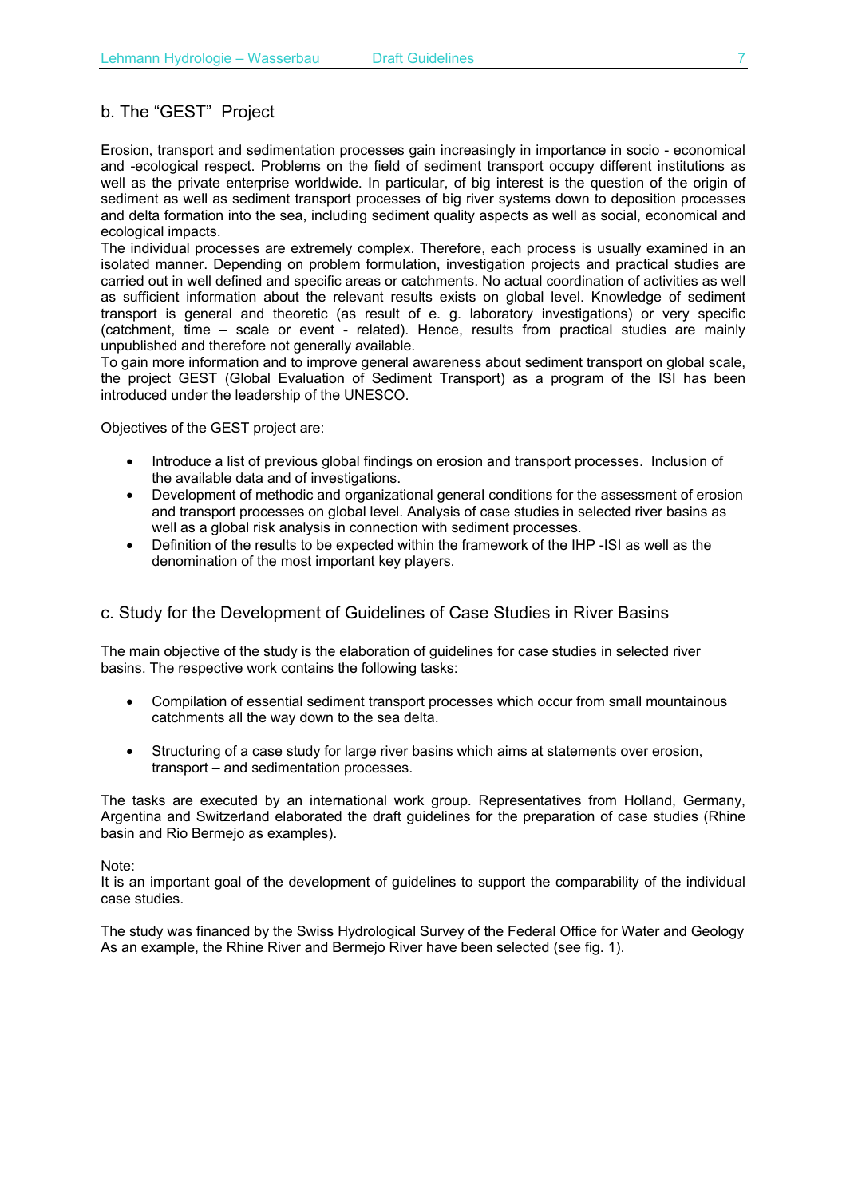## b. The "GEST" Project

Erosion, transport and sedimentation processes gain increasingly in importance in socio - economical and -ecological respect. Problems on the field of sediment transport occupy different institutions as well as the private enterprise worldwide. In particular, of big interest is the question of the origin of sediment as well as sediment transport processes of big river systems down to deposition processes and delta formation into the sea, including sediment quality aspects as well as social, economical and ecological impacts.
The individual processes are extremely complex. Therefore, each process is usually examined in an isolated manner. Depending on problem formulation, investigation projects and practical studies are carried out in well defined and specific areas or catchments. No actual coordination of activities as well as sufficient information about the relevant results exists on global level. Knowledge of sediment transport is general and theoretic (as result of e. g. laboratory investigations) or very specific (catchment, time – scale or event - related). Hence, results from practical studies are mainly unpublished and therefore not generally available.
To gain more information and to improve general awareness about sediment transport on global scale, the project GEST (Global Evaluation of Sediment Transport) as a program of the ISI has been introduced under the leadership of the UNESCO.

Objectives of the GEST project are:

- Introduce a list of previous global findings on erosion and transport processes. Inclusion of the available data and of investigations.
- Development of methodic and organizational general conditions for the assessment of erosion and transport processes on global level. Analysis of case studies in selected river basins as well as a global risk analysis in connection with sediment processes.
- Definition of the results to be expected within the framework of the IHP -ISI as well as the denomination of the most important key players.

## c. Study for the Development of Guidelines of Case Studies in River Basins

The main objective of the study is the elaboration of guidelines for case studies in selected river basins. The respective work contains the following tasks:

- Compilation of essential sediment transport processes which occur from small mountainous catchments all the way down to the sea delta.

- Structuring of a case study for large river basins which aims at statements over erosion, transport – and sedimentation processes.

The tasks are executed by an international work group. Representatives from Holland, Germany, Argentina and Switzerland elaborated the draft guidelines for the preparation of case studies (Rhine basin and Rio Bermejo as examples).

Note:
It is an important goal of the development of guidelines to support the comparability of the individual case studies.

The study was financed by the Swiss Hydrological Survey of the Federal Office for Water and Geology
As an example, the Rhine River and Bermejo River have been selected (see fig. 1).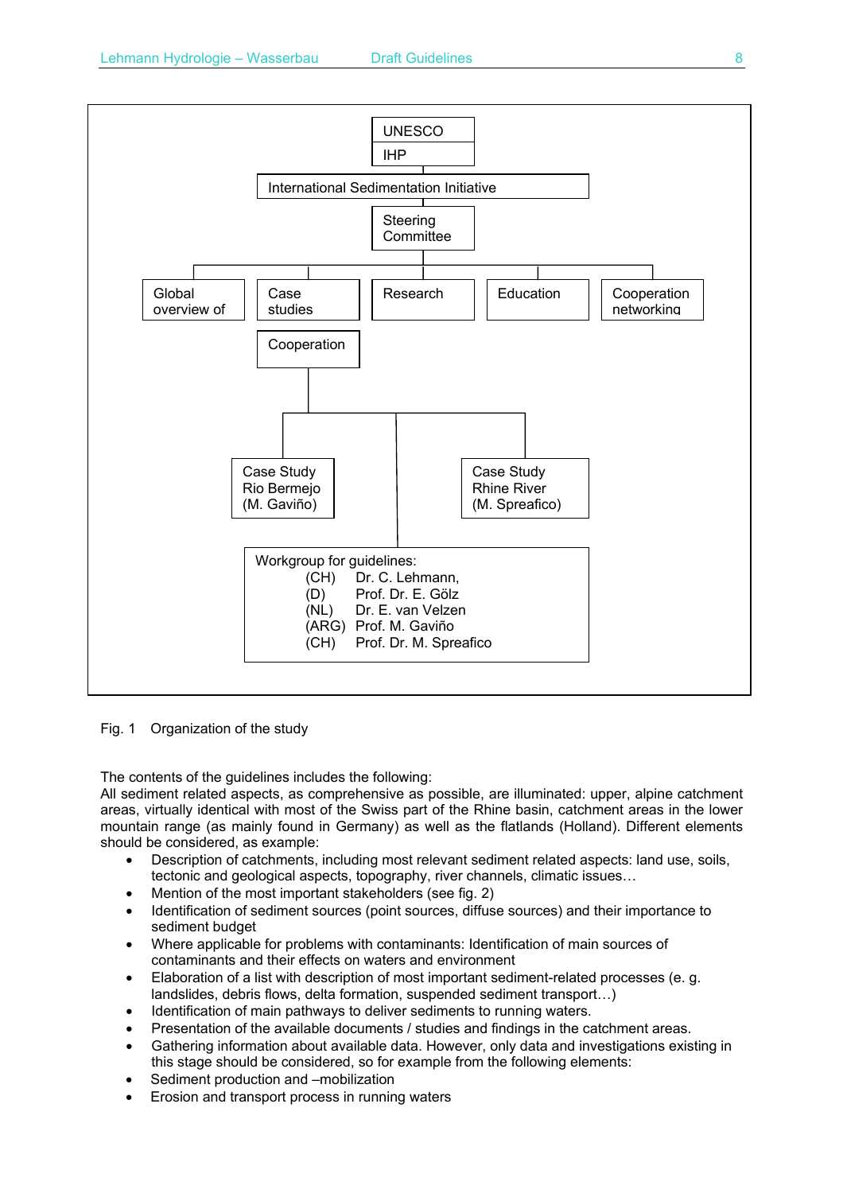UNESCO
IHP

International Sedimentation Initiative

Steering Committee

Global overview of | Case studies | Research | Education | Cooperation networking

Cooperation

Case Study Rio Bermejo (M. Gaviño)

Case Study Rhine River (M. Spreafico)

Workgroup for guidelines:
(CH) Dr. C. Lehmann,
(D) Prof. Dr. E. Gölz
(NL) Dr. E. van Velzen
(ARG) Prof. M. Gaviño
(CH) Prof. Dr. M. Spreafico

Fig. 1 Organization of the study

The contents of the guidelines includes the following:
All sediment related aspects, as comprehensive as possible, are illuminated: upper, alpine catchment areas, virtually identical with most of the Swiss part of the Rhine basin, catchment areas in the lower mountain range (as mainly found in Germany) as well as the flatlands (Holland). Different elements should be considered, as example:

- Description of catchments, including most relevant sediment related aspects: land use, soils, tectonic and geological aspects, topography, river channels, climatic issues…
- Mention of the most important stakeholders (see fig. 2)
- Identification of sediment sources (point sources, diffuse sources) and their importance to sediment budget
- Where applicable for problems with contaminants: Identification of main sources of contaminants and their effects on waters and environment
- Elaboration of a list with description of most important sediment-related processes (e. g. landslides, debris flows, delta formation, suspended sediment transport…)
- Identification of main pathways to deliver sediments to running waters.
- Presentation of the available documents / studies and findings in the catchment areas.
- Gathering information about available data. However, only data and investigations existing in this stage should be considered, so for example from the following elements:
- Sediment production and –mobilization
- Erosion and transport process in running waters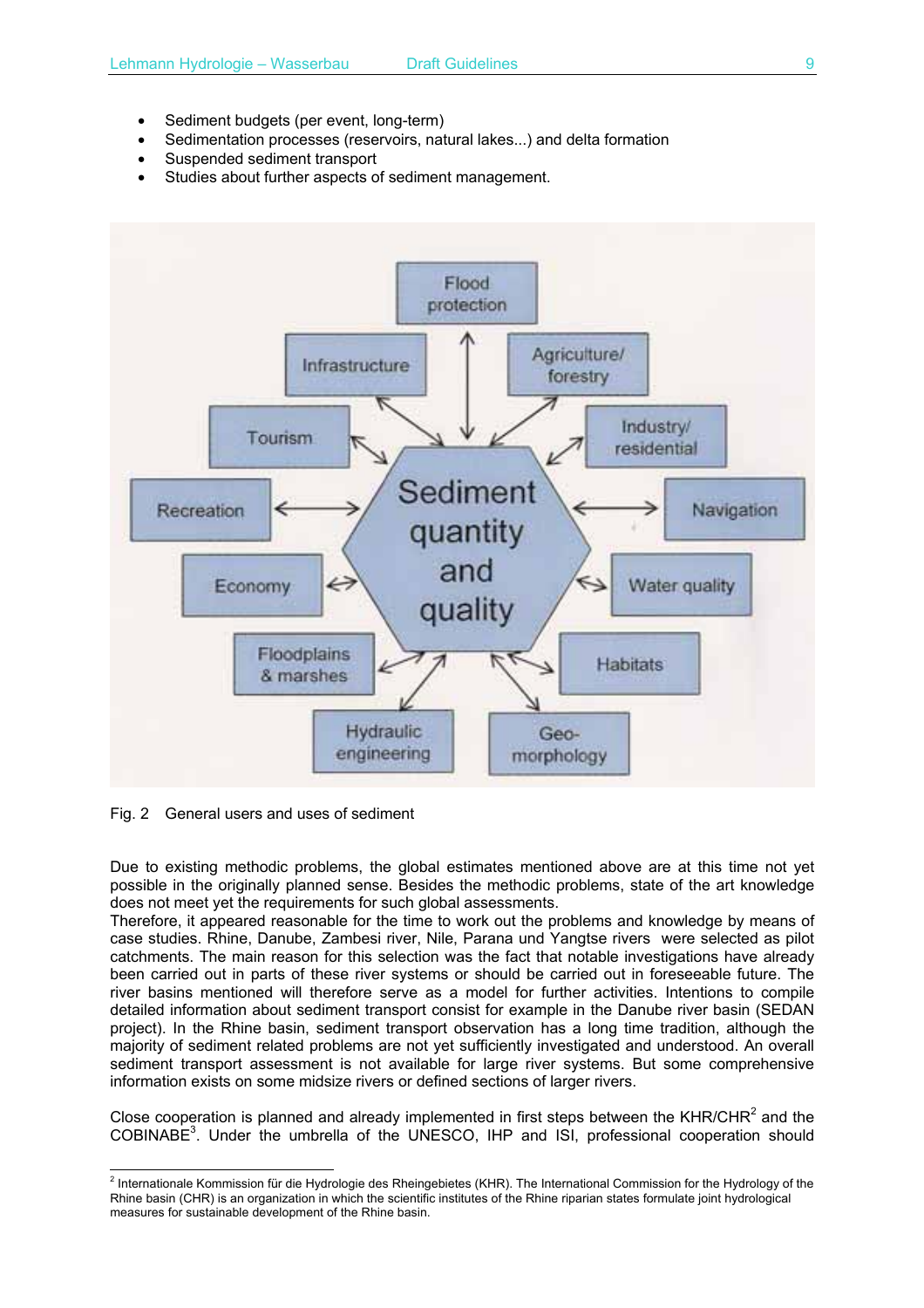- Sediment budgets (per event, long-term)
- Sedimentation processes (reservoirs, natural lakes...) and delta formation
- Suspended sediment transport
- Studies about further aspects of sediment management.

Fig. 2 General users and uses of sediment

Due to existing methodic problems, the global estimates mentioned above are at this time not yet possible in the originally planned sense. Besides the methodic problems, state of the art knowledge does not meet yet the requirements for such global assessments.
Therefore, it appeared reasonable for the time to work out the problems and knowledge by means of case studies. Rhine, Danube, Zambesi river, Nile, Parana und Yangtse rivers were selected as pilot catchments. The main reason for this selection was the fact that notable investigations have already been carried out in parts of these river systems or should be carried out in foreseeable future. The river basins mentioned will therefore serve as a model for further activities. Intentions to compile detailed information about sediment transport consist for example in the Danube river basin (SEDAN project). In the Rhine basin, sediment transport observation has a long time tradition, although the majority of sediment related problems are not yet sufficiently investigated and understood. An overall sediment transport assessment is not available for large river systems. But some comprehensive information exists on some midsize rivers or defined sections of larger rivers.

Close cooperation is planned and already implemented in first steps between the KHR/CHR[2] and the COBINABE[3]. Under the umbrella of the UNESCO, IHP and ISI, professional cooperation should

[2] Internationale Kommission für die Hydrologie des Rheingebietes (KHR). The International Commission for the Hydrology of the Rhine basin (CHR) is an organization in which the scientific institutes of the Rhine riparian states formulate joint hydrological measures for sustainable development of the Rhine basin.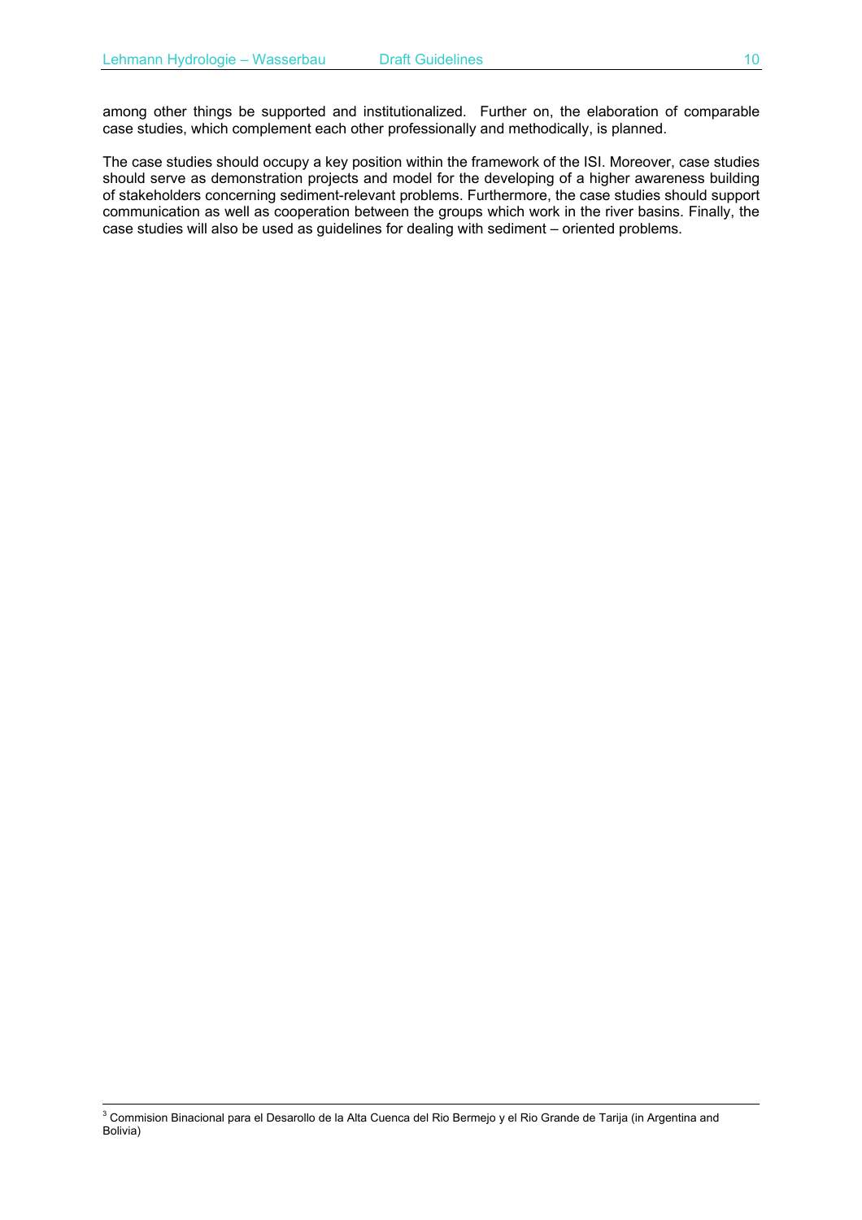among other things be supported and institutionalized. Further on, the elaboration of comparable case studies, which complement each other professionally and methodically, is planned.

The case studies should occupy a key position within the framework of the ISI. Moreover, case studies should serve as demonstration projects and model for the developing of a higher awareness building of stakeholders concerning sediment-relevant problems. Furthermore, the case studies should support communication as well as cooperation between the groups which work in the river basins. Finally, the case studies will also be used as guidelines for dealing with sediment – oriented problems.

---

[3] Commision Binacional para el Desarollo de la Alta Cuenca del Rio Bermejo y el Rio Grande de Tarija (in Argentina and Bolivia)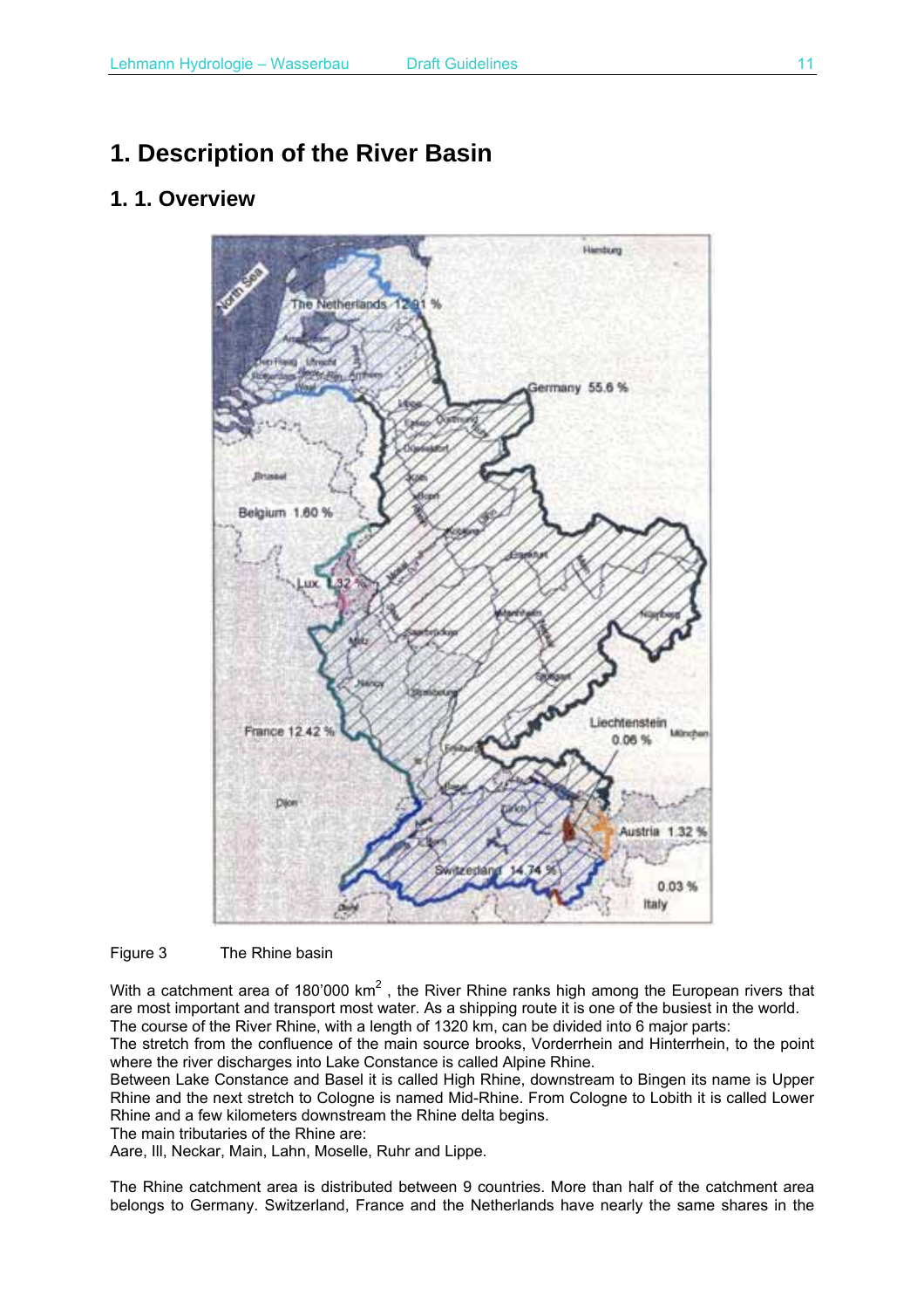# 1. Description of the River Basin

## 1. 1. Overview

Figure 3 The Rhine basin

With a catchment area of 180'000 km$^2$ , the River Rhine ranks high among the European rivers that are most important and transport most water. As a shipping route it is one of the busiest in the world.
The course of the River Rhine, with a length of 1320 km, can be divided into 6 major parts:
The stretch from the confluence of the main source brooks, Vorderrhein and Hinterrhein, to the point where the river discharges into Lake Constance is called Alpine Rhine.
Between Lake Constance and Basel it is called High Rhine, downstream to Bingen its name is Upper Rhine and the next stretch to Cologne is named Mid-Rhine. From Cologne to Lobith it is called Lower Rhine and a few kilometers downstream the Rhine delta begins.
The main tributaries of the Rhine are:
Aare, Ill, Neckar, Main, Lahn, Moselle, Ruhr and Lippe.

The Rhine catchment area is distributed between 9 countries. More than half of the catchment area belongs to Germany. Switzerland, France and the Netherlands have nearly the same shares in the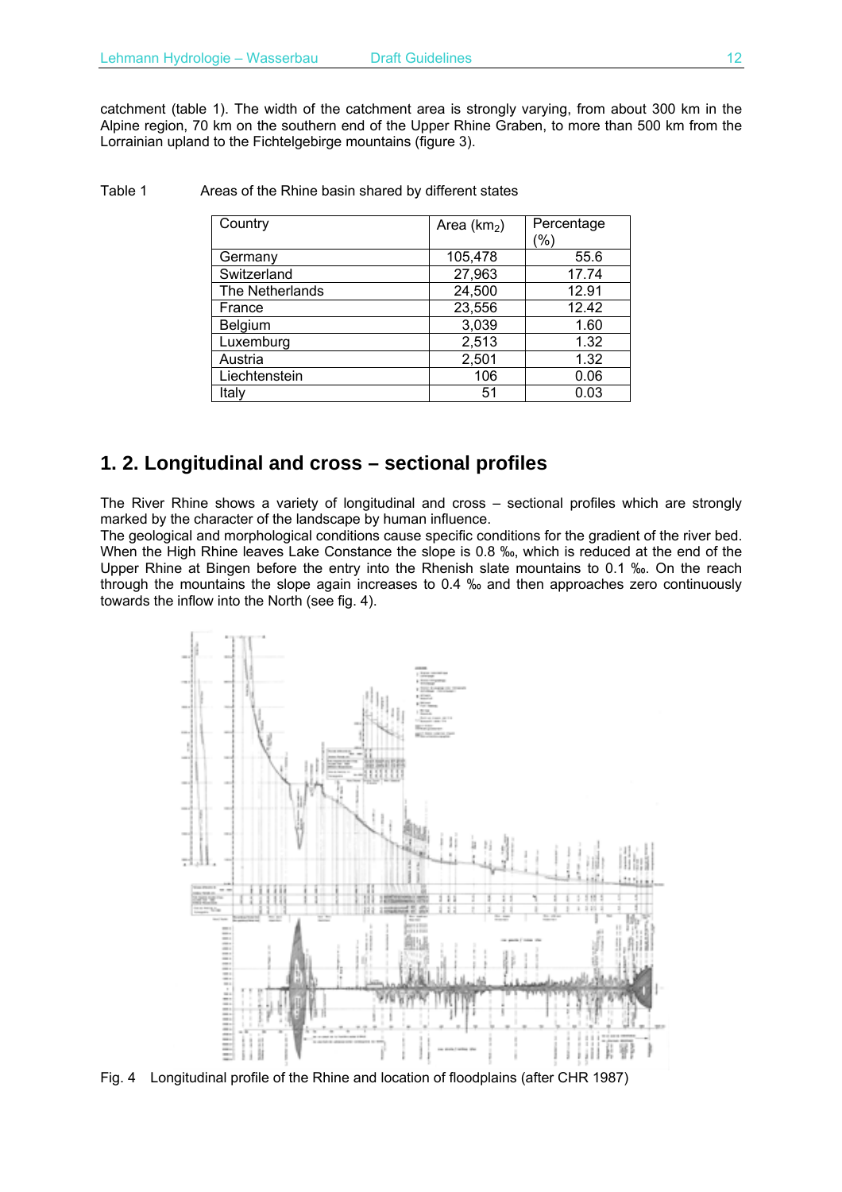catchment (table 1). The width of the catchment area is strongly varying, from about 300 km in the Alpine region, 70 km on the southern end of the Upper Rhine Graben, to more than 500 km from the Lorrainian upland to the Fichtelgebirge mountains (figure 3).

Table 1 Areas of the Rhine basin shared by different states

| Country | Area ($km_2$) | Percentage (%) |
|---|---|---|
| Germany | 105,478 | 55.6 |
| Switzerland | 27,963 | 17.74 |
| The Netherlands | 24,500 | 12.91 |
| France | 23,556 | 12.42 |
| Belgium | 3,039 | 1.60 |
| Luxemburg | 2,513 | 1.32 |
| Austria | 2,501 | 1.32 |
| Liechtenstein | 106 | 0.06 |
| Italy | 51 | 0.03 |

## 1. 2. Longitudinal and cross – sectional profiles

The River Rhine shows a variety of longitudinal and cross – sectional profiles which are strongly marked by the character of the landscape by human influence.
The geological and morphological conditions cause specific conditions for the gradient of the river bed. When the High Rhine leaves Lake Constance the slope is 0.8 ‰, which is reduced at the end of the Upper Rhine at Bingen before the entry into the Rhenish slate mountains to 0.1 ‰. On the reach through the mountains the slope again increases to 0.4 ‰ and then approaches zero continuously towards the inflow into the North (see fig. 4).

Fig. 4 Longitudinal profile of the Rhine and location of floodplains (after CHR 1987)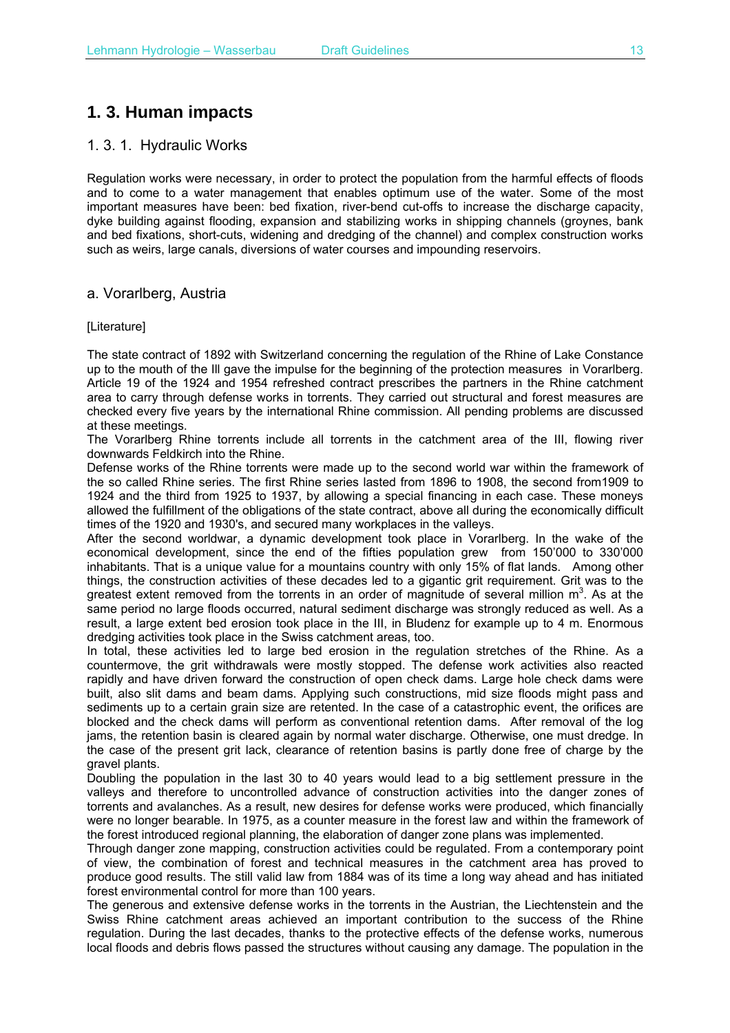## 1. 3. Human impacts

### 1. 3. 1. Hydraulic Works

Regulation works were necessary, in order to protect the population from the harmful effects of floods and to come to a water management that enables optimum use of the water. Some of the most important measures have been: bed fixation, river-bend cut-offs to increase the discharge capacity, dyke building against flooding, expansion and stabilizing works in shipping channels (groynes, bank and bed fixations, short-cuts, widening and dredging of the channel) and complex construction works such as weirs, large canals, diversions of water courses and impounding reservoirs.

#### a. Vorarlberg, Austria

[Literature]

The state contract of 1892 with Switzerland concerning the regulation of the Rhine of Lake Constance up to the mouth of the Ill gave the impulse for the beginning of the protection measures in Vorarlberg. Article 19 of the 1924 and 1954 refreshed contract prescribes the partners in the Rhine catchment area to carry through defense works in torrents. They carried out structural and forest measures are checked every five years by the international Rhine commission. All pending problems are discussed at these meetings.
The Vorarlberg Rhine torrents include all torrents in the catchment area of the Ill, flowing river downwards Feldkirch into the Rhine.
Defense works of the Rhine torrents were made up to the second world war within the framework of the so called Rhine series. The first Rhine series lasted from 1896 to 1908, the second from1909 to 1924 and the third from 1925 to 1937, by allowing a special financing in each case. These moneys allowed the fulfillment of the obligations of the state contract, above all during the economically difficult times of the 1920 and 1930's, and secured many workplaces in the valleys.
After the second worldwar, a dynamic development took place in Vorarlberg. In the wake of the economical development, since the end of the fifties population grew from 150'000 to 330'000 inhabitants. That is a unique value for a mountains country with only 15% of flat lands. Among other things, the construction activities of these decades led to a gigantic grit requirement. Grit was to the greatest extent removed from the torrents in an order of magnitude of several million $m^3$. As at the same period no large floods occurred, natural sediment discharge was strongly reduced as well. As a result, a large extent bed erosion took place in the Ill, in Bludenz for example up to 4 m. Enormous dredging activities took place in the Swiss catchment areas, too.
In total, these activities led to large bed erosion in the regulation stretches of the Rhine. As a countermove, the grit withdrawals were mostly stopped. The defense work activities also reacted rapidly and have driven forward the construction of open check dams. Large hole check dams were built, also slit dams and beam dams. Applying such constructions, mid size floods might pass and sediments up to a certain grain size are retented. In the case of a catastrophic event, the orifices are blocked and the check dams will perform as conventional retention dams. After removal of the log jams, the retention basin is cleared again by normal water discharge. Otherwise, one must dredge. In the case of the present grit lack, clearance of retention basins is partly done free of charge by the gravel plants.
Doubling the population in the last 30 to 40 years would lead to a big settlement pressure in the valleys and therefore to uncontrolled advance of construction activities into the danger zones of torrents and avalanches. As a result, new desires for defense works were produced, which financially were no longer bearable. In 1975, as a counter measure in the forest law and within the framework of the forest introduced regional planning, the elaboration of danger zone plans was implemented.
Through danger zone mapping, construction activities could be regulated. From a contemporary point of view, the combination of forest and technical measures in the catchment area has proved to produce good results. The still valid law from 1884 was of its time a long way ahead and has initiated forest environmental control for more than 100 years.
The generous and extensive defense works in the torrents in the Austrian, the Liechtenstein and the Swiss Rhine catchment areas achieved an important contribution to the success of the Rhine regulation. During the last decades, thanks to the protective effects of the defense works, numerous local floods and debris flows passed the structures without causing any damage. The population in the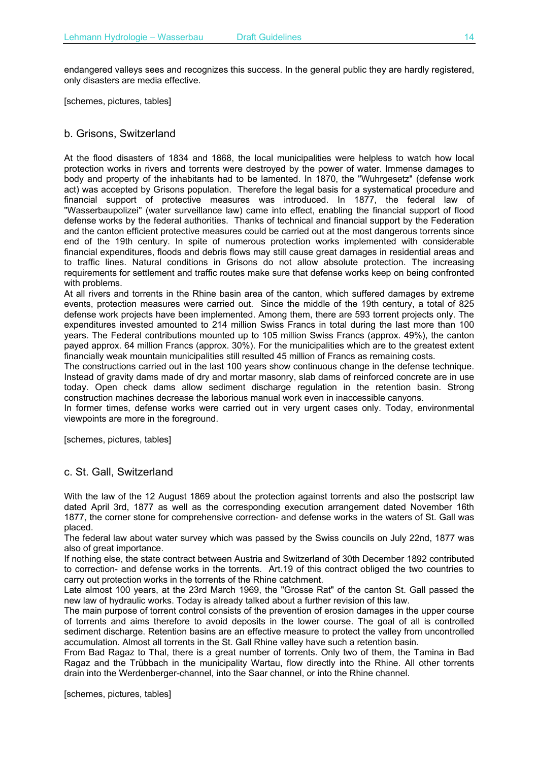endangered valleys sees and recognizes this success. In the general public they are hardly registered, only disasters are media effective.

[schemes, pictures, tables]

## b. Grisons, Switzerland

At the flood disasters of 1834 and 1868, the local municipalities were helpless to watch how local protection works in rivers and torrents were destroyed by the power of water. Immense damages to body and property of the inhabitants had to be lamented. In 1870, the "Wuhrgesetz" (defense work act) was accepted by Grisons population. Therefore the legal basis for a systematical procedure and financial support of protective measures was introduced. In 1877, the federal law of "Wasserbaupolizei" (water surveillance law) came into effect, enabling the financial support of flood defense works by the federal authorities. Thanks of technical and financial support by the Federation and the canton efficient protective measures could be carried out at the most dangerous torrents since end of the 19th century. In spite of numerous protection works implemented with considerable financial expenditures, floods and debris flows may still cause great damages in residential areas and to traffic lines. Natural conditions in Grisons do not allow absolute protection. The increasing requirements for settlement and traffic routes make sure that defense works keep on being confronted with problems.

At all rivers and torrents in the Rhine basin area of the canton, which suffered damages by extreme events, protection measures were carried out. Since the middle of the 19th century, a total of 825 defense work projects have been implemented. Among them, there are 593 torrent projects only. The expenditures invested amounted to 214 million Swiss Francs in total during the last more than 100 years. The Federal contributions mounted up to 105 million Swiss Francs (approx. 49%), the canton payed approx. 64 million Francs (approx. 30%). For the municipalities which are to the greatest extent financially weak mountain municipalities still resulted 45 million of Francs as remaining costs.

The constructions carried out in the last 100 years show continuous change in the defense technique. Instead of gravity dams made of dry and mortar masonry, slab dams of reinforced concrete are in use today. Open check dams allow sediment discharge regulation in the retention basin. Strong construction machines decrease the laborious manual work even in inaccessible canyons.

In former times, defense works were carried out in very urgent cases only. Today, environmental viewpoints are more in the foreground.

[schemes, pictures, tables]

## c. St. Gall, Switzerland

With the law of the 12 August 1869 about the protection against torrents and also the postscript law dated April 3rd, 1877 as well as the corresponding execution arrangement dated November 16th 1877, the corner stone for comprehensive correction- and defense works in the waters of St. Gall was placed.

The federal law about water survey which was passed by the Swiss councils on July 22nd, 1877 was also of great importance.

If nothing else, the state contract between Austria and Switzerland of 30th December 1892 contributed to correction- and defense works in the torrents. Art.19 of this contract obliged the two countries to carry out protection works in the torrents of the Rhine catchment.

Late almost 100 years, at the 23rd March 1969, the "Grosse Rat" of the canton St. Gall passed the new law of hydraulic works. Today is already talked about a further revision of this law.

The main purpose of torrent control consists of the prevention of erosion damages in the upper course of torrents and aims therefore to avoid deposits in the lower course. The goal of all is controlled sediment discharge. Retention basins are an effective measure to protect the valley from uncontrolled accumulation. Almost all torrents in the St. Gall Rhine valley have such a retention basin.

From Bad Ragaz to Thal, there is a great number of torrents. Only two of them, the Tamina in Bad Ragaz and the Trübbach in the municipality Wartau, flow directly into the Rhine. All other torrents drain into the Werdenberger-channel, into the Saar channel, or into the Rhine channel.

[schemes, pictures, tables]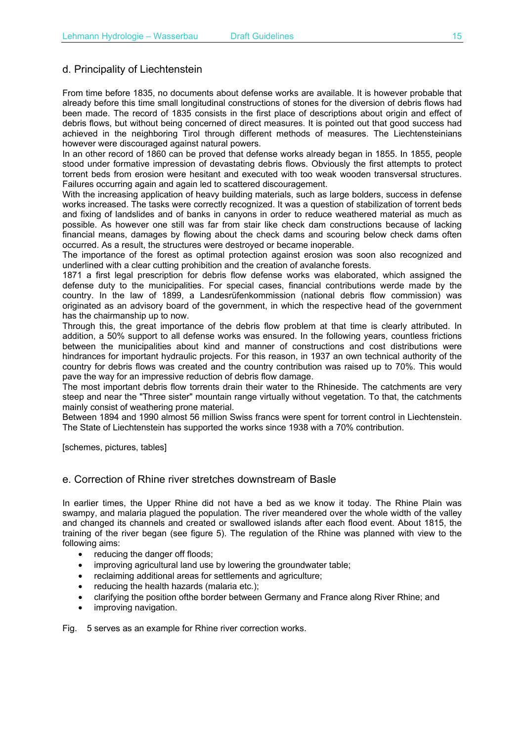## d. Principality of Liechtenstein

From time before 1835, no documents about defense works are available. It is however probable that already before this time small longitudinal constructions of stones for the diversion of debris flows had been made. The record of 1835 consists in the first place of descriptions about origin and effect of debris flows, but without being concerned of direct measures. It is pointed out that good success had achieved in the neighboring Tirol through different methods of measures. The Liechtensteinians however were discouraged against natural powers.
In an other record of 1860 can be proved that defense works already began in 1855. In 1855, people stood under formative impression of devastating debris flows. Obviously the first attempts to protect torrent beds from erosion were hesitant and executed with too weak wooden transversal structures. Failures occurring again and again led to scattered discouragement.
With the increasing application of heavy building materials, such as large bolders, success in defense works increased. The tasks were correctly recognized. It was a question of stabilization of torrent beds and fixing of landslides and of banks in canyons in order to reduce weathered material as much as possible. As however one still was far from stair like check dam constructions because of lacking financial means, damages by flowing about the check dams and scouring below check dams often occurred. As a result, the structures were destroyed or became inoperable.
The importance of the forest as optimal protection against erosion was soon also recognized and underlined with a clear cutting prohibition and the creation of avalanche forests.
1871 a first legal prescription for debris flow defense works was elaborated, which assigned the defense duty to the municipalities. For special cases, financial contributions werde made by the country. In the law of 1899, a Landesrüfenkommission (national debris flow commission) was originated as an advisory board of the government, in which the respective head of the government has the chairmanship up to now.
Through this, the great importance of the debris flow problem at that time is clearly attributed. In addition, a 50% support to all defense works was ensured. In the following years, countless frictions between the municipalities about kind and manner of constructions and cost distributions were hindrances for important hydraulic projects. For this reason, in 1937 an own technical authority of the country for debris flows was created and the country contribution was raised up to 70%. This would pave the way for an impressive reduction of debris flow damage.
The most important debris flow torrents drain their water to the Rhineside. The catchments are very steep and near the "Three sister" mountain range virtually without vegetation. To that, the catchments mainly consist of weathering prone material.
Between 1894 and 1990 almost 56 million Swiss francs were spent for torrent control in Liechtenstein. The State of Liechtenstein has supported the works since 1938 with a 70% contribution.

[schemes, pictures, tables]

## e. Correction of Rhine river stretches downstream of Basle

In earlier times, the Upper Rhine did not have a bed as we know it today. The Rhine Plain was swampy, and malaria plagued the population. The river meandered over the whole width of the valley and changed its channels and created or swallowed islands after each flood event. About 1815, the training of the river began (see figure 5). The regulation of the Rhine was planned with view to the following aims:

- reducing the danger off floods;
- improving agricultural land use by lowering the groundwater table;
- reclaiming additional areas for settlements and agriculture;
- reducing the health hazards (malaria etc.);
- clarifying the position ofthe border between Germany and France along River Rhine; and
- improving navigation.

Fig. 5 serves as an example for Rhine river correction works.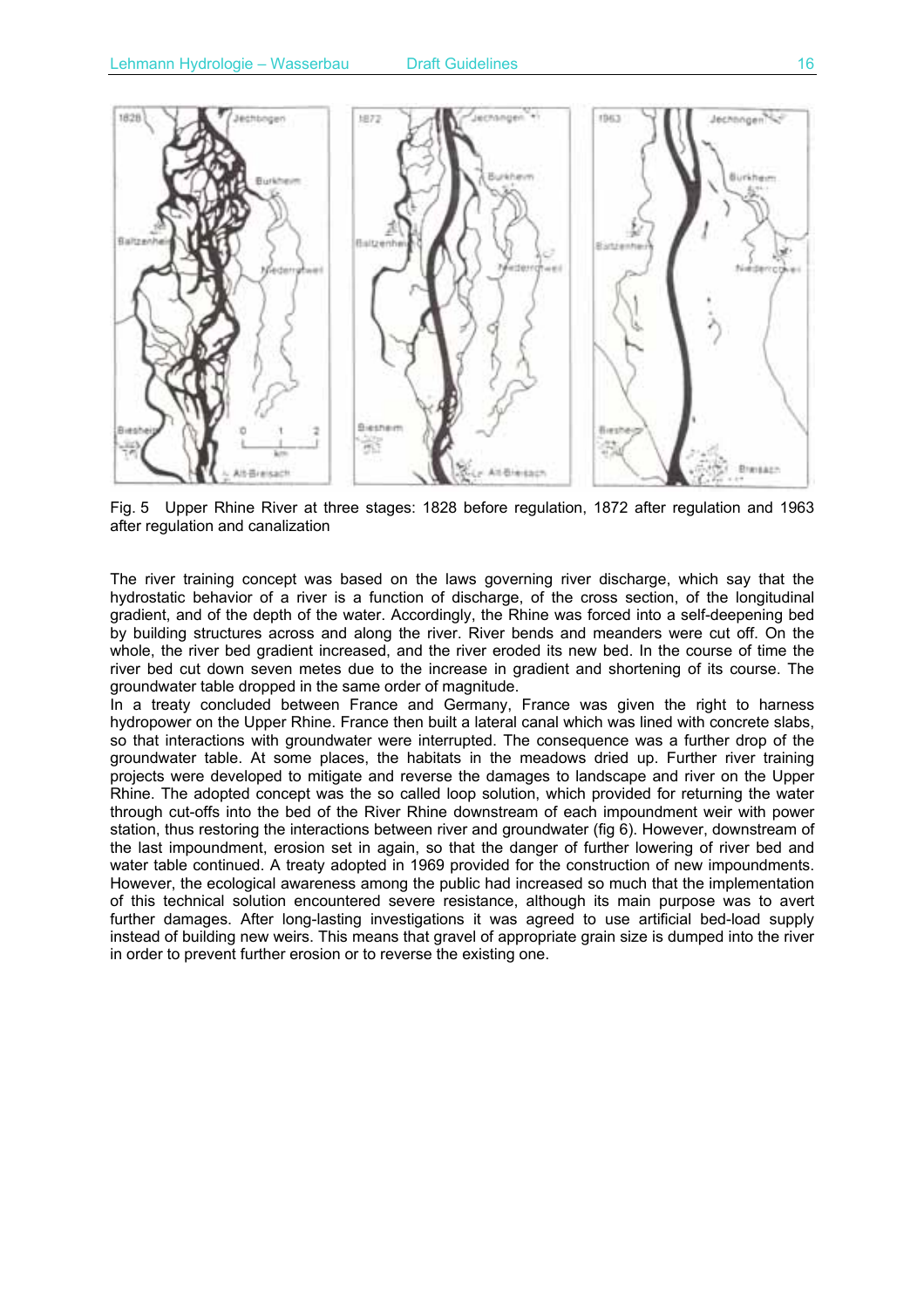Fig. 5 Upper Rhine River at three stages: 1828 before regulation, 1872 after regulation and 1963 after regulation and canalization

The river training concept was based on the laws governing river discharge, which say that the hydrostatic behavior of a river is a function of discharge, of the cross section, of the longitudinal gradient, and of the depth of the water. Accordingly, the Rhine was forced into a self-deepening bed by building structures across and along the river. River bends and meanders were cut off. On the whole, the river bed gradient increased, and the river eroded its new bed. In the course of time the river bed cut down seven metes due to the increase in gradient and shortening of its course. The groundwater table dropped in the same order of magnitude.

In a treaty concluded between France and Germany, France was given the right to harness hydropower on the Upper Rhine. France then built a lateral canal which was lined with concrete slabs, so that interactions with groundwater were interrupted. The consequence was a further drop of the groundwater table. At some places, the habitats in the meadows dried up. Further river training projects were developed to mitigate and reverse the damages to landscape and river on the Upper Rhine. The adopted concept was the so called loop solution, which provided for returning the water through cut-offs into the bed of the River Rhine downstream of each impoundment weir with power station, thus restoring the interactions between river and groundwater (fig 6). However, downstream of the last impoundment, erosion set in again, so that the danger of further lowering of river bed and water table continued. A treaty adopted in 1969 provided for the construction of new impoundments. However, the ecological awareness among the public had increased so much that the implementation of this technical solution encountered severe resistance, although its main purpose was to avert further damages. After long-lasting investigations it was agreed to use artificial bed-load supply instead of building new weirs. This means that gravel of appropriate grain size is dumped into the river in order to prevent further erosion or to reverse the existing one.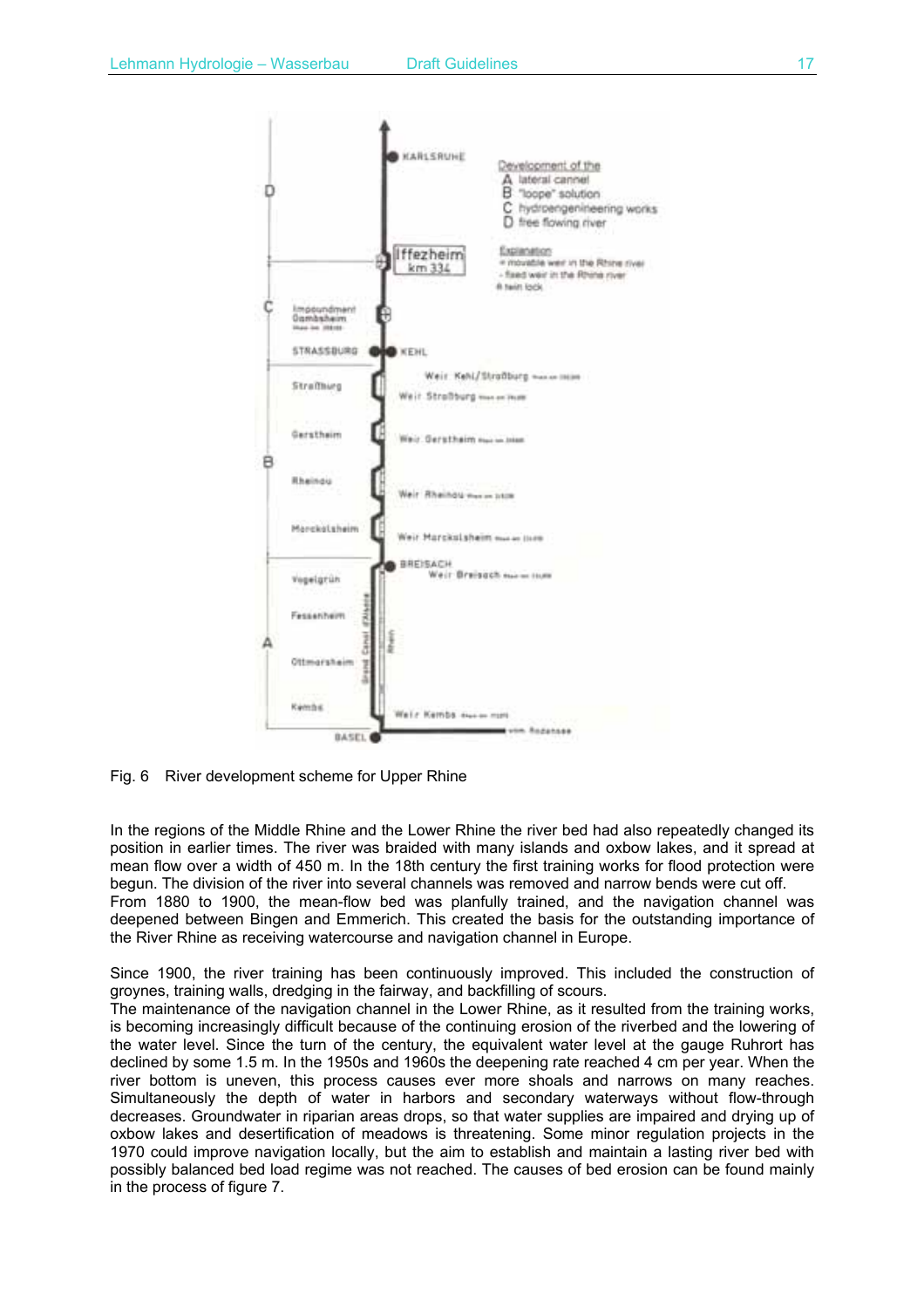Fig. 6 River development scheme for Upper Rhine

In the regions of the Middle Rhine and the Lower Rhine the river bed had also repeatedly changed its position in earlier times. The river was braided with many islands and oxbow lakes, and it spread at mean flow over a width of 450 m. In the 18th century the first training works for flood protection were begun. The division of the river into several channels was removed and narrow bends were cut off.
From 1880 to 1900, the mean-flow bed was planfully trained, and the navigation channel was deepened between Bingen and Emmerich. This created the basis for the outstanding importance of the River Rhine as receiving watercourse and navigation channel in Europe.

Since 1900, the river training has been continuously improved. This included the construction of groynes, training walls, dredging in the fairway, and backfilling of scours.
The maintenance of the navigation channel in the Lower Rhine, as it resulted from the training works, is becoming increasingly difficult because of the continuing erosion of the riverbed and the lowering of the water level. Since the turn of the century, the equivalent water level at the gauge Ruhrort has declined by some 1.5 m. In the 1950s and 1960s the deepening rate reached 4 cm per year. When the river bottom is uneven, this process causes ever more shoals and narrows on many reaches. Simultaneously the depth of water in harbors and secondary waterways without flow-through decreases. Groundwater in riparian areas drops, so that water supplies are impaired and drying up of oxbow lakes and desertification of meadows is threatening. Some minor regulation projects in the 1970 could improve navigation locally, but the aim to establish and maintain a lasting river bed with possibly balanced bed load regime was not reached. The causes of bed erosion can be found mainly in the process of figure 7.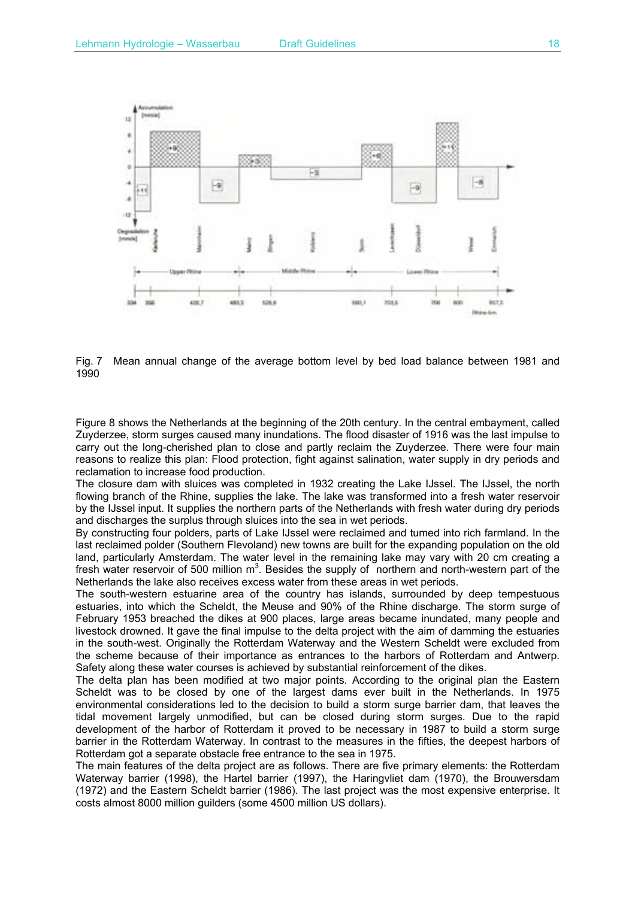Fig. 7  Mean annual change of the average bottom level by bed load balance between 1981 and 1990

Figure 8 shows the Netherlands at the beginning of the 20th century. In the central embayment, called Zuyderzee, storm surges caused many inundations. The flood disaster of 1916 was the last impulse to carry out the long-cherished plan to close and partly reclaim the Zuyderzee. There were four main reasons to realize this plan: Flood protection, fight against salination, water supply in dry periods and reclamation to increase food production.
The closure dam with sluices was completed in 1932 creating the Lake IJssel. The IJssel, the north flowing branch of the Rhine, supplies the lake. The lake was transformed into a fresh water reservoir by the IJssel input. It supplies the northern parts of the Netherlands with fresh water during dry periods and discharges the surplus through sluices into the sea in wet periods.
By constructing four polders, parts of Lake IJssel were reclaimed and tumed into rich farmland. In the last reclaimed polder (Southern Flevoland) new towns are built for the expanding population on the old land, particularly Amsterdam. The water level in the remaining lake may vary with 20 cm creating a fresh water reservoir of 500 million m$^3$. Besides the supply of northern and north-western part of the Netherlands the lake also receives excess water from these areas in wet periods.
The south-western estuarine area of the country has islands, surrounded by deep tempestuous estuaries, into which the Scheldt, the Meuse and 90% of the Rhine discharge. The storm surge of February 1953 breached the dikes at 900 places, large areas became inundated, many people and livestock drowned. It gave the final impulse to the delta project with the aim of damming the estuaries in the south-west. Originally the Rotterdam Waterway and the Western Scheldt were excluded from the scheme because of their importance as entrances to the harbors of Rotterdam and Antwerp. Safety along these water courses is achieved by substantial reinforcement of the dikes.
The delta plan has been modified at two major points. According to the original plan the Eastern Scheldt was to be closed by one of the largest dams ever built in the Netherlands. In 1975 environmental considerations led to the decision to build a storm surge barrier dam, that leaves the tidal movement largely unmodified, but can be closed during storm surges. Due to the rapid development of the harbor of Rotterdam it proved to be necessary in 1987 to build a storm surge barrier in the Rotterdam Waterway. In contrast to the measures in the fifties, the deepest harbors of Rotterdam got a separate obstacle free entrance to the sea in 1975.
The main features of the delta project are as follows. There are five primary elements: the Rotterdam Waterway barrier (1998), the Hartel barrier (1997), the Haringvliet dam (1970), the Brouwersdam (1972) and the Eastern Scheldt barrier (1986). The last project was the most expensive enterprise. It costs almost 8000 million guilders (some 4500 million US dollars).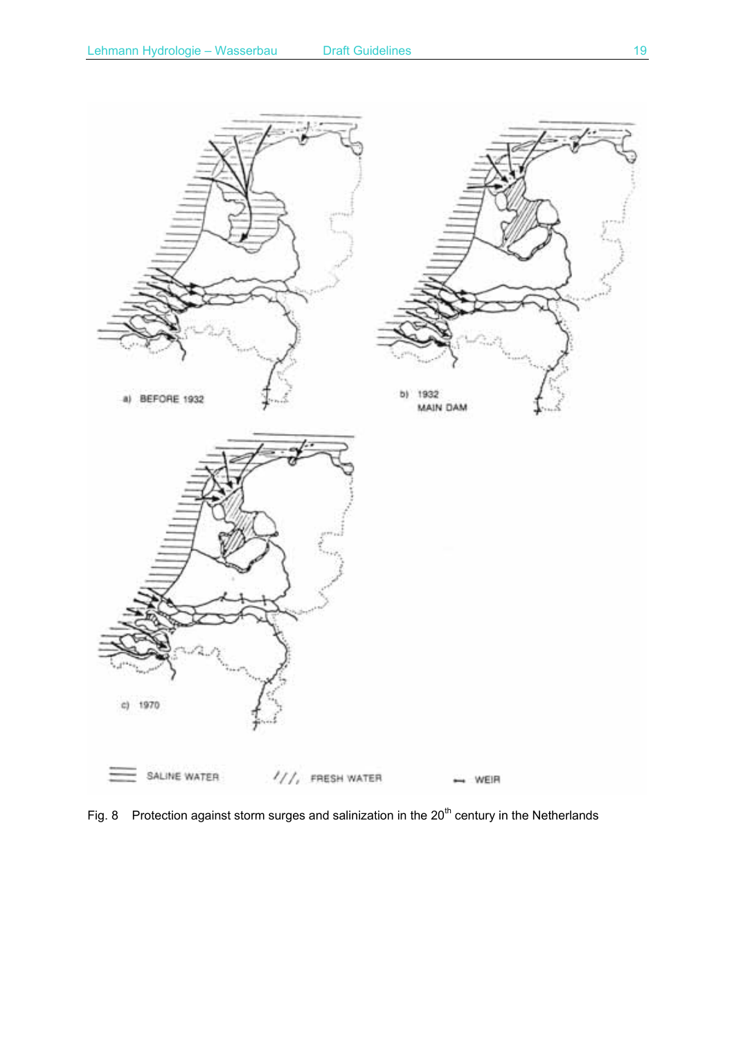Fig. 8 Protection against storm surges and salinization in the 20th century in the Netherlands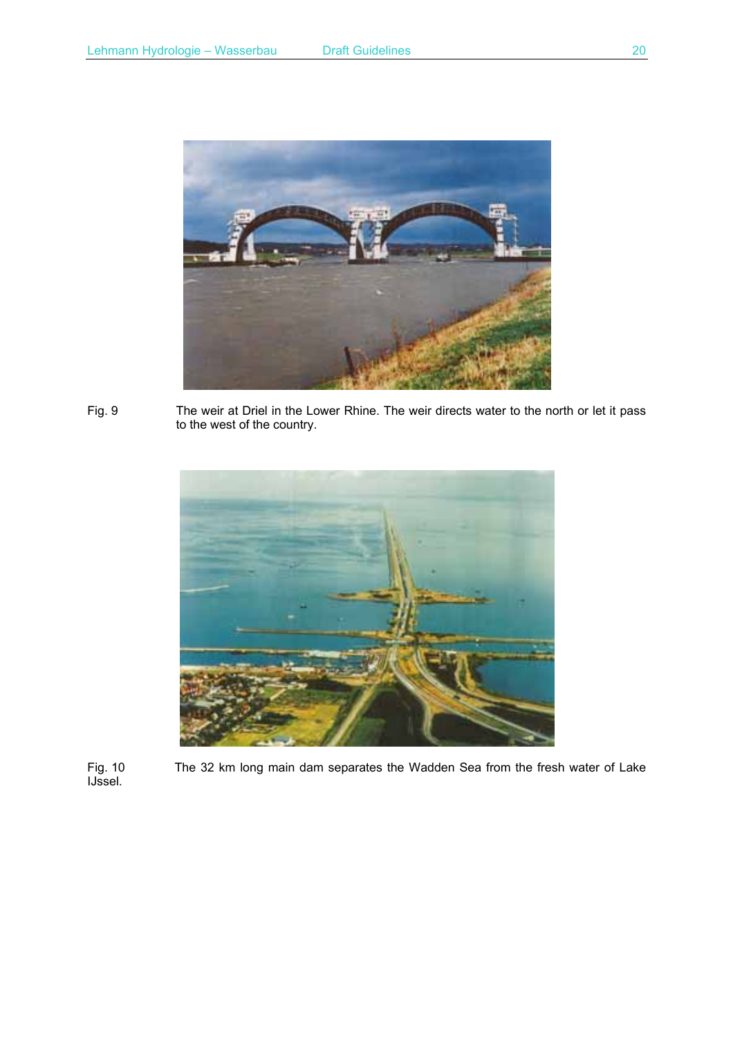Fig. 9 The weir at Driel in the Lower Rhine. The weir directs water to the north or let it pass to the west of the country.

Fig. 10 The 32 km long main dam separates the Wadden Sea from the fresh water of Lake IJssel.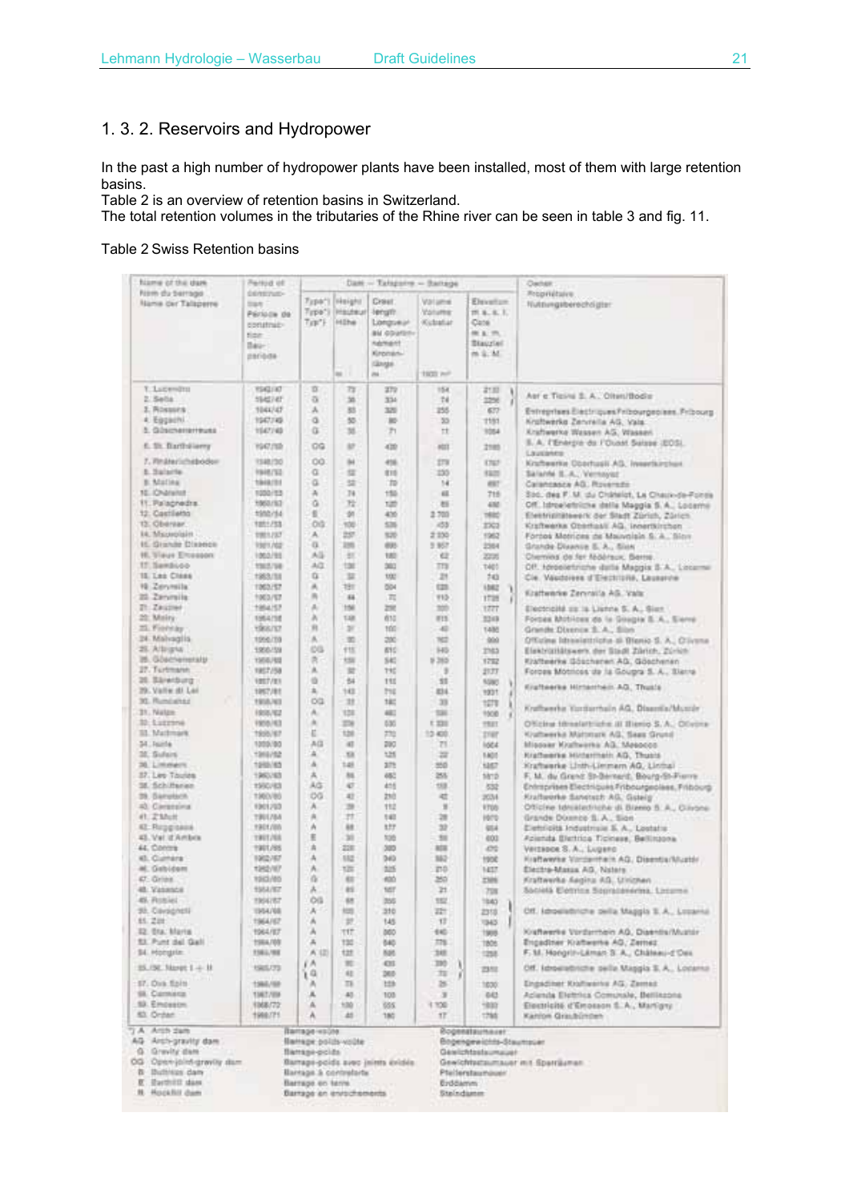## 1. 3. 2. Reservoirs and Hydropower

In the past a high number of hydropower plants have been installed, most of them with large retention basins.
Table 2 is an overview of retention basins in Switzerland.
The total retention volumes in the tributaries of the Rhine river can be seen in table 3 and fig. 11.

Table 2 Swiss Retention basins

| Name of the dam / Nom du barrage / Name der Talsperre | Period of construction / Période de construction / Bauperiode | Dam – Talsperre – Barrage | | | | | Owner / Propriétaire / Nutzungsberechtigter |
|---|---|---|---|---|---|---|---|
| | | Type*) / Type*) / Typ*) | Height / Hauteur / Höhe (m) | Crest length / Longueur au couronnement / Kronenlänge (m) | Volume / Volume / Kubatur (1000 m³) | Elevation m a. s. l. / Cote m s. m. / Stauziel m ü. M. | |
| 1. Lucendro | 1942/47 | G | 73 | 270 | 154 | 2135 | Aar e Ticino S. A., Olten/Bodio |
| 2. Sella | 1942/47 | G | 36 | 334 | 74 | 2256 | |
| 3. Rossens | 1944/47 | A | 83 | 320 | 255 | 677 | Entreprises Electriques Fribourgeoises, Fribourg |
| 4. Egschi | 1947/49 | G | 30 | 80 | 30 | 1151 | Kraftwerke Zervreila AG, Vals |
| 5. Göschenerreuss | 1947/49 | G | 35 | 71 | 11 | 1084 | Kraftwerke Wassen AG, Wassen |
| 6. St. Barthélemy | 1947/50 | OG | 87 | 420 | 403 | 2186 | S. A. l'Energie de l'Ouest Suisse (EOS), Lausanne |
| 7. Räterichsboden | 1948/50 | OG | 94 | 456 | 279 | 1767 | Kraftwerke Oberhasli AG, Innertkirchen |
| 8. Salanfe | 1948/52 | G | 52 | 616 | 330 | 1925 | Salanfe S. A., Vernayaz |
| 9. Molina | 1949/51 | G | 32 | 70 | 14 | 697 | Calancasca AG, Roveredo |
| 10. Châtelot | 1950/53 | A | 74 | 150 | 46 | 716 | Soc. des F. M. du Châtelot, La Chaux-de-Fonds |
| 11. Palagnedra | 1950/52 | G | 72 | 120 | 85 | 490 | Off. Idroelettriche della Maggia S. A., Locarno |
| 12. Castiletto | 1950/54 | E | 91 | 400 | 2700 | 1680 | Elektrizitätswerk der Stadt Zürich, Zürich |
| 13. Oberaar | 1951/53 | OG | 100 | 526 | 453 | 2303 | Kraftwerke Oberhasli AG, Innertkirchen |
| 14. Mauvoisin | 1951/57 | A | 237 | 520 | 2030 | 1962 | Forces Motrices de Mauvoisin S. A., Sion |
| 15. Grande Dixence | 1951/62 | G | 285 | 695 | 5957 | 2364 | Grande Dixence S. A., Sion |
| 16. Vieux Emosson | 1952/55 | AG | 51 | 180 | 62 | 2205 | Chemins de fer fédéraux, Berne |
| 17. Sambuco | 1953/56 | AG | 130 | 363 | 773 | 1461 | Off. Idroelettriche della Maggia S. A., Locarno |
| 18. Les Clées | 1953/55 | G | 32 | 100 | 21 | 743 | Cie. Vaudoise d'Electricité, Lausanne |
| 19. Zervreila | 1953/57 | A | 151 | 504 | 635 | 1862 | Kraftwerke Zervreila AG, Vals |
| 20. Zervreila | 1953/57 | R | 44 | 72 | 110 | 1735 | |
| 21. Zeuzier | 1954/57 | A | 156 | 256 | 320 | 1777 | Electricité de la Lienne S. A., Sion |
| 22. Moiry | 1954/58 | A | 148 | 610 | 815 | 2249 | Forces Motrices de la Gougra S. A., Sierre |
| 23. Fionnay | 1956/57 | R | 37 | 100 | 40 | 1490 | Grande Dixence S. A., Sion |
| 24. Malvaglia | 1956/59 | A | 92 | 290 | 162 | 990 | Officine Idroelettriche di Blenio S. A., Olivone |
| 25. Albigna | 1955/59 | OG | 115 | 810 | 940 | 2163 | Elektrizitätswerk der Stadt Zürich, Zürich |
| 26. Göscheneralp | 1955/60 | R | 155 | 540 | 9360 | 1792 | Kraftwerke Göschenen AG, Göschenen |
| 27. Turtmann | 1957/58 | A | 32 | 110 | 9 | 2177 | Forces Motrices de la Gougra S. A., Sierre |
| 28. Bärenburg | 1957/61 | G | 64 | 110 | 55 | 1080 | Kraftwerke Hinterrhein AG, Thusis |
| 29. Valle di Lei | 1957/61 | A | 143 | 710 | 834 | 1931 | |
| 30. Runcahez | 1958/61 | OG | 33 | 180 | 33 | 1279 | Kraftwerke Vorderrhein AG, Disentis/Mustér |
| 31. Nalps | 1959/62 | A | 125 | 480 | 500 | 1908 | |
| 32. Luzzone | 1958/63 | A | 208 | 530 | 1330 | 1591 | Officine Idroelettriche di Blenio S. A., Olivone |
| 33. Mattmark | 1959/67 | E | 120 | 770 | 10400 | 2197 | Kraftwerk Mattmark AG, Saas Grund |
| 34. Isola | 1959/60 | AG | 45 | 290 | 71 | 1604 | Misoxer Kraftwerke AG, Mesocco |
| 35. Sufers | 1959/62 | A | 58 | 125 | 22 | 1401 | Kraftwerke Hinterrhein AG, Thusis |
| 36. Limmern | 1959/63 | A | 146 | 375 | 250 | 1857 | Kraftwerke Linth-Limmern AG, Linthal |
| 37. Les Toules | 1960/63 | A | 86 | 460 | 235 | 1810 | F. M. du Grand St-Bernard, Bourg-St-Pierre |
| 38. Schiffenen | 1960/63 | AG | 47 | 415 | 158 | 532 | Entreprises Electriques Fribourgeoises, Fribourg |
| 39. Sanetsch | 1960/65 | OG | 42 | 210 | 42 | 2034 | Kraftwerke Sanetsch AG, Gsteig |
| 40. Carassina | 1961/63 | A | 39 | 112 | 8 | 1700 | Officine Idroelettriche di Blenio S. A., Olivone |
| 41. Z'Mutt | 1961/64 | A | 77 | 148 | 28 | 1970 | Grande Dixence S. A., Sion |
| 42. Roggiasca | 1961/65 | A | 68 | 177 | 32 | 954 | Elettricità Industriale S. A., Lostallo |
| 43. Val d'Ambra | 1961/65 | E | 30 | 108 | 58 | 600 | Azienda Elettrica Ticinese, Bellinzona |
| 44. Contra | 1961/65 | A | 220 | 380 | 668 | 470 | Verzasca S. A., Lugano |
| 45. Curnera | 1962/67 | A | 153 | 340 | 582 | 1956 | Kraftwerke Vorderrhein AG, Disentis/Mustér |
| 46. Gebidem | 1962/67 | A | 122 | 325 | 210 | 1437 | Electra-Massa AG, Naters |
| 47. Gries | 1963/65 | G | 60 | 400 | 250 | 2386 | Kraftwerke Aegina AG, Ulrichen |
| 48. Vassasca | 1964/67 | A | 69 | 167 | 21 | 738 | Società Elettrica Sopracenerina, Locarno |
| 49. Robiei | 1964/67 | OG | 68 | 360 | 152 | 1940 | Off. Idroelettriche della Maggia S. A., Locarno |
| 50. Cavagnoli | 1964/68 | A | 111 | 310 | 221 | 2310 | |
| 51. Zöt | 1964/67 | A | 37 | 145 | 17 | 1940 | |
| 52. Sta. Maria | 1964/67 | A | 117 | 560 | 640 | 1908 | Kraftwerke Vorderrhein AG, Disentis/Mustér |
| 53. Punt dal Gall | 1964/69 | A | 130 | 540 | 775 | 1805 | Engadiner Kraftwerke AG, Zernez |
| 54. Hongrin | 1966/69 | A (2) | 125 | 595 | 345 | 1255 | F. M. Hongrin-Léman S. A., Château-d'Oex |
| 55./56. Naret I + II | 1965/70 | A / G | 80 / 45 | 435 / 369 | 380 / 72 | 2310 | Off. Idroelettriche della Maggia S. A., Locarno |
| 57. Ova Spin | 1966/68 | A | 73 | 129 | 25 | 1630 | Engadiner Kraftwerke AG, Zernez |
| 58. Carmena | 1967/69 | A | 40 | 105 | 3 | 643 | Azienda Elettrica Comunale, Bellinzona |
| 59. Emosson | 1968/73 | A | 180 | 555 | 1100 | 1930 | Electricité d'Emosson S. A., Martigny |
| 60. Orden | 1968/71 | A | 40 | 180 | 17 | 1798 | Kanton Graubünden |

*)

| | | | |
|---|---|---|---|
| A | Arch dam | Barrage-voûte | Bogenstaumauer |
| AG | Arch-gravity dam | Barrage-poids-voûte | Bogengewichts-Staumauer |
| G | Gravity dam | Barrage-poids | Gewichtsstaumauer |
| OG | Open-joint-gravity dam | Barrage-poids avec joints évidés | Gewichtsstaumauer mit Sparräumen |
| B | Buttress dam | Barrage à contreforts | Pfeilerstaumauer |
| E | Earthfill dam | Barrage en terre | Erddamm |
| R | Rockfill dam | Barrage en enrochements | Steindamm |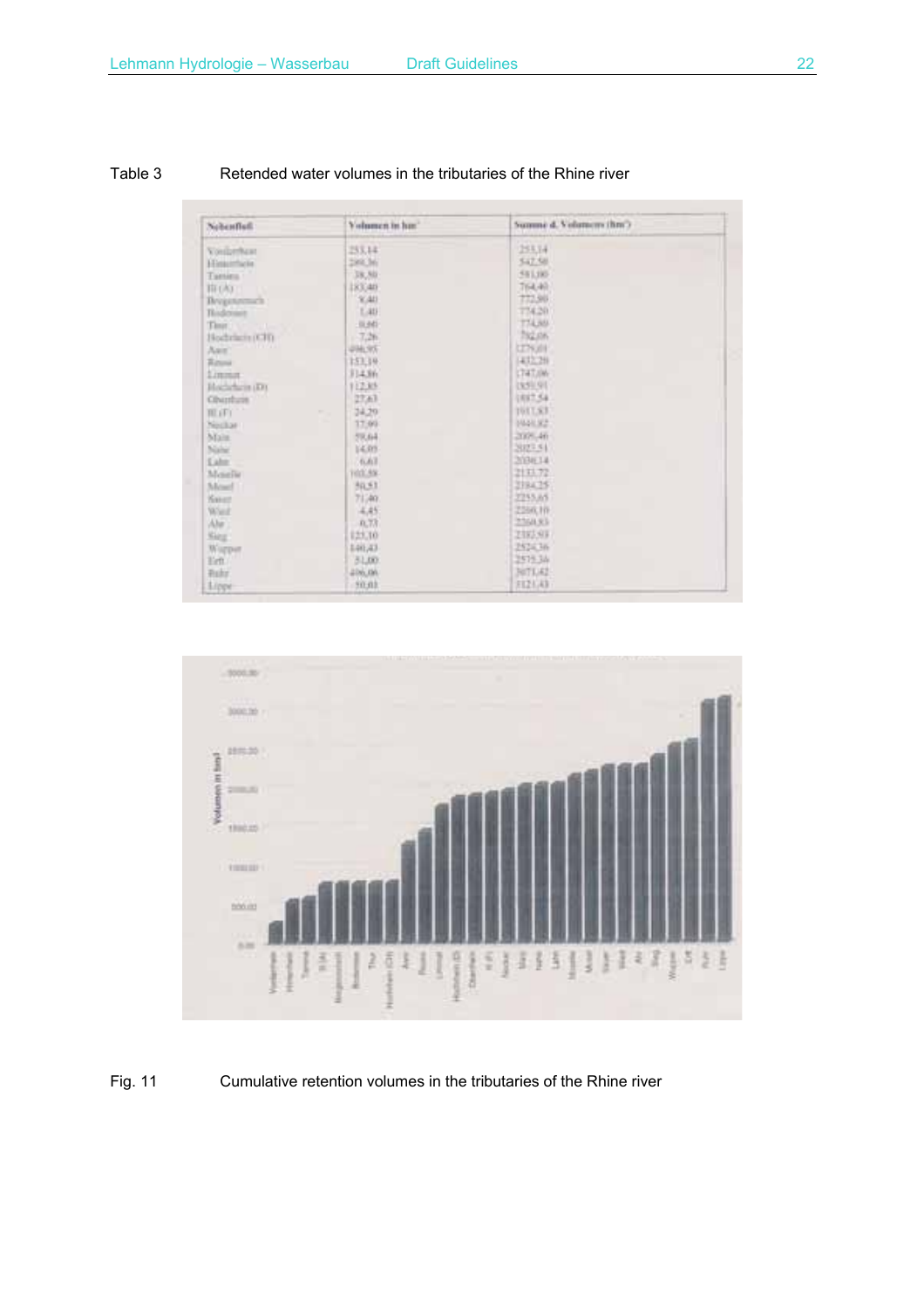Table 3 Retended water volumes in the tributaries of the Rhine river

| Nebenfluß | Volumen in hm³ | Summe d. Volumens (hm³) |
|---|---|---|
| Vorderrhein | 253,14 | 253,14 |
| Hinterrhein | 289,36 | 542,50 |
| Tamina | 38,50 | 581,00 |
| Ill (A) | 183,40 | 764,40 |
| Bregenzerach | 8,40 | 772,80 |
| Bodensee | 1,40 | 774,20 |
| Thur | 0,60 | 774,80 |
| Hochrhein (CH) | 7,26 | 782,06 |
| Aare | 496,95 | 1279,01 |
| Reuss | 153,19 | 1432,20 |
| Limmat | 314,86 | 1747,06 |
| Hochrhein (D) | 112,85 | 1859,91 |
| Oberrhein | 27,63 | 1887,54 |
| Ill (F) | 24,29 | 1911,83 |
| Neckar | 37,99 | 1949,82 |
| Main | 59,64 | 2009,46 |
| Nahe | 14,05 | 2023,51 |
| Lahn | 6,63 | 2030,14 |
| Moselle | 103,58 | 2133,72 |
| Mosel | 50,53 | 2184,25 |
| Saar | 71,40 | 2255,65 |
| Wied | 4,45 | 2260,10 |
| Ahr | 0,73 | 2260,83 |
| Sieg | 123,10 | 2383,93 |
| Wupper | 140,43 | 2524,36 |
| Erft | 51,00 | 2575,36 |
| Ruhr | 496,06 | 3071,42 |
| Lippe | 50,01 | 3121,43 |

Fig. 11 Cumulative retention volumes in the tributaries of the Rhine river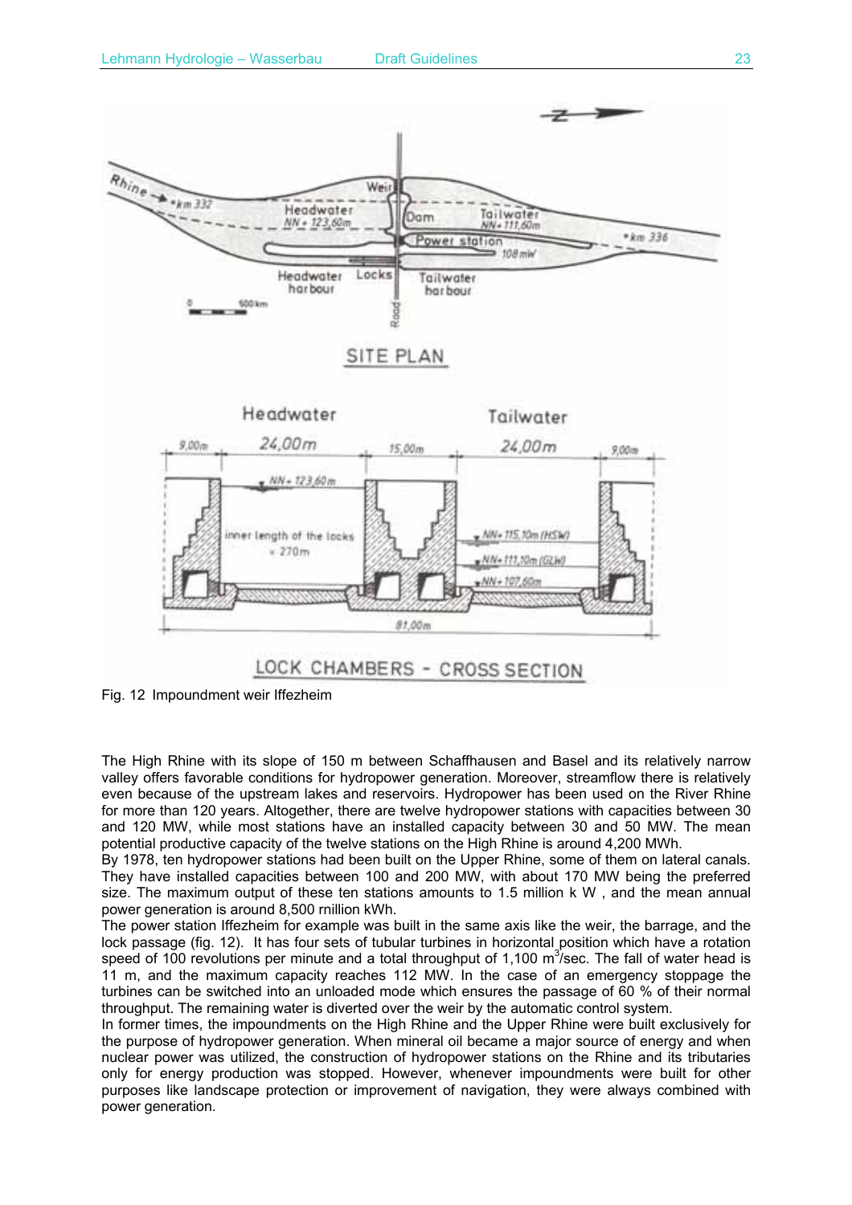Fig. 12 Impoundment weir Iffezheim

The High Rhine with its slope of 150 m between Schaffhausen and Basel and its relatively narrow valley offers favorable conditions for hydropower generation. Moreover, streamflow there is relatively even because of the upstream lakes and reservoirs. Hydropower has been used on the River Rhine for more than 120 years. Altogether, there are twelve hydropower stations with capacities between 30 and 120 MW, while most stations have an installed capacity between 30 and 50 MW. The mean potential productive capacity of the twelve stations on the High Rhine is around 4,200 MWh.

By 1978, ten hydropower stations had been built on the Upper Rhine, some of them on lateral canals. They have installed capacities between 100 and 200 MW, with about 170 MW being the preferred size. The maximum output of these ten stations amounts to 1.5 million k W , and the mean annual power generation is around 8,500 rnillion kWh.

The power station Iffezheim for example was built in the same axis like the weir, the barrage, and the lock passage (fig. 12). It has four sets of tubular turbines in horizontal position which have a rotation speed of 100 revolutions per minute and a total throughput of 1,100 $m^3$/sec. The fall of water head is 11 m, and the maximum capacity reaches 112 MW. In the case of an emergency stoppage the turbines can be switched into an unloaded mode which ensures the passage of 60 % of their normal throughput. The remaining water is diverted over the weir by the automatic control system.

In former times, the impoundments on the High Rhine and the Upper Rhine were built exclusively for the purpose of hydropower generation. When mineral oil became a major source of energy and when nuclear power was utilized, the construction of hydropower stations on the Rhine and its tributaries only for energy production was stopped. However, whenever impoundments were built for other purposes like landscape protection or improvement of navigation, they were always combined with power generation.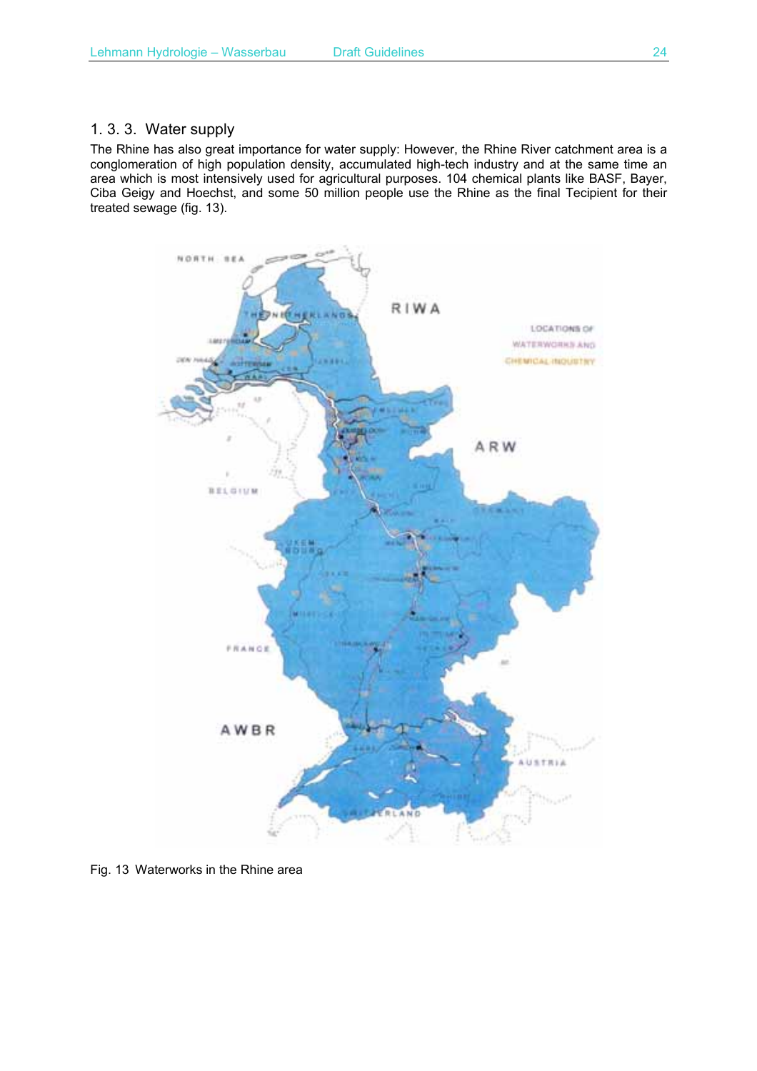## 1. 3. 3. Water supply

The Rhine has also great importance for water supply: However, the Rhine River catchment area is a conglomeration of high population density, accumulated high-tech industry and at the same time an area which is most intensively used for agricultural purposes. 104 chemical plants like BASF, Bayer, Ciba Geigy and Hoechst, and some 50 million people use the Rhine as the final Tecipient for their treated sewage (fig. 13).

Fig. 13 Waterworks in the Rhine area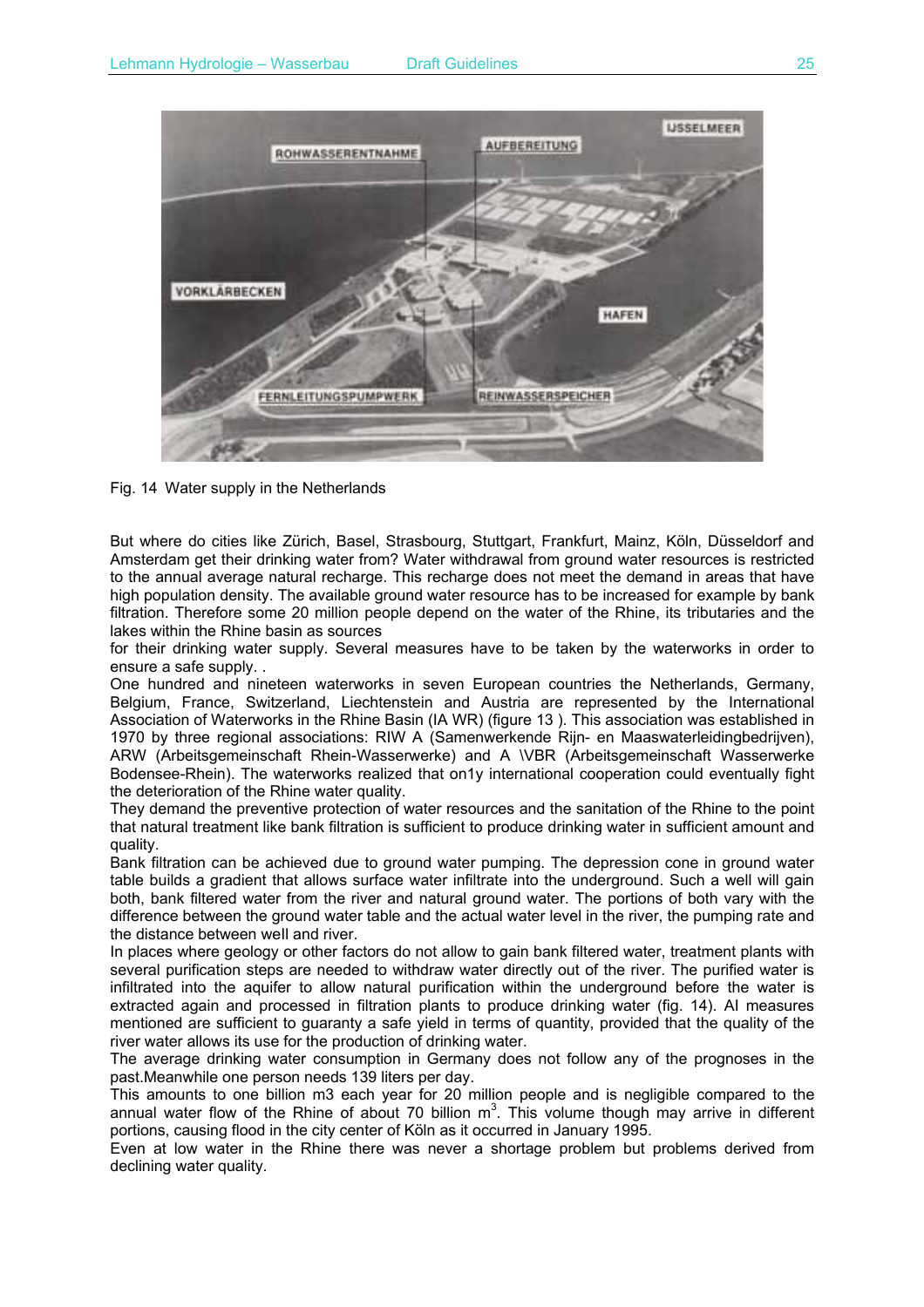Fig. 14 Water supply in the Netherlands

But where do cities like Zürich, Basel, Strasbourg, Stuttgart, Frankfurt, Mainz, Köln, Düsseldorf and Amsterdam get their drinking water from? Water withdrawal from ground water resources is restricted to the annual average natural recharge. This recharge does not meet the demand in areas that have high population density. The available ground water resource has to be increased for example by bank filtration. Therefore some 20 million people depend on the water of the Rhine, its tributaries and the lakes within the Rhine basin as sources
for their drinking water supply. Several measures have to be taken by the waterworks in order to ensure a safe supply. .
One hundred and nineteen waterworks in seven European countries the Netherlands, Germany, Belgium, France, Switzerland, Liechtenstein and Austria are represented by the International Association of Waterworks in the Rhine Basin (IA WR) (figure 13 ). This association was established in 1970 by three regional associations: RIW A (Samenwerkende Rijn- en Maaswaterleidingbedrijven), ARW (Arbeitsgemeinschaft Rhein-Wasserwerke) and A \VBR (Arbeitsgemeinschaft Wasserwerke Bodensee-Rhein). The waterworks realized that on1y international cooperation could eventually fight the deterioration of the Rhine water quality.
They demand the preventive protection of water resources and the sanitation of the Rhine to the point that natural treatment like bank filtration is sufficient to produce drinking water in sufficient amount and quality.
Bank filtration can be achieved due to ground water pumping. The depression cone in ground water table builds a gradient that allows surface water infiltrate into the underground. Such a well will gain both, bank filtered water from the river and natural ground water. The portions of both vary with the difference between the ground water table and the actual water level in the river, the pumping rate and the distance between well and river.
In places where geology or other factors do not allow to gain bank filtered water, treatment plants with several purification steps are needed to withdraw water directly out of the river. The purified water is infiltrated into the aquifer to allow natural purification within the underground before the water is extracted again and processed in filtration plants to produce drinking water (fig. 14). Al measures mentioned are sufficient to guaranty a safe yield in terms of quantity, provided that the quality of the river water allows its use for the production of drinking water.
The average drinking water consumption in Germany does not follow any of the prognoses in the past.Meanwhile one person needs 139 liters per day.
This amounts to one billion m3 each year for 20 million people and is negligible compared to the annual water flow of the Rhine of about 70 billion $m^3$. This volume though may arrive in different portions, causing flood in the city center of Köln as it occurred in January 1995.
Even at low water in the Rhine there was never a shortage problem but problems derived from declining water quality.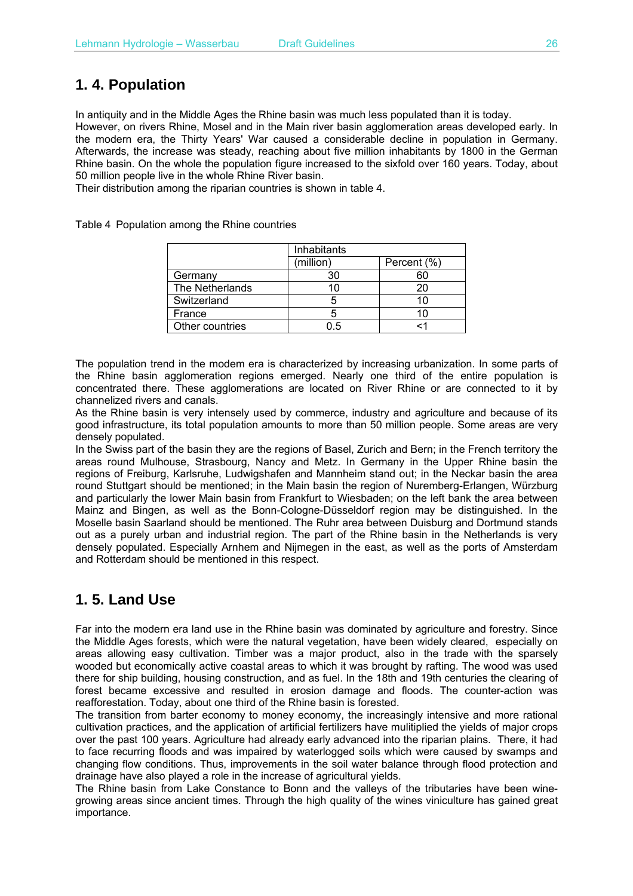## 1. 4. Population

In antiquity and in the Middle Ages the Rhine basin was much less populated than it is today.
However, on rivers Rhine, Mosel and in the Main river basin agglomeration areas developed early. In the modern era, the Thirty Years' War caused a considerable decline in population in Germany. Afterwards, the increase was steady, reaching about five million inhabitants by 1800 in the German Rhine basin. On the whole the population figure increased to the sixfold over 160 years. Today, about 50 million people live in the whole Rhine River basin.
Their distribution among the riparian countries is shown in table 4.

Table 4 Population among the Rhine countries

| | Inhabitants | |
|---|---|---|
| | (million) | Percent (%) |
| Germany | 30 | 60 |
| The Netherlands | 10 | 20 |
| Switzerland | 5 | 10 |
| France | 5 | 10 |
| Other countries | 0.5 | <1 |

The population trend in the modem era is characterized by increasing urbanization. In some parts of the Rhine basin agglomeration regions emerged. Nearly one third of the entire population is concentrated there. These agglomerations are located on River Rhine or are connected to it by channelized rivers and canals.
As the Rhine basin is very intensely used by commerce, industry and agriculture and because of its good infrastructure, its total population amounts to more than 50 million people. Some areas are very densely populated.
In the Swiss part of the basin they are the regions of Basel, Zurich and Bern; in the French territory the areas round Mulhouse, Strasbourg, Nancy and Metz. In Germany in the Upper Rhine basin the regions of Freiburg, Karlsruhe, Ludwigshafen and Mannheim stand out; in the Neckar basin the area round Stuttgart should be mentioned; in the Main basin the region of Nuremberg-Erlangen, Würzburg and particularly the lower Main basin from Frankfurt to Wiesbaden; on the left bank the area between Mainz and Bingen, as well as the Bonn-Cologne-Düsseldorf region may be distinguished. In the Moselle basin Saarland should be mentioned. The Ruhr area between Duisburg and Dortmund stands out as a purely urban and industrial region. The part of the Rhine basin in the Netherlands is very densely populated. Especially Arnhem and Nijmegen in the east, as well as the ports of Amsterdam and Rotterdam should be mentioned in this respect.

## 1. 5. Land Use

Far into the modern era land use in the Rhine basin was dominated by agriculture and forestry. Since the Middle Ages forests, which were the natural vegetation, have been widely cleared, especially on areas allowing easy cultivation. Timber was a major product, also in the trade with the sparsely wooded but economically active coastal areas to which it was brought by rafting. The wood was used there for ship building, housing construction, and as fuel. In the 18th and 19th centuries the clearing of forest became excessive and resulted in erosion damage and floods. The counter-action was reafforestation. Today, about one third of the Rhine basin is forested.
The transition from barter economy to money economy, the increasingly intensive and more rational cultivation practices, and the application of artificial fertilizers have mulitiplied the yields of major crops over the past 100 years. Agriculture had already early advanced into the riparian plains. There, it had to face recurring floods and was impaired by waterlogged soils which were caused by swamps and changing flow conditions. Thus, improvements in the soil water balance through flood protection and drainage have also played a role in the increase of agricultural yields.
The Rhine basin from Lake Constance to Bonn and the valleys of the tributaries have been wine-growing areas since ancient times. Through the high quality of the wines viniculture has gained great importance.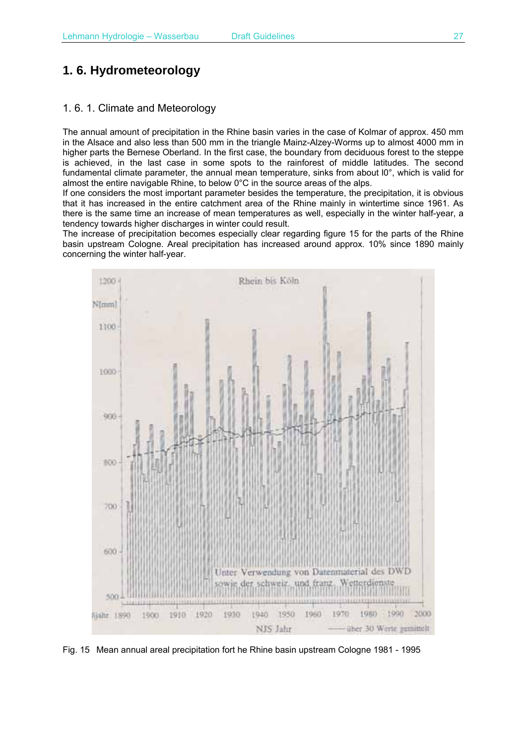## 1. 6. Hydrometeorology

### 1. 6. 1. Climate and Meteorology

The annual amount of precipitation in the Rhine basin varies in the case of Kolmar of approx. 450 mm in the Alsace and also less than 500 mm in the triangle Mainz-Alzey-Worms up to almost 4000 mm in higher parts the Bernese Oberland. In the first case, the boundary from deciduous forest to the steppe is achieved, in the last case in some spots to the rainforest of middle latitudes. The second fundamental climate parameter, the annual mean temperature, sinks from about l0°, which is valid for almost the entire navigable Rhine, to below 0°C in the source areas of the alps.

If one considers the most important parameter besides the temperature, the precipitation, it is obvious that it has increased in the entire catchment area of the Rhine mainly in wintertime since 1961. As there is the same time an increase of mean temperatures as well, especially in the winter half-year, a tendency towards higher discharges in winter could result.

The increase of precipitation becomes especially clear regarding figure 15 for the parts of the Rhine basin upstream Cologne. Areal precipitation has increased around approx. 10% since 1890 mainly concerning the winter half-year.

Fig. 15 Mean annual areal precipitation fort he Rhine basin upstream Cologne 1981 - 1995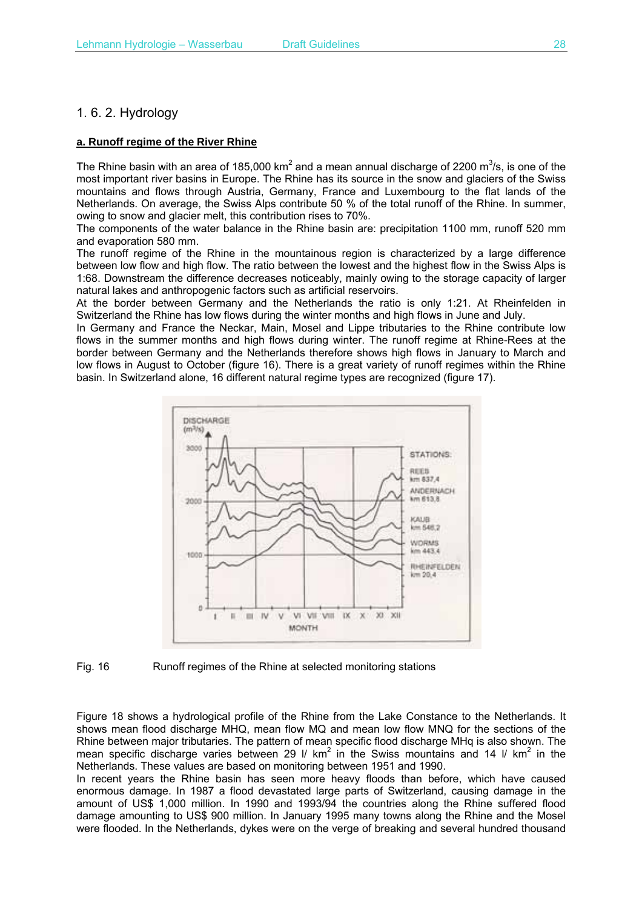## 1. 6. 2. Hydrology

**a. Runoff regime of the River Rhine**

The Rhine basin with an area of 185,000 km$^2$ and a mean annual discharge of 2200 m$^3$/s, is one of the most important river basins in Europe. The Rhine has its source in the snow and glaciers of the Swiss mountains and flows through Austria, Germany, France and Luxembourg to the flat lands of the Netherlands. On average, the Swiss Alps contribute 50 % of the total runoff of the Rhine. In summer, owing to snow and glacier melt, this contribution rises to 70%.

The components of the water balance in the Rhine basin are: precipitation 1100 mm, runoff 520 mm and evaporation 580 mm.

The runoff regime of the Rhine in the mountainous region is characterized by a large difference between low flow and high flow. The ratio between the lowest and the highest flow in the Swiss Alps is 1:68. Downstream the difference decreases noticeably, mainly owing to the storage capacity of larger natural lakes and anthropogenic factors such as artificial reservoirs.

At the border between Germany and the Netherlands the ratio is only 1:21. At Rheinfelden in Switzerland the Rhine has low flows during the winter months and high flows in June and July.

In Germany and France the Neckar, Main, Mosel and Lippe tributaries to the Rhine contribute low flows in the summer months and high flows during winter. The runoff regime at Rhine-Rees at the border between Germany and the Netherlands therefore shows high flows in January to March and low flows in August to October (figure 16). There is a great variety of runoff regimes within the Rhine basin. In Switzerland alone, 16 different natural regime types are recognized (figure 17).

Fig. 16 Runoff regimes of the Rhine at selected monitoring stations

Figure 18 shows a hydrological profile of the Rhine from the Lake Constance to the Netherlands. It shows mean flood discharge MHQ, mean flow MQ and mean low flow MNQ for the sections of the Rhine between major tributaries. The pattern of mean specific flood discharge MHq is also shown. The mean specific discharge varies between 29 l/ km$^2$ in the Swiss mountains and 14 l/ km$^2$ in the Netherlands. These values are based on monitoring between 1951 and 1990.

In recent years the Rhine basin has seen more heavy floods than before, which have caused enormous damage. In 1987 a flood devastated large parts of Switzerland, causing damage in the amount of US$ 1,000 million. In 1990 and 1993/94 the countries along the Rhine suffered flood damage amounting to US$ 900 million. In January 1995 many towns along the Rhine and the Mosel were flooded. In the Netherlands, dykes were on the verge of breaking and several hundred thousand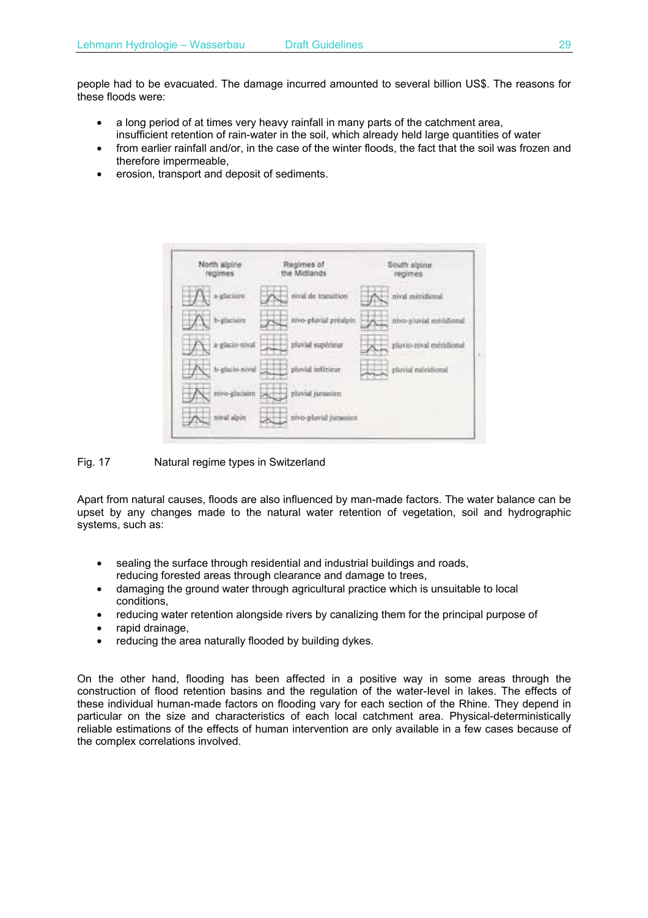people had to be evacuated. The damage incurred amounted to several billion US$. The reasons for these floods were:

- a long period of at times very heavy rainfall in many parts of the catchment area, insufficient retention of rain-water in the soil, which already held large quantities of water
- from earlier rainfall and/or, in the case of the winter floods, the fact that the soil was frozen and therefore impermeable,
- erosion, transport and deposit of sediments.

| North alpine regimes | Regimes of the Midlands | South alpine regimes |
|---|---|---|
| a-glaciaire | nival de transition | nival méridional |
| b-glaciaire | nivo-pluvial préalpin | nivo-pluvial méridional |
| a-glacio-nival | pluvial supérieur | pluvio-nival méridional |
| b-glacio-nival | pluvial inférieur | pluvial méridional |
| nivo-glaciaire | pluvial jurassien | |
| nival alpin | nivo-pluvial jurassien | |

Fig. 17 Natural regime types in Switzerland

Apart from natural causes, floods are also influenced by man-made factors. The water balance can be upset by any changes made to the natural water retention of vegetation, soil and hydrographic systems, such as:

- sealing the surface through residential and industrial buildings and roads, reducing forested areas through clearance and damage to trees,
- damaging the ground water through agricultural practice which is unsuitable to local conditions,
- reducing water retention alongside rivers by canalizing them for the principal purpose of
- rapid drainage,
- reducing the area naturally flooded by building dykes.

On the other hand, flooding has been affected in a positive way in some areas through the construction of flood retention basins and the regulation of the water-level in lakes. The effects of these individual human-made factors on flooding vary for each section of the Rhine. They depend in particular on the size and characteristics of each local catchment area. Physical-deterministically reliable estimations of the effects of human intervention are only available in a few cases because of the complex correlations involved.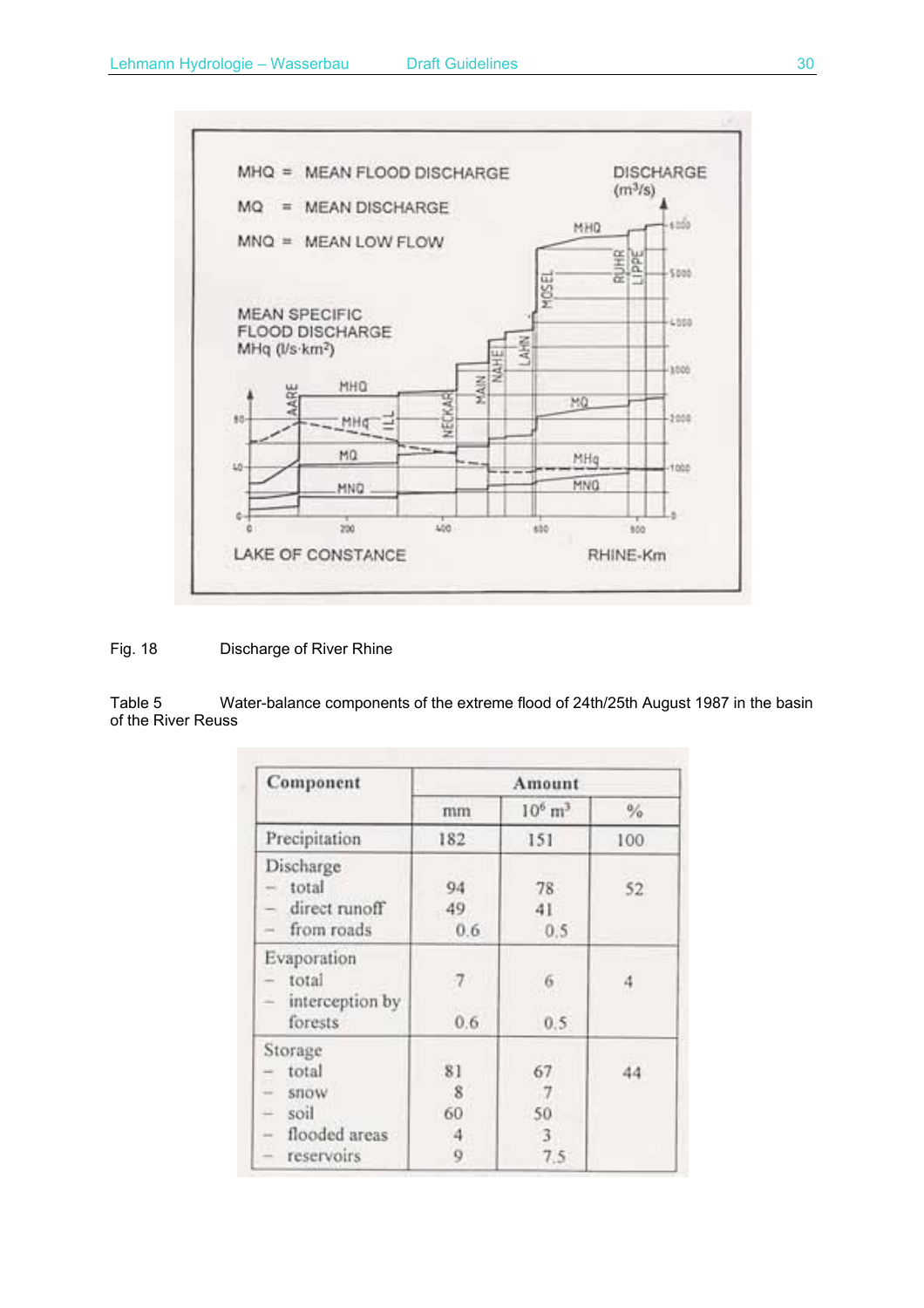Fig. 18 Discharge of River Rhine

Table 5 Water-balance components of the extreme flood of 24th/25th August 1987 in the basin of the River Reuss

| Component | Amount | | |
|---|---|---|---|
| | mm | $10^6$ $m^3$ | % |
| Precipitation | 182 | 151 | 100 |
| Discharge | | | |
| – total | 94 | 78 | 52 |
| – direct runoff | 49 | 41 | |
| – from roads | 0.6 | 0.5 | |
| Evaporation | | | |
| – total | 7 | 6 | 4 |
| – interception by forests | 0.6 | 0.5 | |
| Storage | | | |
| – total | 81 | 67 | 44 |
| – snow | 8 | 7 | |
| – soil | 60 | 50 | |
| – flooded areas | 4 | 3 | |
| – reservoirs | 9 | 7.5 | |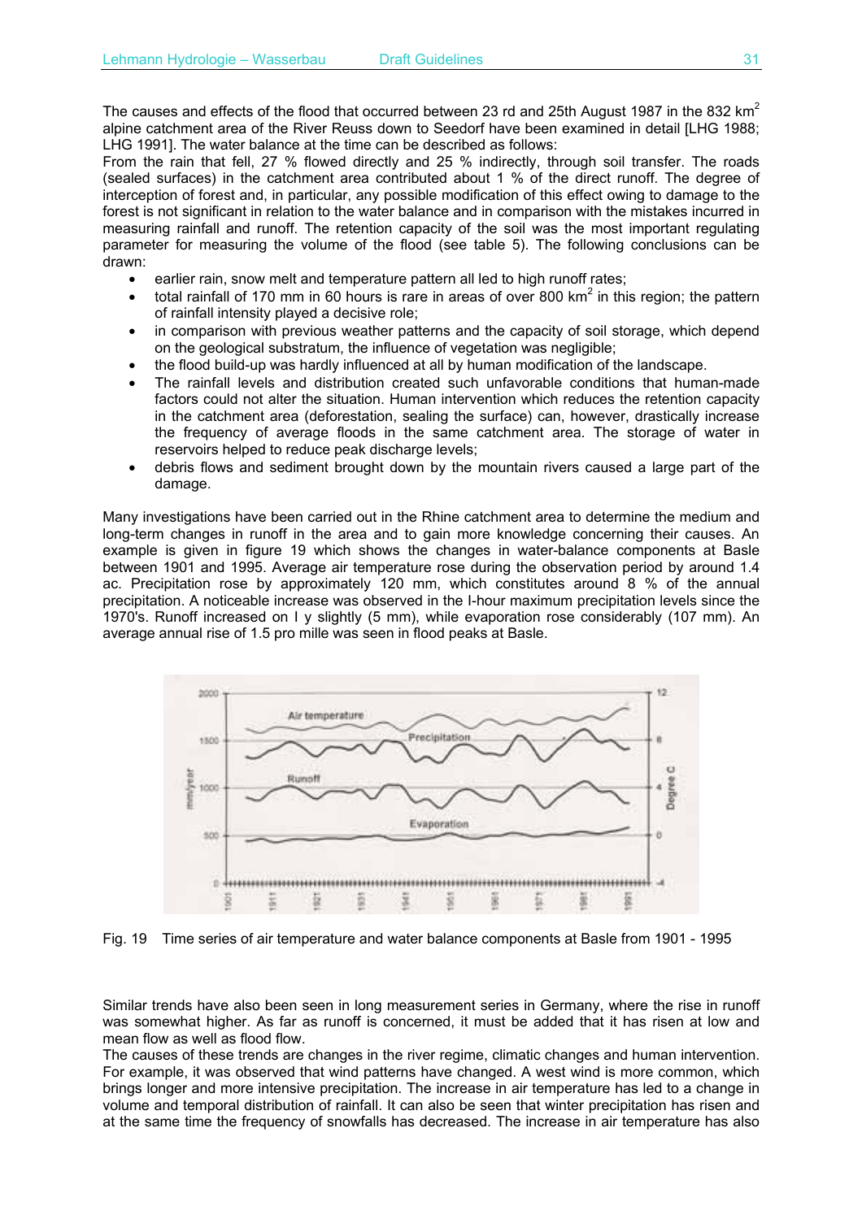The causes and effects of the flood that occurred between 23 rd and 25th August 1987 in the 832 km$^2$ alpine catchment area of the River Reuss down to Seedorf have been examined in detail [LHG 1988; LHG 1991]. The water balance at the time can be described as follows:

From the rain that fell, 27 % flowed directly and 25 % indirectly, through soil transfer. The roads (sealed surfaces) in the catchment area contributed about 1 % of the direct runoff. The degree of interception of forest and, in particular, any possible modification of this effect owing to damage to the forest is not significant in relation to the water balance and in comparison with the mistakes incurred in measuring rainfall and runoff. The retention capacity of the soil was the most important regulating parameter for measuring the volume of the flood (see table 5). The following conclusions can be drawn:

- earlier rain, snow melt and temperature pattern all led to high runoff rates;
- total rainfall of 170 mm in 60 hours is rare in areas of over 800 km$^2$ in this region; the pattern of rainfall intensity played a decisive role;
- in comparison with previous weather patterns and the capacity of soil storage, which depend on the geological substratum, the influence of vegetation was negligible;
- the flood build-up was hardly influenced at all by human modification of the landscape.
- The rainfall levels and distribution created such unfavorable conditions that human-made factors could not alter the situation. Human intervention which reduces the retention capacity in the catchment area (deforestation, sealing the surface) can, however, drastically increase the frequency of average floods in the same catchment area. The storage of water in reservoirs helped to reduce peak discharge levels;
- debris flows and sediment brought down by the mountain rivers caused a large part of the damage.

Many investigations have been carried out in the Rhine catchment area to determine the medium and long-term changes in runoff in the area and to gain more knowledge concerning their causes. An example is given in figure 19 which shows the changes in water-balance components at Basle between 1901 and 1995. Average air temperature rose during the observation period by around 1.4 ac. Precipitation rose by approximately 120 mm, which constitutes around 8 % of the annual precipitation. A noticeable increase was observed in the l-hour maximum precipitation levels since the 1970's. Runoff increased on I y slightly (5 mm), while evaporation rose considerably (107 mm). An average annual rise of 1.5 pro mille was seen in flood peaks at Basle.

Fig. 19 Time series of air temperature and water balance components at Basle from 1901 - 1995

Similar trends have also been seen in long measurement series in Germany, where the rise in runoff was somewhat higher. As far as runoff is concerned, it must be added that it has risen at low and mean flow as well as flood flow.

The causes of these trends are changes in the river regime, climatic changes and human intervention. For example, it was observed that wind patterns have changed. A west wind is more common, which brings longer and more intensive precipitation. The increase in air temperature has led to a change in volume and temporal distribution of rainfall. It can also be seen that winter precipitation has risen and at the same time the frequency of snowfalls has decreased. The increase in air temperature has also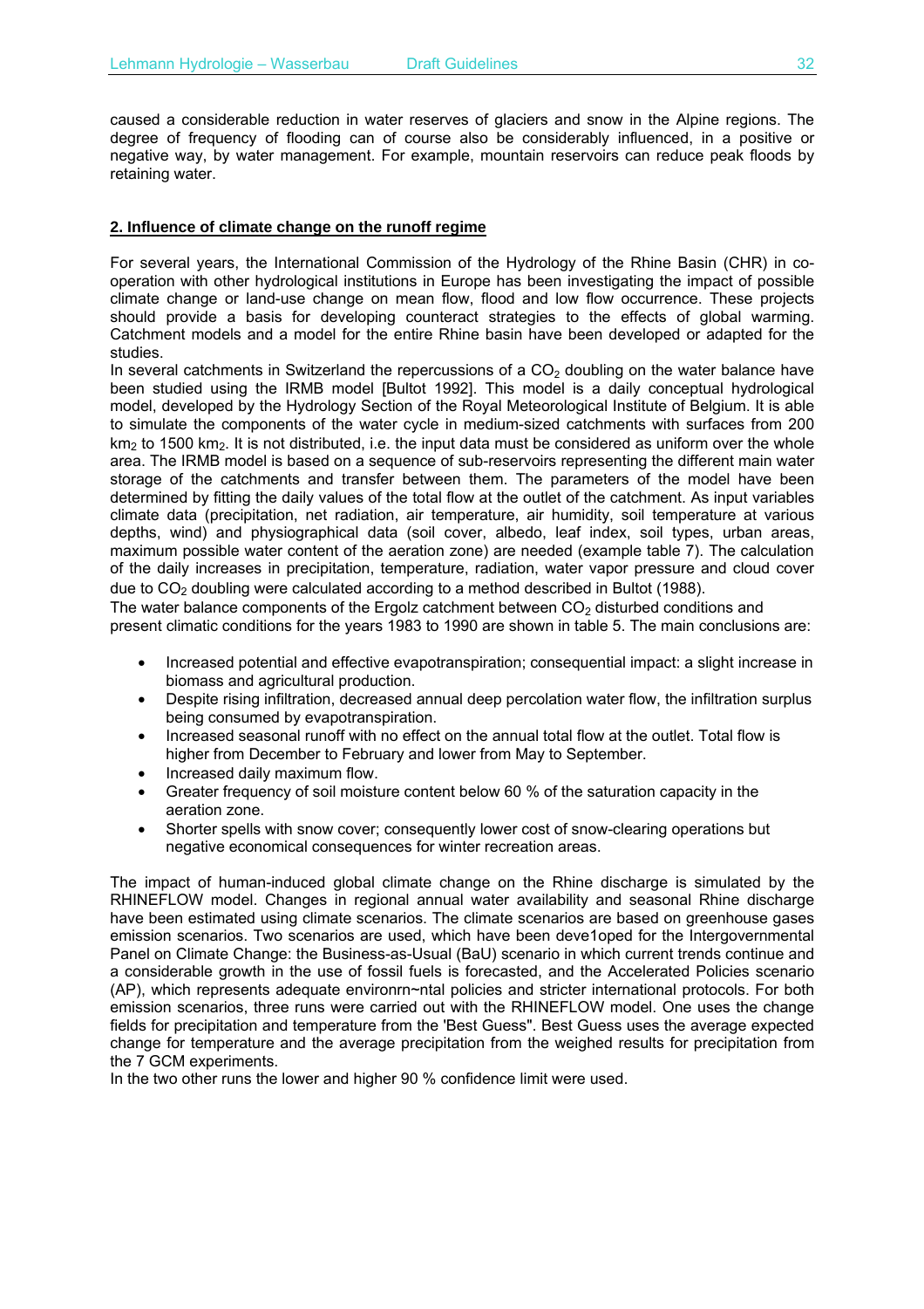caused a considerable reduction in water reserves of glaciers and snow in the Alpine regions. The degree of frequency of flooding can of course also be considerably influenced, in a positive or negative way, by water management. For example, mountain reservoirs can reduce peak floods by retaining water.

## 2. Influence of climate change on the runoff regime

For several years, the International Commission of the Hydrology of the Rhine Basin (CHR) in co-operation with other hydrological institutions in Europe has been investigating the impact of possible climate change or land-use change on mean flow, flood and low flow occurrence. These projects should provide a basis for developing counteract strategies to the effects of global warming. Catchment models and a model for the entire Rhine basin have been developed or adapted for the studies.

In several catchments in Switzerland the repercussions of a $CO_2$ doubling on the water balance have been studied using the IRMB model [Bultot 1992]. This model is a daily conceptual hydrological model, developed by the Hydrology Section of the Royal Meteorological Institute of Belgium. It is able to simulate the components of the water cycle in medium-sized catchments with surfaces from 200 $km_2$ to 1500 $km_2$. It is not distributed, i.e. the input data must be considered as uniform over the whole area. The IRMB model is based on a sequence of sub-reservoirs representing the different main water storage of the catchments and transfer between them. The parameters of the model have been determined by fitting the daily values of the total flow at the outlet of the catchment. As input variables climate data (precipitation, net radiation, air temperature, air humidity, soil temperature at various depths, wind) and physiographical data (soil cover, albedo, leaf index, soil types, urban areas, maximum possible water content of the aeration zone) are needed (example table 7). The calculation of the daily increases in precipitation, temperature, radiation, water vapor pressure and cloud cover due to $CO_2$ doubling were calculated according to a method described in Bultot (1988).

The water balance components of the Ergolz catchment between $CO_2$ disturbed conditions and present climatic conditions for the years 1983 to 1990 are shown in table 5. The main conclusions are:

- Increased potential and effective evapotranspiration; consequential impact: a slight increase in biomass and agricultural production.
- Despite rising infiltration, decreased annual deep percolation water flow, the infiltration surplus being consumed by evapotranspiration.
- Increased seasonal runoff with no effect on the annual total flow at the outlet. Total flow is higher from December to February and lower from May to September.
- Increased daily maximum flow.
- Greater frequency of soil moisture content below 60 % of the saturation capacity in the aeration zone.
- Shorter spells with snow cover; consequently lower cost of snow-clearing operations but negative economical consequences for winter recreation areas.

The impact of human-induced global climate change on the Rhine discharge is simulated by the RHINEFLOW model. Changes in regional annual water availability and seasonal Rhine discharge have been estimated using climate scenarios. The climate scenarios are based on greenhouse gases emission scenarios. Two scenarios are used, which have been deve1oped for the Intergovernmental Panel on Climate Change: the Business-as-Usual (BaU) scenario in which current trends continue and a considerable growth in the use of fossil fuels is forecasted, and the Accelerated Policies scenario (AP), which represents adequate environrn~ntal policies and stricter international protocols. For both emission scenarios, three runs were carried out with the RHINEFLOW model. One uses the change fields for precipitation and temperature from the 'Best Guess". Best Guess uses the average expected change for temperature and the average precipitation from the weighed results for precipitation from the 7 GCM experiments.

In the two other runs the lower and higher 90 % confidence limit were used.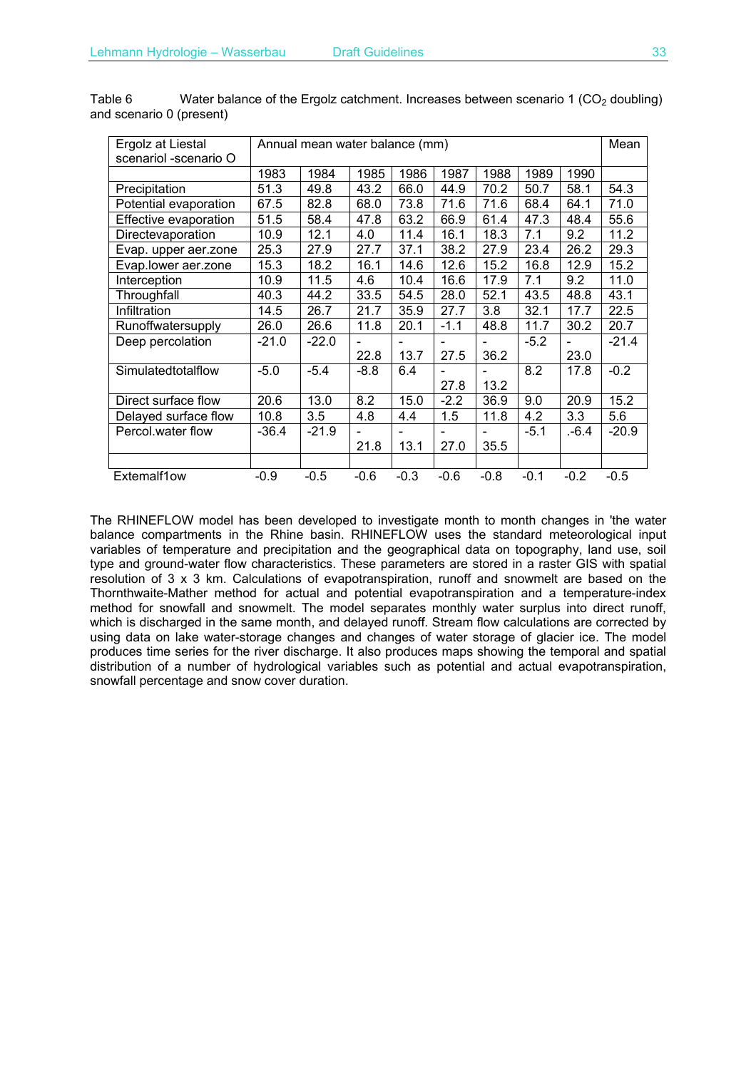Table 6 Water balance of the Ergolz catchment. Increases between scenario 1 ($CO_2$ doubling) and scenario 0 (present)

| Ergolz at Liestal scenariol -scenario O | Annual mean water balance (mm) | | | | | | | | Mean |
|---|---|---|---|---|---|---|---|---|---|
| | 1983 | 1984 | 1985 | 1986 | 1987 | 1988 | 1989 | 1990 | |
| Precipitation | 51.3 | 49.8 | 43.2 | 66.0 | 44.9 | 70.2 | 50.7 | 58.1 | 54.3 |
| Potential evaporation | 67.5 | 82.8 | 68.0 | 73.8 | 71.6 | 71.6 | 68.4 | 64.1 | 71.0 |
| Effective evaporation | 51.5 | 58.4 | 47.8 | 63.2 | 66.9 | 61.4 | 47.3 | 48.4 | 55.6 |
| Directevaporation | 10.9 | 12.1 | 4.0 | 11.4 | 16.1 | 18.3 | 7.1 | 9.2 | 11.2 |
| Evap. upper aer.zone | 25.3 | 27.9 | 27.7 | 37.1 | 38.2 | 27.9 | 23.4 | 26.2 | 29.3 |
| Evap.lower aer.zone | 15.3 | 18.2 | 16.1 | 14.6 | 12.6 | 15.2 | 16.8 | 12.9 | 15.2 |
| Interception | 10.9 | 11.5 | 4.6 | 10.4 | 16.6 | 17.9 | 7.1 | 9.2 | 11.0 |
| Throughfall | 40.3 | 44.2 | 33.5 | 54.5 | 28.0 | 52.1 | 43.5 | 48.8 | 43.1 |
| Infiltration | 14.5 | 26.7 | 21.7 | 35.9 | 27.7 | 3.8 | 32.1 | 17.7 | 22.5 |
| Runoffwatersupply | 26.0 | 26.6 | 11.8 | 20.1 | -1.1 | 48.8 | 11.7 | 30.2 | 20.7 |
| Deep percolation | -21.0 | -22.0 | -22.8 | -13.7 | -27.5 | -36.2 | -5.2 | -23.0 | -21.4 |
| Simulatedtotalflow | -5.0 | -5.4 | -8.8 | 6.4 | -27.8 | -13.2 | 8.2 | 17.8 | -0.2 |
| Direct surface flow | 20.6 | 13.0 | 8.2 | 15.0 | -2.2 | 36.9 | 9.0 | 20.9 | 15.2 |
| Delayed surface flow | 10.8 | 3.5 | 4.8 | 4.4 | 1.5 | 11.8 | 4.2 | 3.3 | 5.6 |
| Percol.water flow | -36.4 | -21.9 | -21.8 | -13.1 | -27.0 | -35.5 | -5.1 | .-6.4 | -20.9 |
| | | | | | | | | | |
| Extemalf1ow | -0.9 | -0.5 | -0.6 | -0.3 | -0.6 | -0.8 | -0.1 | -0.2 | -0.5 |

The RHINEFLOW model has been developed to investigate month to month changes in 'the water balance compartments in the Rhine basin. RHINEFLOW uses the standard meteorological input variables of temperature and precipitation and the geographical data on topography, land use, soil type and ground-water flow characteristics. These parameters are stored in a raster GIS with spatial resolution of 3 x 3 km. Calculations of evapotranspiration, runoff and snowmelt are based on the Thornthwaite-Mather method for actual and potential evapotranspiration and a temperature-index method for snowfall and snowmelt. The model separates monthly water surplus into direct runoff, which is discharged in the same month, and delayed runoff. Stream flow calculations are corrected by using data on lake water-storage changes and changes of water storage of glacier ice. The model produces time series for the river discharge. It also produces maps showing the temporal and spatial distribution of a number of hydrological variables such as potential and actual evapotranspiration, snowfall percentage and snow cover duration.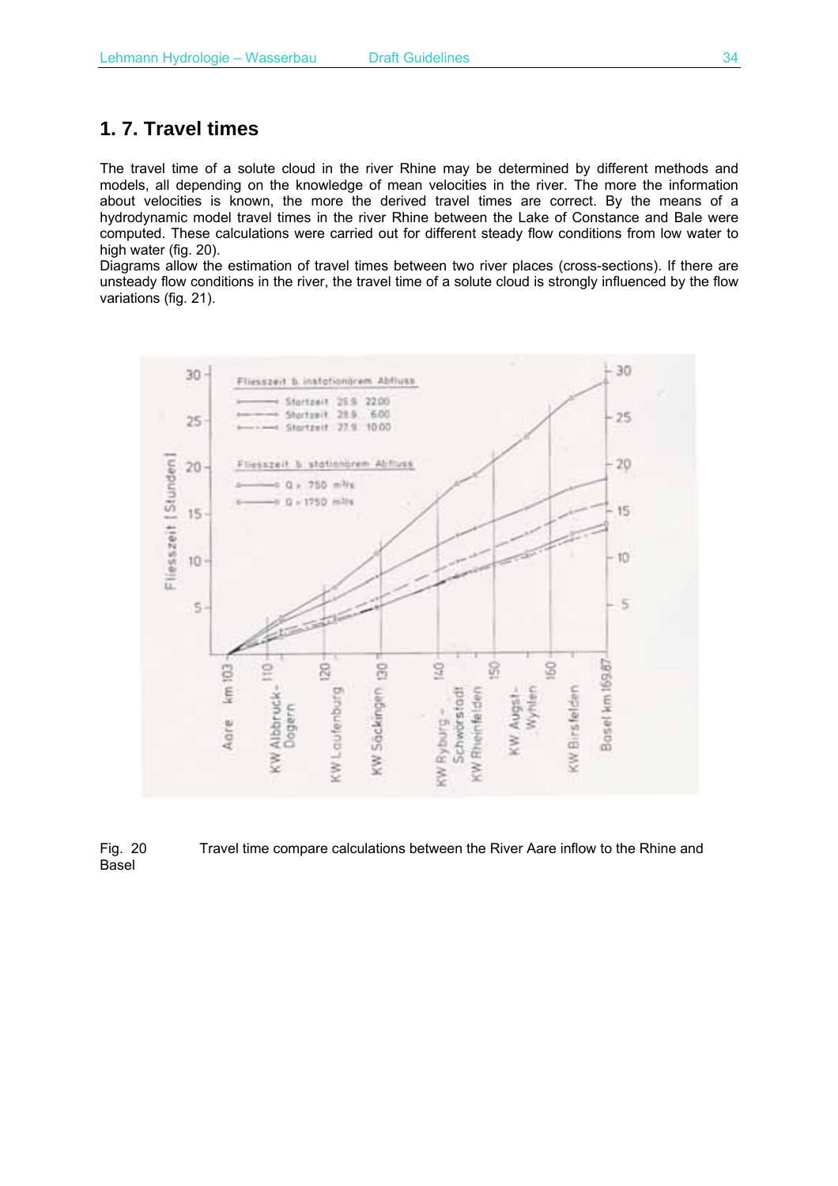## 1. 7. Travel times

The travel time of a solute cloud in the river Rhine may be determined by different methods and models, all depending on the knowledge of mean velocities in the river. The more the information about velocities is known, the more the derived travel times are correct. By the means of a hydrodynamic model travel times in the river Rhine between the Lake of Constance and Bale were computed. These calculations were carried out for different steady flow conditions from low water to high water (fig. 20).
Diagrams allow the estimation of travel times between two river places (cross-sections). If there are unsteady flow conditions in the river, the travel time of a solute cloud is strongly influenced by the flow variations (fig. 21).

Fig. 20 Travel time compare calculations between the River Aare inflow to the Rhine and Basel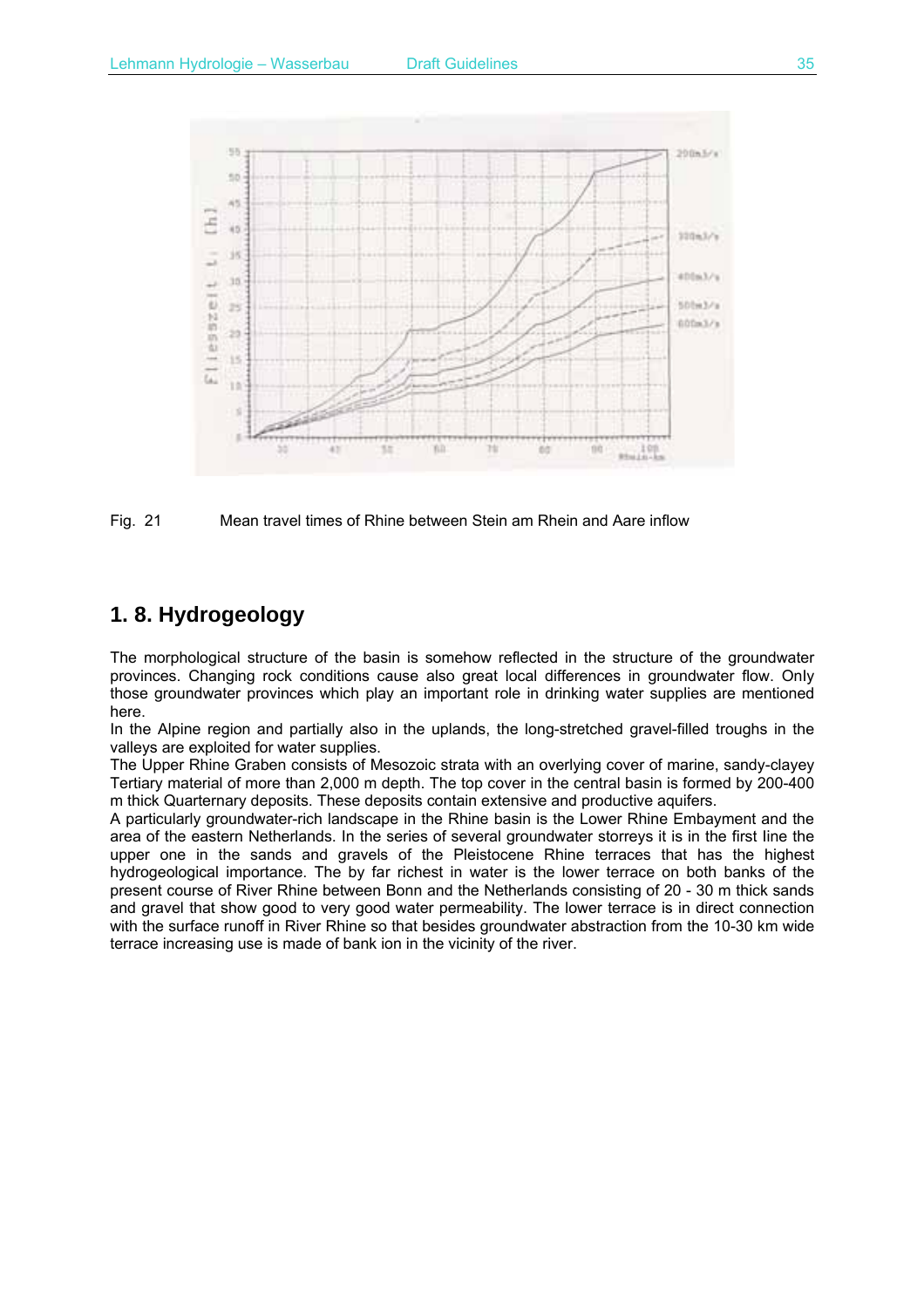Fig. 21 Mean travel times of Rhine between Stein am Rhein and Aare inflow

## 1. 8. Hydrogeology

The morphological structure of the basin is somehow reflected in the structure of the groundwater provinces. Changing rock conditions cause also great local differences in groundwater flow. Only those groundwater provinces which play an important role in drinking water supplies are mentioned here.

In the Alpine region and partially also in the uplands, the long-stretched gravel-filled troughs in the valleys are exploited for water supplies.

The Upper Rhine Graben consists of Mesozoic strata with an overlying cover of marine, sandy-clayey Tertiary material of more than 2,000 m depth. The top cover in the central basin is formed by 200-400 m thick Quarternary deposits. These deposits contain extensive and productive aquifers.

A particularly groundwater-rich landscape in the Rhine basin is the Lower Rhine Embayment and the area of the eastern Netherlands. In the series of several groundwater storreys it is in the first line the upper one in the sands and gravels of the Pleistocene Rhine terraces that has the highest hydrogeological importance. The by far richest in water is the lower terrace on both banks of the present course of River Rhine between Bonn and the Netherlands consisting of 20 - 30 m thick sands and gravel that show good to very good water permeability. The lower terrace is in direct connection with the surface runoff in River Rhine so that besides groundwater abstraction from the 10-30 km wide terrace increasing use is made of bank ion in the vicinity of the river.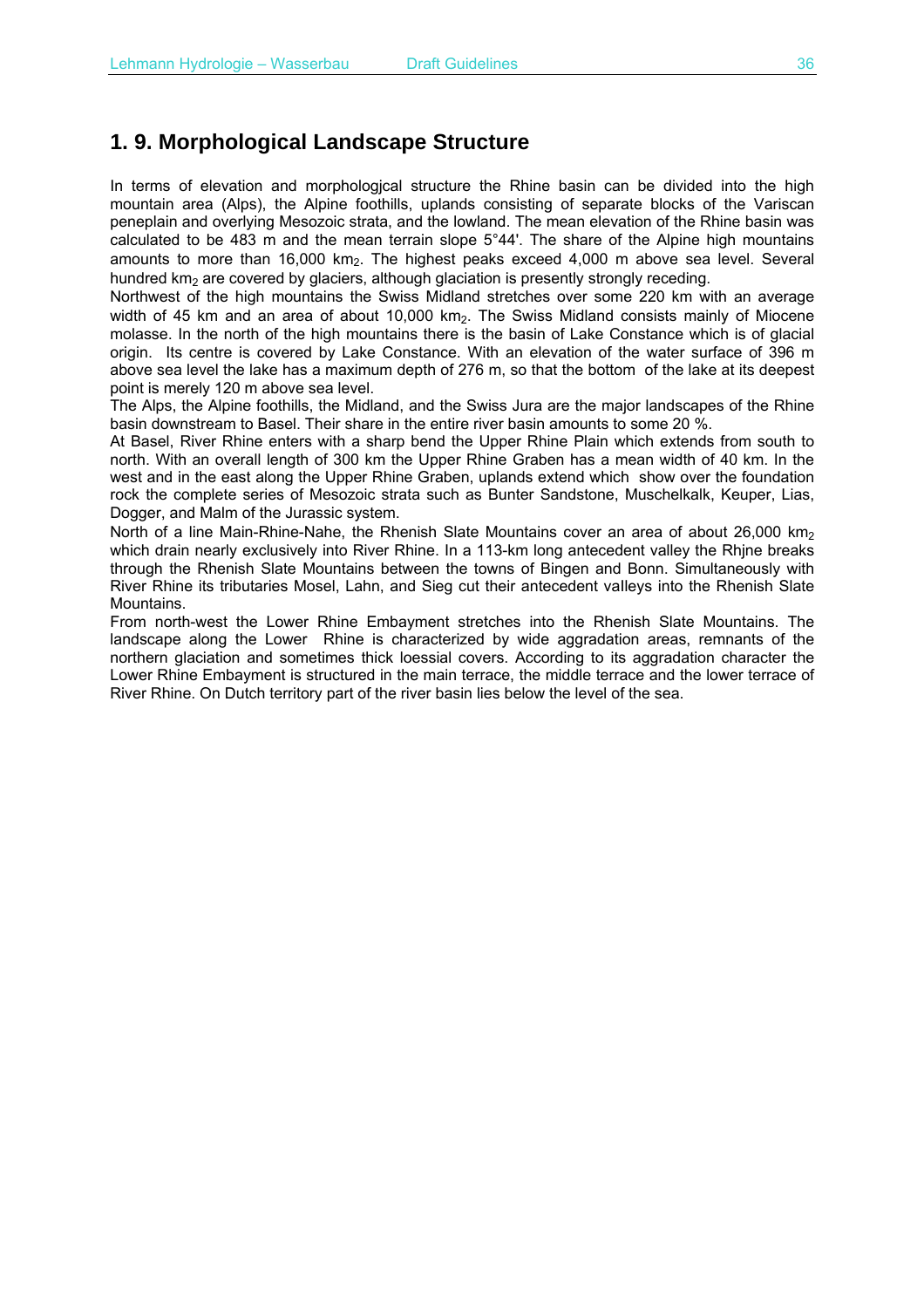## 1. 9. Morphological Landscape Structure

In terms of elevation and morphologjcal structure the Rhine basin can be divided into the high mountain area (Alps), the Alpine foothills, uplands consisting of separate blocks of the Variscan peneplain and overlying Mesozoic strata, and the lowland. The mean elevation of the Rhine basin was calculated to be 483 m and the mean terrain slope 5°44'. The share of the Alpine high mountains amounts to more than 16,000 $km_2$. The highest peaks exceed 4,000 m above sea level. Several hundred $km_2$ are covered by glaciers, although glaciation is presently strongly receding.

Northwest of the high mountains the Swiss Midland stretches over some 220 km with an average width of 45 km and an area of about 10,000 $km_2$. The Swiss Midland consists mainly of Miocene molasse. In the north of the high mountains there is the basin of Lake Constance which is of glacial origin. Its centre is covered by Lake Constance. With an elevation of the water surface of 396 m above sea level the lake has a maximum depth of 276 m, so that the bottom of the lake at its deepest point is merely 120 m above sea level.

The Alps, the Alpine foothills, the Midland, and the Swiss Jura are the major landscapes of the Rhine basin downstream to Basel. Their share in the entire river basin amounts to some 20 %.

At Basel, River Rhine enters with a sharp bend the Upper Rhine Plain which extends from south to north. With an overall length of 300 km the Upper Rhine Graben has a mean width of 40 km. In the west and in the east along the Upper Rhine Graben, uplands extend which show over the foundation rock the complete series of Mesozoic strata such as Bunter Sandstone, Muschelkalk, Keuper, Lias, Dogger, and Malm of the Jurassic system.

North of a line Main-Rhine-Nahe, the Rhenish Slate Mountains cover an area of about 26,000 $km_2$ which drain nearly exclusively into River Rhine. In a 113-km long antecedent valley the Rhjne breaks through the Rhenish Slate Mountains between the towns of Bingen and Bonn. Simultaneously with River Rhine its tributaries Mosel, Lahn, and Sieg cut their antecedent valleys into the Rhenish Slate Mountains.

From north-west the Lower Rhine Embayment stretches into the Rhenish Slate Mountains. The landscape along the Lower Rhine is characterized by wide aggradation areas, remnants of the northern glaciation and sometimes thick loessial covers. According to its aggradation character the Lower Rhine Embayment is structured in the main terrace, the middle terrace and the lower terrace of River Rhine. On Dutch territory part of the river basin lies below the level of the sea.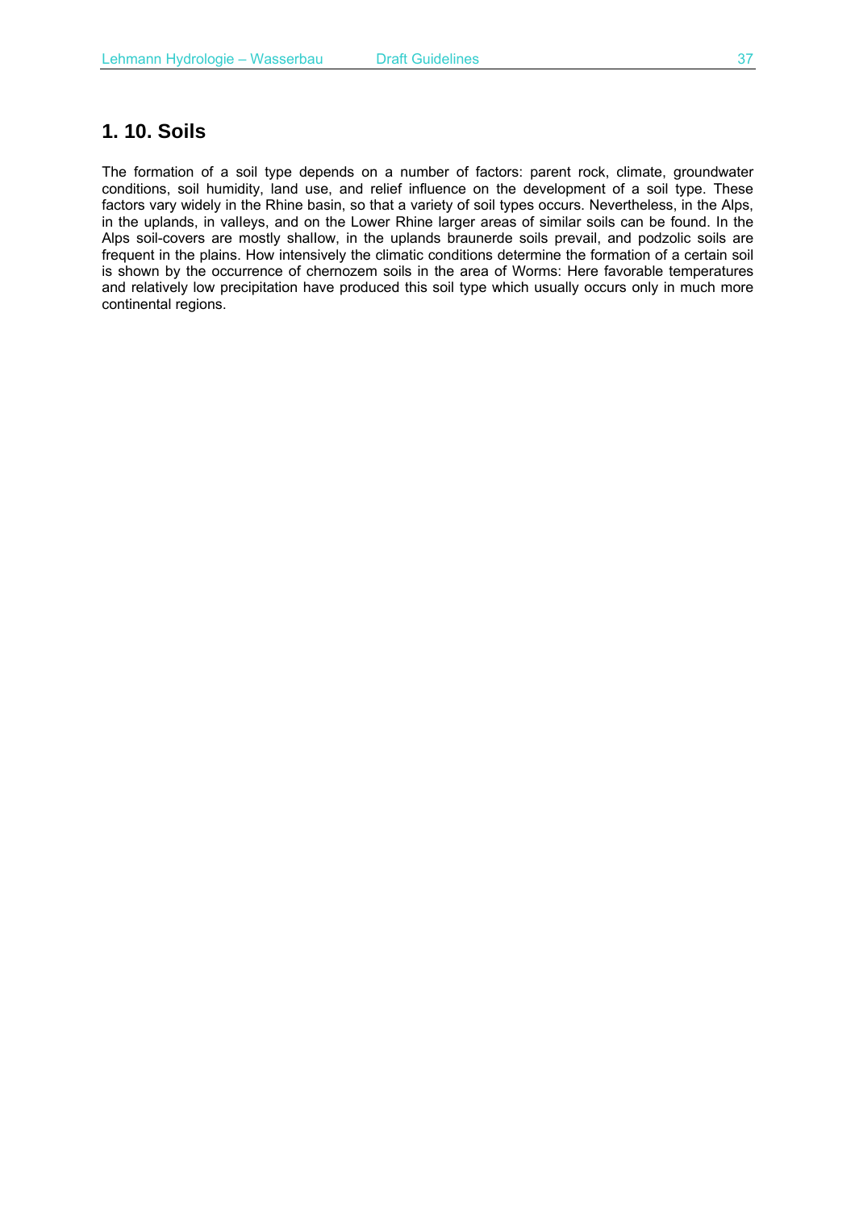## 1. 10. Soils

The formation of a soil type depends on a number of factors: parent rock, climate, groundwater conditions, soil humidity, land use, and relief influence on the development of a soil type. These factors vary widely in the Rhine basin, so that a variety of soil types occurs. Nevertheless, in the Alps, in the uplands, in valleys, and on the Lower Rhine larger areas of similar soils can be found. In the Alps soil-covers are mostly shallow, in the uplands braunerde soils prevail, and podzolic soils are frequent in the plains. How intensively the climatic conditions determine the formation of a certain soil is shown by the occurrence of chernozem soils in the area of Worms: Here favorable temperatures and relatively low precipitation have produced this soil type which usually occurs only in much more continental regions.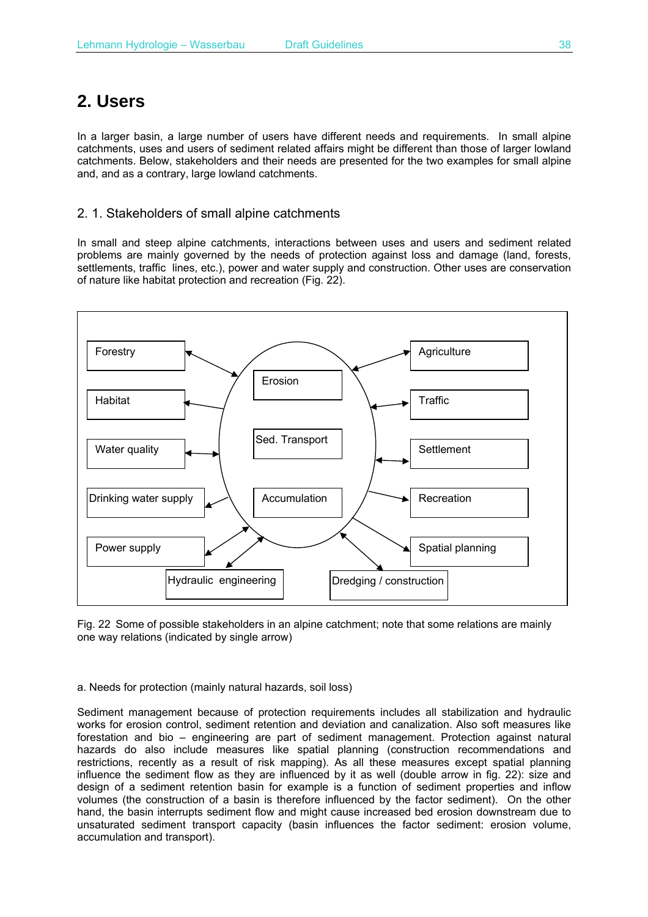# 2. Users

In a larger basin, a large number of users have different needs and requirements. In small alpine catchments, uses and users of sediment related affairs might be different than those of larger lowland catchments. Below, stakeholders and their needs are presented for the two examples for small alpine and, and as a contrary, large lowland catchments.

## 2. 1. Stakeholders of small alpine catchments

In small and steep alpine catchments, interactions between uses and users and sediment related problems are mainly governed by the needs of protection against loss and damage (land, forests, settlements, traffic lines, etc.), power and water supply and construction. Other uses are conservation of nature like habitat protection and recreation (Fig. 22).

Fig. 22 Some of possible stakeholders in an alpine catchment; note that some relations are mainly one way relations (indicated by single arrow)

a. Needs for protection (mainly natural hazards, soil loss)

Sediment management because of protection requirements includes all stabilization and hydraulic works for erosion control, sediment retention and deviation and canalization. Also soft measures like forestation and bio – engineering are part of sediment management. Protection against natural hazards do also include measures like spatial planning (construction recommendations and restrictions, recently as a result of risk mapping). As all these measures except spatial planning influence the sediment flow as they are influenced by it as well (double arrow in fig. 22): size and design of a sediment retention basin for example is a function of sediment properties and inflow volumes (the construction of a basin is therefore influenced by the factor sediment). On the other hand, the basin interrupts sediment flow and might cause increased bed erosion downstream due to unsaturated sediment transport capacity (basin influences the factor sediment: erosion volume, accumulation and transport).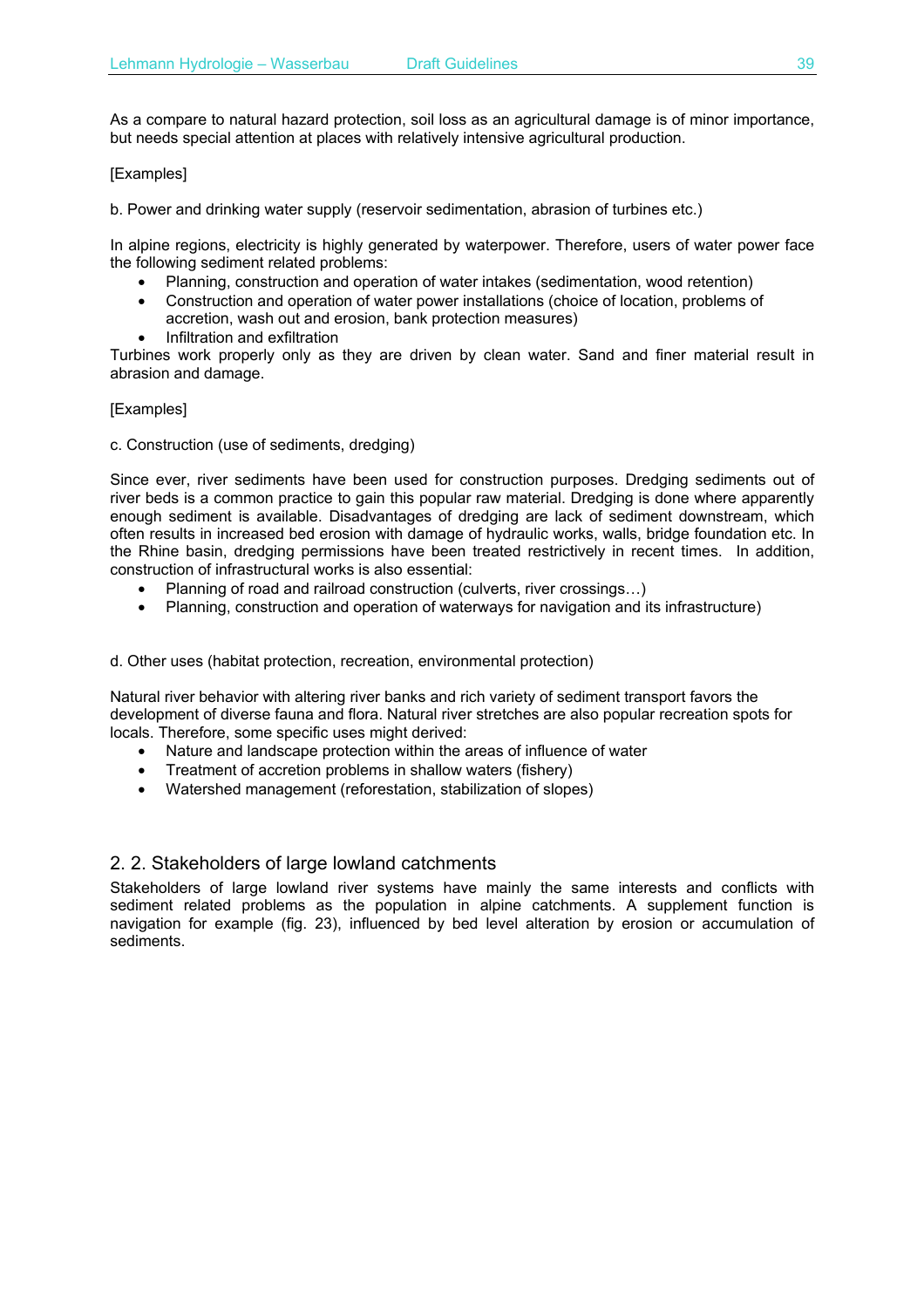As a compare to natural hazard protection, soil loss as an agricultural damage is of minor importance, but needs special attention at places with relatively intensive agricultural production.

[Examples]

b. Power and drinking water supply (reservoir sedimentation, abrasion of turbines etc.)

In alpine regions, electricity is highly generated by waterpower. Therefore, users of water power face the following sediment related problems:

- Planning, construction and operation of water intakes (sedimentation, wood retention)
- Construction and operation of water power installations (choice of location, problems of accretion, wash out and erosion, bank protection measures)
- Infiltration and exfiltration

Turbines work properly only as they are driven by clean water. Sand and finer material result in abrasion and damage.

[Examples]

c. Construction (use of sediments, dredging)

Since ever, river sediments have been used for construction purposes. Dredging sediments out of river beds is a common practice to gain this popular raw material. Dredging is done where apparently enough sediment is available. Disadvantages of dredging are lack of sediment downstream, which often results in increased bed erosion with damage of hydraulic works, walls, bridge foundation etc. In the Rhine basin, dredging permissions have been treated restrictively in recent times. In addition, construction of infrastructural works is also essential:

- Planning of road and railroad construction (culverts, river crossings…)
- Planning, construction and operation of waterways for navigation and its infrastructure)

d. Other uses (habitat protection, recreation, environmental protection)

Natural river behavior with altering river banks and rich variety of sediment transport favors the development of diverse fauna and flora. Natural river stretches are also popular recreation spots for locals. Therefore, some specific uses might derived:

- Nature and landscape protection within the areas of influence of water
- Treatment of accretion problems in shallow waters (fishery)
- Watershed management (reforestation, stabilization of slopes)

## 2. 2. Stakeholders of large lowland catchments

Stakeholders of large lowland river systems have mainly the same interests and conflicts with sediment related problems as the population in alpine catchments. A supplement function is navigation for example (fig. 23), influenced by bed level alteration by erosion or accumulation of sediments.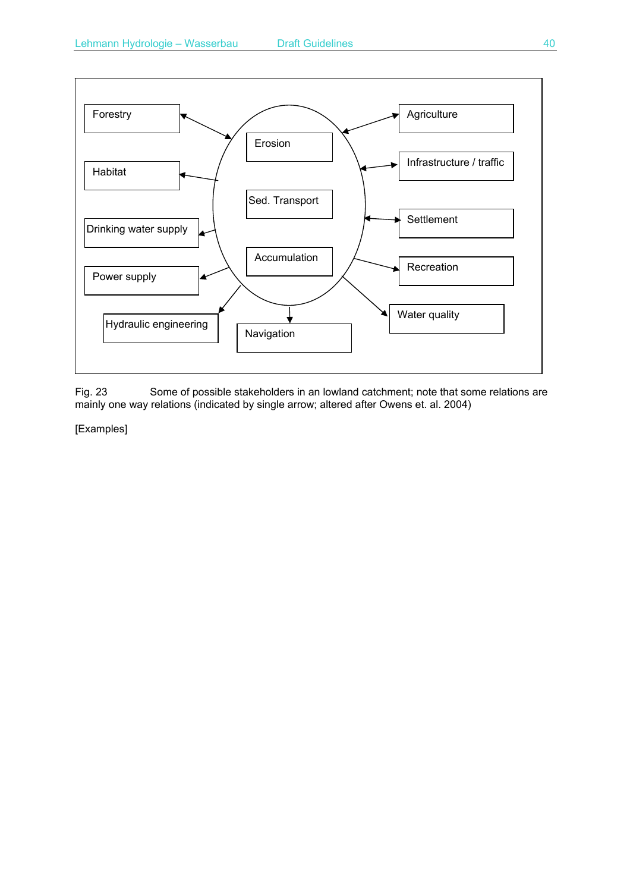Forestry

Habitat

Drinking water supply

Power supply

Hydraulic engineering

Erosion

Sed. Transport

Accumulation

Navigation

Agriculture

Infrastructure / traffic

Settlement

Recreation

Water quality

Fig. 23 Some of possible stakeholders in an lowland catchment; note that some relations are mainly one way relations (indicated by single arrow; altered after Owens et. al. 2004)

[Examples]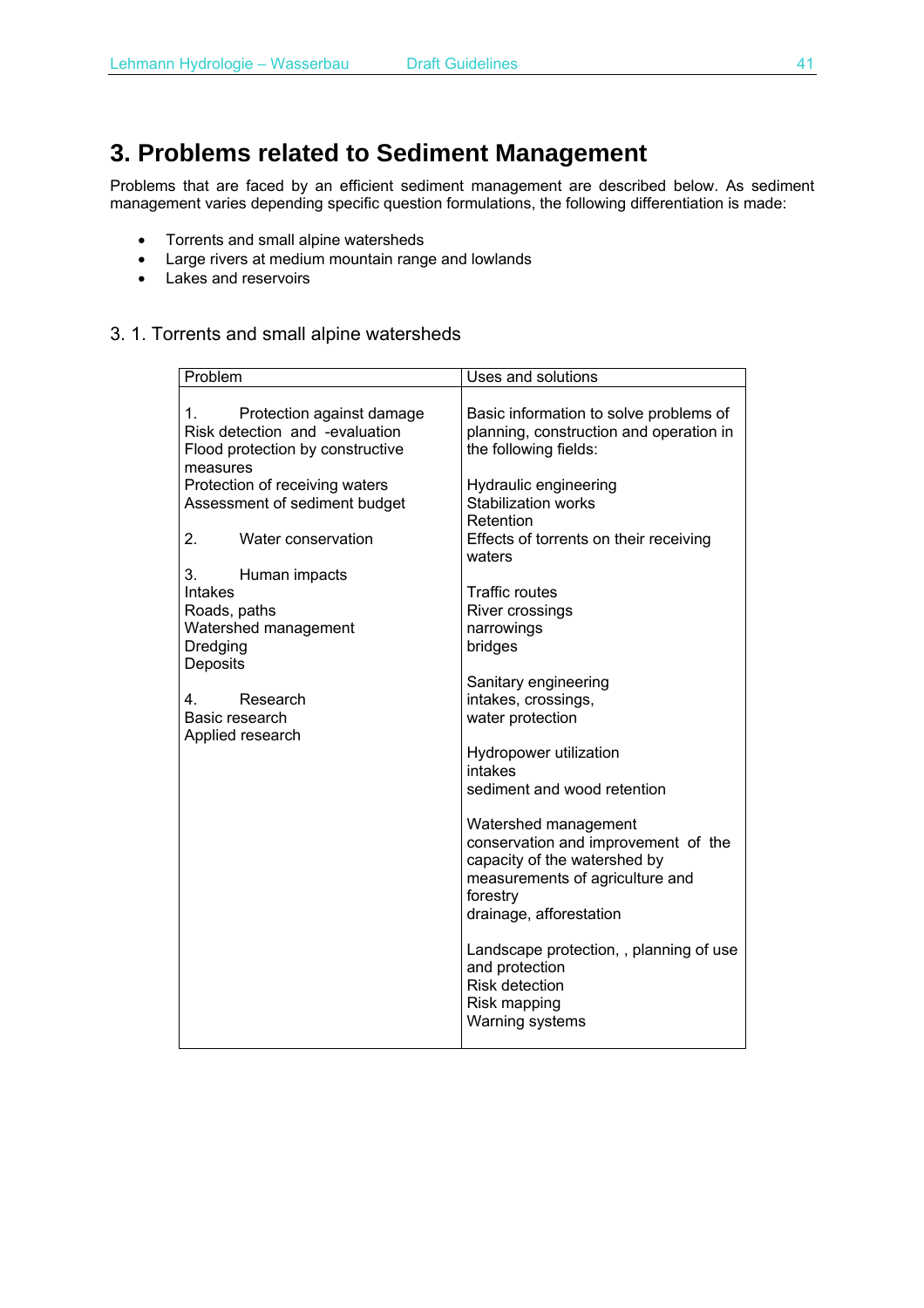# 3. Problems related to Sediment Management

Problems that are faced by an efficient sediment management are described below. As sediment management varies depending specific question formulations, the following differentiation is made:

- Torrents and small alpine watersheds
- Large rivers at medium mountain range and lowlands
- Lakes and reservoirs

## 3. 1. Torrents and small alpine watersheds

| Problem | Uses and solutions |
|---|---|
| 1. Protection against damage<br>Risk detection and -evaluation<br>Flood protection by constructive measures<br>Protection of receiving waters<br>Assessment of sediment budget<br><br>2. Water conservation<br><br>3. Human impacts<br>Intakes<br>Roads, paths<br>Watershed management<br>Dredging<br>Deposits<br><br>4. Research<br>Basic research<br>Applied research | Basic information to solve problems of planning, construction and operation in the following fields:<br><br>Hydraulic engineering<br>Stabilization works<br>Retention<br>Effects of torrents on their receiving waters<br><br>Traffic routes<br>River crossings<br>narrowings<br>bridges<br><br>Sanitary engineering<br>intakes, crossings,<br>water protection<br><br>Hydropower utilization<br>intakes<br>sediment and wood retention<br><br>Watershed management<br>conservation and improvement of the capacity of the watershed by measurements of agriculture and forestry<br>drainage, afforestation<br><br>Landscape protection, , planning of use and protection<br>Risk detection<br>Risk mapping<br>Warning systems |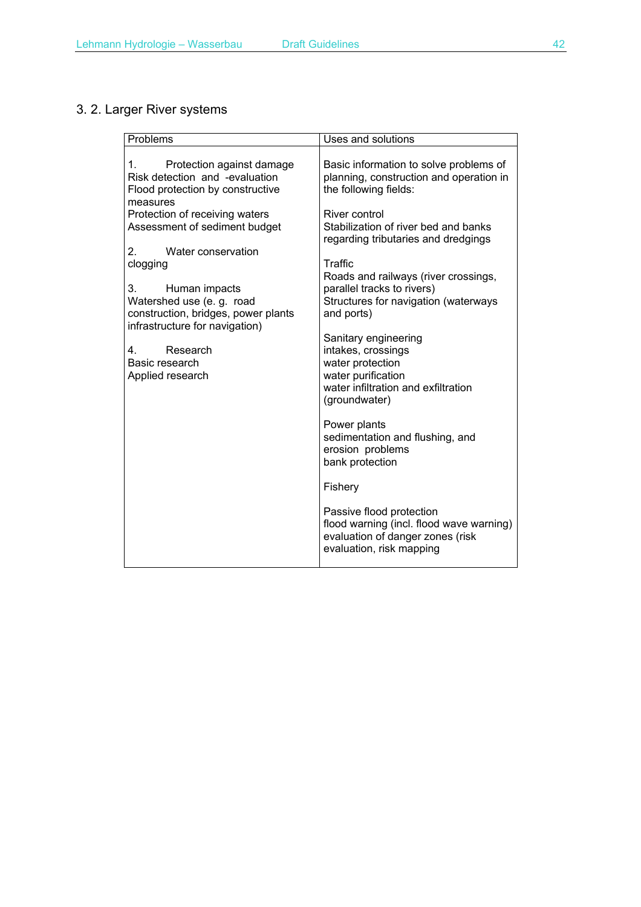## 3. 2. Larger River systems

| Problems | Uses and solutions |
|---|---|
| 1. Protection against damage<br>Risk detection and -evaluation<br>Flood protection by constructive measures<br>Protection of receiving waters<br>Assessment of sediment budget<br><br>2. Water conservation<br>clogging<br><br>3. Human impacts<br>Watershed use (e. g. road construction, bridges, power plants infrastructure for navigation)<br><br>4. Research<br>Basic research<br>Applied research | Basic information to solve problems of planning, construction and operation in the following fields:<br><br>River control<br>Stabilization of river bed and banks regarding tributaries and dredgings<br><br>Traffic<br>Roads and railways (river crossings, parallel tracks to rivers)<br>Structures for navigation (waterways and ports)<br><br>Sanitary engineering<br>intakes, crossings<br>water protection<br>water purification<br>water infiltration and exfiltration (groundwater)<br><br>Power plants<br>sedimentation and flushing, and erosion problems<br>bank protection<br><br>Fishery<br><br>Passive flood protection<br>flood warning (incl. flood wave warning)<br>evaluation of danger zones (risk evaluation, risk mapping |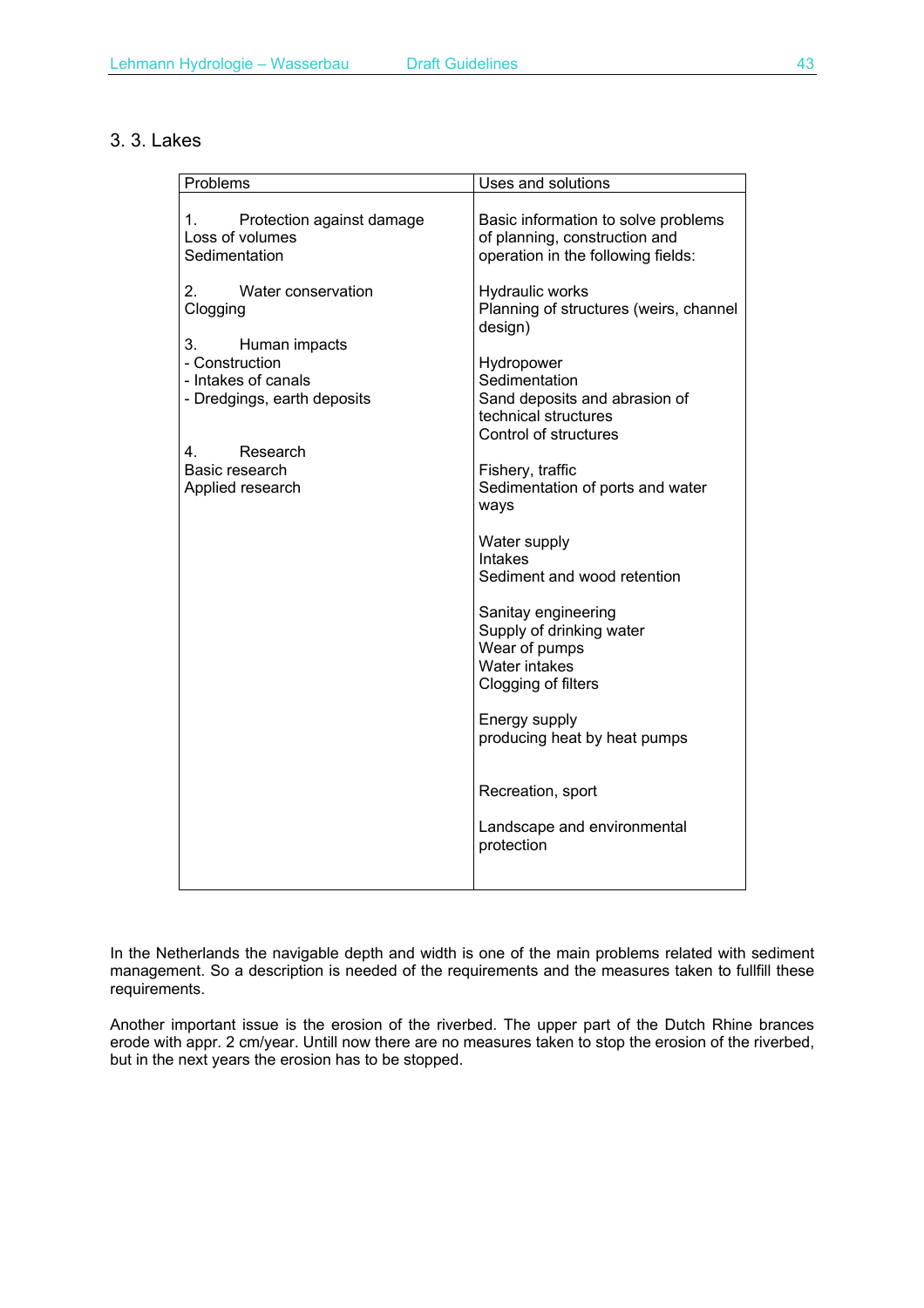## 3. 3. Lakes

| Problems | Uses and solutions |
|---|---|
| 1. Protection against damage<br>Loss of volumes<br>Sedimentation<br><br>2. Water conservation<br>Clogging<br><br>3. Human impacts<br>- Construction<br>- Intakes of canals<br>- Dredgings, earth deposits<br><br>4. Research<br>Basic research<br>Applied research | Basic information to solve problems of planning, construction and operation in the following fields:<br><br>Hydraulic works<br>Planning of structures (weirs, channel design)<br><br>Hydropower<br>Sedimentation<br>Sand deposits and abrasion of technical structures<br>Control of structures<br><br>Fishery, traffic<br>Sedimentation of ports and water ways<br><br>Water supply<br>Intakes<br>Sediment and wood retention<br><br>Sanitay engineering<br>Supply of drinking water<br>Wear of pumps<br>Water intakes<br>Clogging of filters<br><br>Energy supply<br>producing heat by heat pumps<br><br>Recreation, sport<br><br>Landscape and environmental protection |

In the Netherlands the navigable depth and width is one of the main problems related with sediment management. So a description is needed of the requirements and the measures taken to fullfill these requirements.

Another important issue is the erosion of the riverbed. The upper part of the Dutch Rhine brances erode with appr. 2 cm/year. Untill now there are no measures taken to stop the erosion of the riverbed, but in the next years the erosion has to be stopped.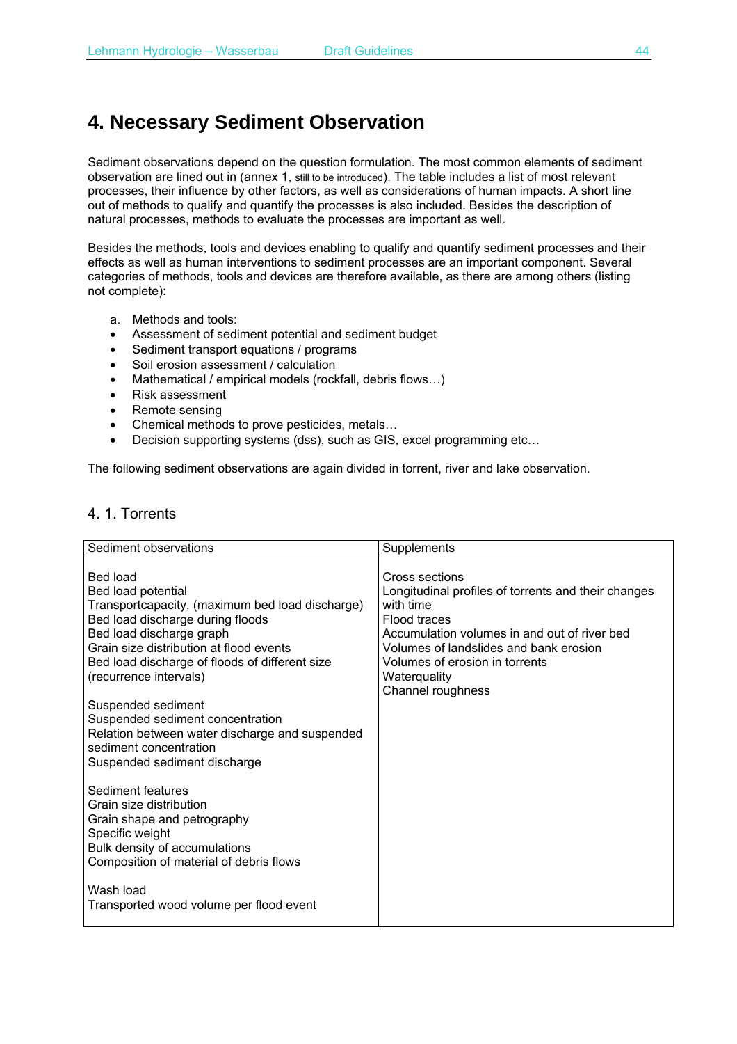// Decision: header "Lehmann Hydrologie – Wasserbau / Draft Guidelines / 44" omitted as running page metadata.
// Decision: the two-column table is kept as one row per column block, with <br> line breaks, to preserve its grouping.

# 4. Necessary Sediment Observation

Sediment observations depend on the question formulation. The most common elements of sediment observation are lined out in (annex 1, still to be introduced). The table includes a list of most relevant processes, their influence by other factors, as well as considerations of human impacts. A short line out of methods to qualify and quantify the processes is also included. Besides the description of natural processes, methods to evaluate the processes are important as well.

Besides the methods, tools and devices enabling to qualify and quantify sediment processes and their effects as well as human interventions to sediment processes are an important component. Several categories of methods, tools and devices are therefore available, as there are among others (listing not complete):

a. Methods and tools:
- Assessment of sediment potential and sediment budget
- Sediment transport equations / programs
- Soil erosion assessment / calculation
- Mathematical / empirical models (rockfall, debris flows…)
- Risk assessment
- Remote sensing
- Chemical methods to prove pesticides, metals…
- Decision supporting systems (dss), such as GIS, excel programming etc…

The following sediment observations are again divided in torrent, river and lake observation.

## 4. 1. Torrents

| Sediment observations | Supplements |
|---|---|
| Bed load<br>Bed load potential<br>Transportcapacity, (maximum bed load discharge)<br>Bed load discharge during floods<br>Bed load discharge graph<br>Grain size distribution at flood events<br>Bed load discharge of floods of different size (recurrence intervals)<br><br>Suspended sediment<br>Suspended sediment concentration<br>Relation between water discharge and suspended sediment concentration<br>Suspended sediment discharge<br><br>Sediment features<br>Grain size distribution<br>Grain shape and petrography<br>Specific weight<br>Bulk density of accumulations<br>Composition of material of debris flows<br><br>Wash load<br>Transported wood volume per flood event | Cross sections<br>Longitudinal profiles of torrents and their changes with time<br>Flood traces<br>Accumulation volumes in and out of river bed<br>Volumes of landslides and bank erosion<br>Volumes of erosion in torrents<br>Waterquality<br>Channel roughness |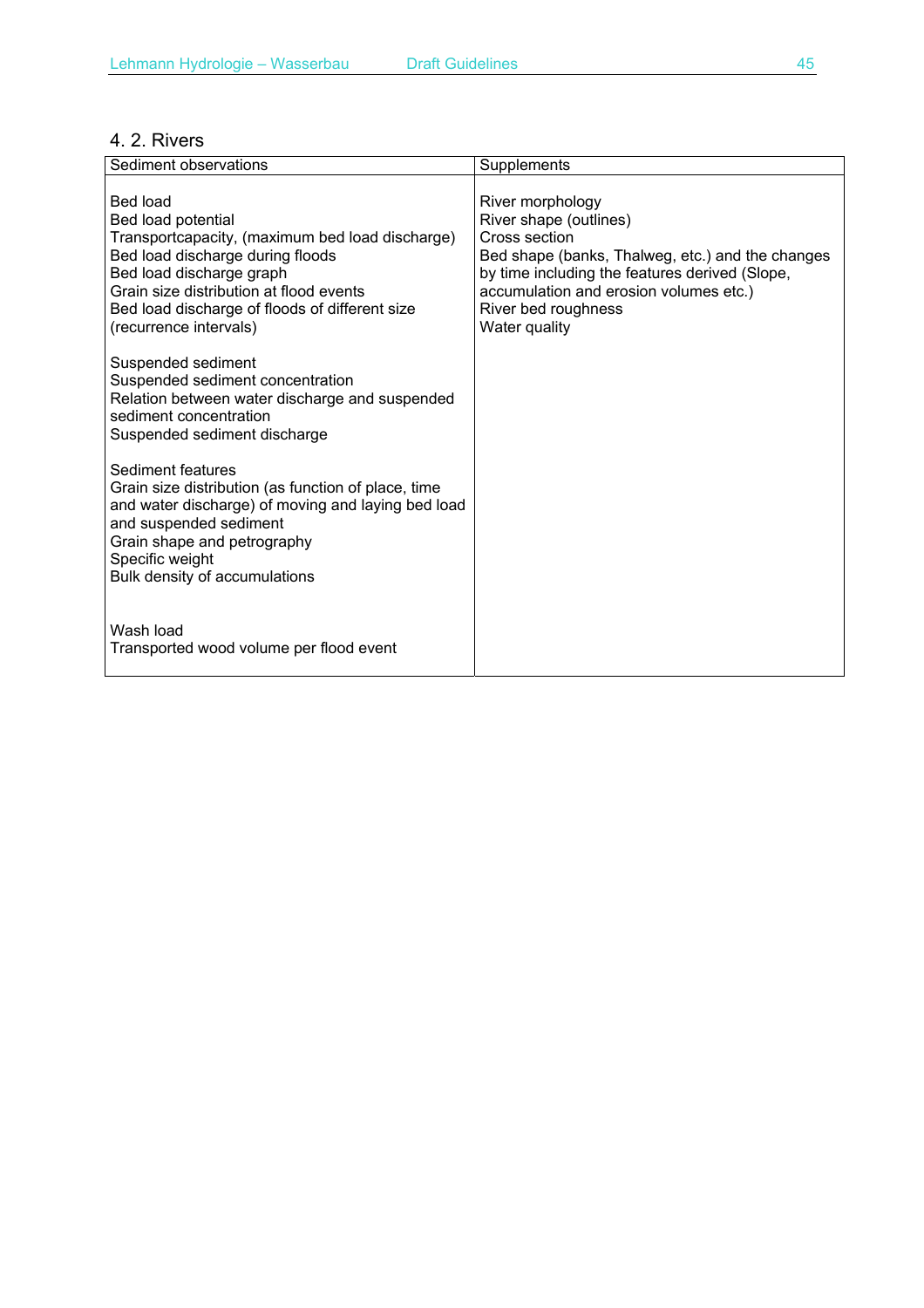## 4. 2. Rivers

| Sediment observations | Supplements |
|---|---|
| Bed load<br>Bed load potential<br>Transportcapacity, (maximum bed load discharge)<br>Bed load discharge during floods<br>Bed load discharge graph<br>Grain size distribution at flood events<br>Bed load discharge of floods of different size (recurrence intervals)<br><br>Suspended sediment<br>Suspended sediment concentration<br>Relation between water discharge and suspended sediment concentration<br>Suspended sediment discharge<br><br>Sediment features<br>Grain size distribution (as function of place, time and water discharge) of moving and laying bed load and suspended sediment<br>Grain shape and petrography<br>Specific weight<br>Bulk density of accumulations<br><br>Wash load<br>Transported wood volume per flood event | River morphology<br>River shape (outlines)<br>Cross section<br>Bed shape (banks, Thalweg, etc.) and the changes by time including the features derived (Slope, accumulation and erosion volumes etc.)<br>River bed roughness<br>Water quality |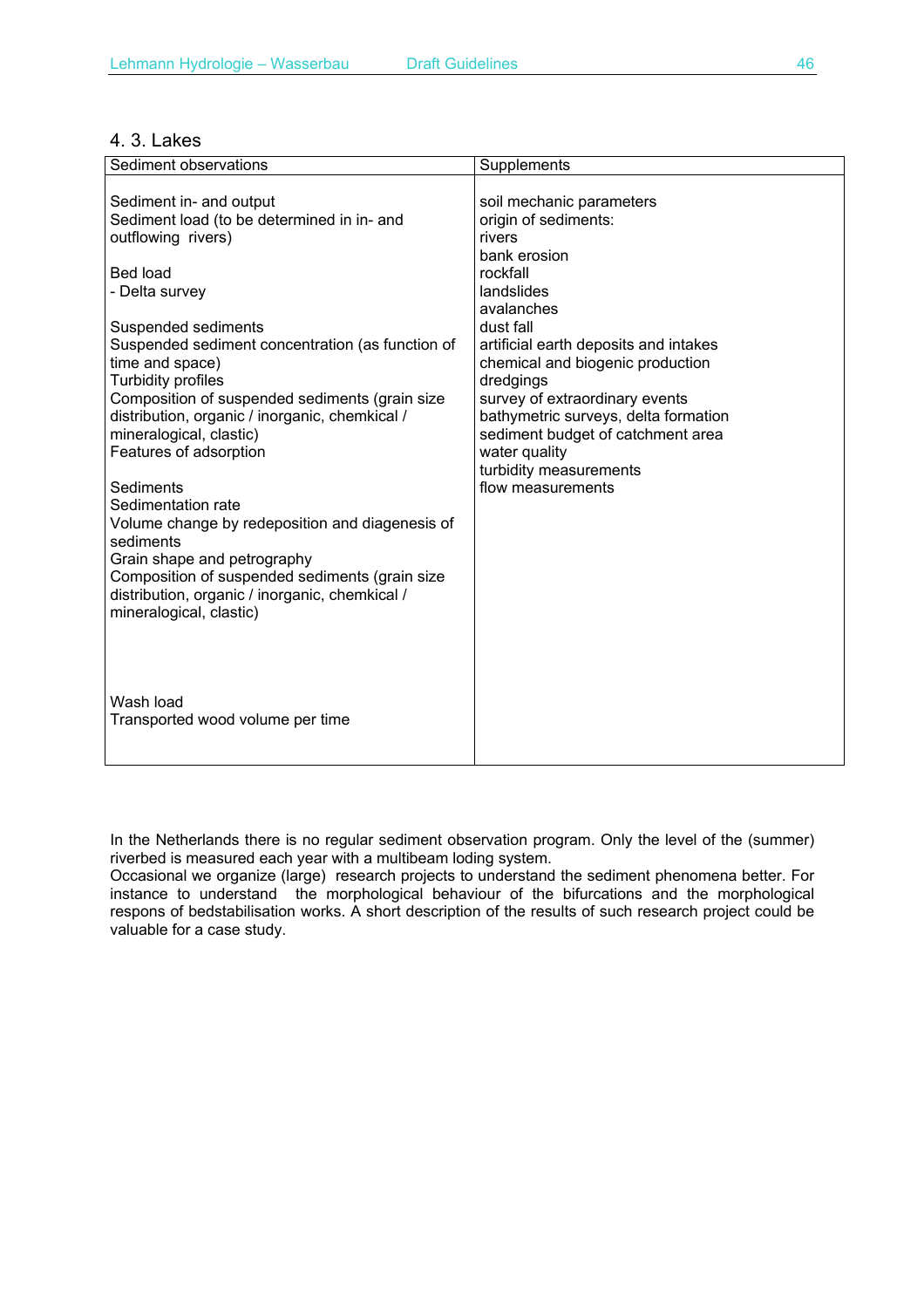## 4. 3. Lakes

| Sediment observations | Supplements |
|---|---|
| Sediment in- and output<br>Sediment load (to be determined in in- and outflowing rivers)<br><br>Bed load<br>- Delta survey<br><br>Suspended sediments<br>Suspended sediment concentration (as function of time and space)<br>Turbidity profiles<br>Composition of suspended sediments (grain size distribution, organic / inorganic, chemkical / mineralogical, clastic)<br>Features of adsorption<br><br>Sediments<br>Sedimentation rate<br>Volume change by redeposition and diagenesis of sediments<br>Grain shape and petrography<br>Composition of suspended sediments (grain size distribution, organic / inorganic, chemkical / mineralogical, clastic)<br><br>Wash load<br>Transported wood volume per time | soil mechanic parameters<br>origin of sediments:<br>rivers<br>bank erosion<br>rockfall<br>landslides<br>avalanches<br>dust fall<br>artificial earth deposits and intakes<br>chemical and biogenic production<br>dredgings<br>survey of extraordinary events<br>bathymetric surveys, delta formation<br>sediment budget of catchment area<br>water quality<br>turbidity measurements<br>flow measurements |

In the Netherlands there is no regular sediment observation program. Only the level of the (summer) riverbed is measured each year with a multibeam loding system.
Occasional we organize (large) research projects to understand the sediment phenomena better. For instance to understand the morphological behaviour of the bifurcations and the morphological respons of bedstabilisation works. A short description of the results of such research project could be valuable for a case study.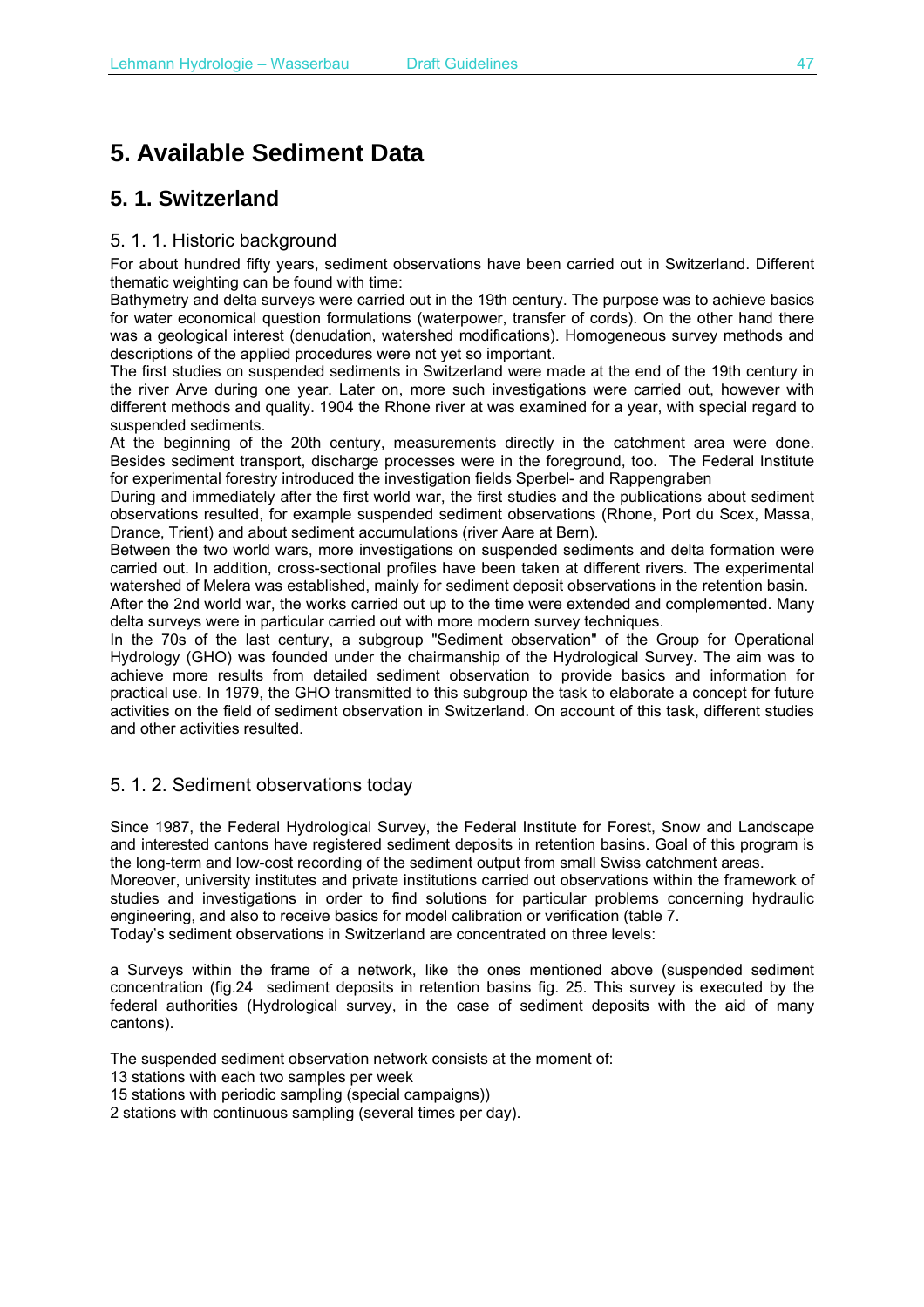# 5. Available Sediment Data

## 5. 1. Switzerland

### 5. 1. 1. Historic background

For about hundred fifty years, sediment observations have been carried out in Switzerland. Different thematic weighting can be found with time:

Bathymetry and delta surveys were carried out in the 19th century. The purpose was to achieve basics for water economical question formulations (waterpower, transfer of cords). On the other hand there was a geological interest (denudation, watershed modifications). Homogeneous survey methods and descriptions of the applied procedures were not yet so important.

The first studies on suspended sediments in Switzerland were made at the end of the 19th century in the river Arve during one year. Later on, more such investigations were carried out, however with different methods and quality. 1904 the Rhone river at was examined for a year, with special regard to suspended sediments.

At the beginning of the 20th century, measurements directly in the catchment area were done. Besides sediment transport, discharge processes were in the foreground, too. The Federal Institute for experimental forestry introduced the investigation fields Sperbel- and Rappengraben

During and immediately after the first world war, the first studies and the publications about sediment observations resulted, for example suspended sediment observations (Rhone, Port du Scex, Massa, Drance, Trient) and about sediment accumulations (river Aare at Bern).

Between the two world wars, more investigations on suspended sediments and delta formation were carried out. In addition, cross-sectional profiles have been taken at different rivers. The experimental watershed of Melera was established, mainly for sediment deposit observations in the retention basin.

After the 2nd world war, the works carried out up to the time were extended and complemented. Many delta surveys were in particular carried out with more modern survey techniques.

In the 70s of the last century, a subgroup "Sediment observation" of the Group for Operational Hydrology (GHO) was founded under the chairmanship of the Hydrological Survey. The aim was to achieve more results from detailed sediment observation to provide basics and information for practical use. In 1979, the GHO transmitted to this subgroup the task to elaborate a concept for future activities on the field of sediment observation in Switzerland. On account of this task, different studies and other activities resulted.

### 5. 1. 2. Sediment observations today

Since 1987, the Federal Hydrological Survey, the Federal Institute for Forest, Snow and Landscape and interested cantons have registered sediment deposits in retention basins. Goal of this program is the long-term and low-cost recording of the sediment output from small Swiss catchment areas.

Moreover, university institutes and private institutions carried out observations within the framework of studies and investigations in order to find solutions for particular problems concerning hydraulic engineering, and also to receive basics for model calibration or verification (table 7.

Today's sediment observations in Switzerland are concentrated on three levels:

a Surveys within the frame of a network, like the ones mentioned above (suspended sediment concentration (fig.24 sediment deposits in retention basins fig. 25. This survey is executed by the federal authorities (Hydrological survey, in the case of sediment deposits with the aid of many cantons).

The suspended sediment observation network consists at the moment of:

13 stations with each two samples per week

15 stations with periodic sampling (special campaigns))

2 stations with continuous sampling (several times per day).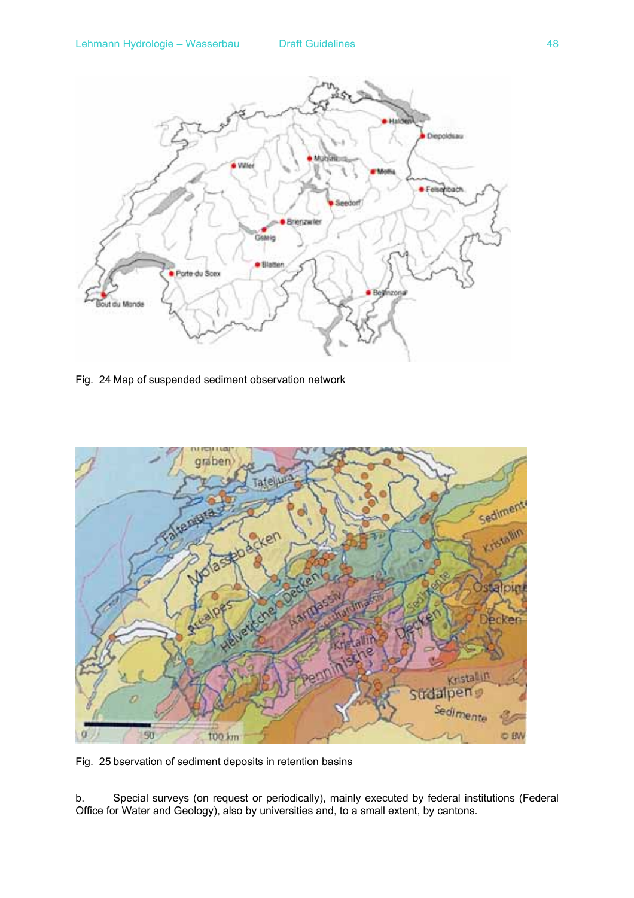Fig. 24 Map of suspended sediment observation network

Fig. 25 bservation of sediment deposits in retention basins

b. Special surveys (on request or periodically), mainly executed by federal institutions (Federal Office for Water and Geology), also by universities and, to a small extent, by cantons.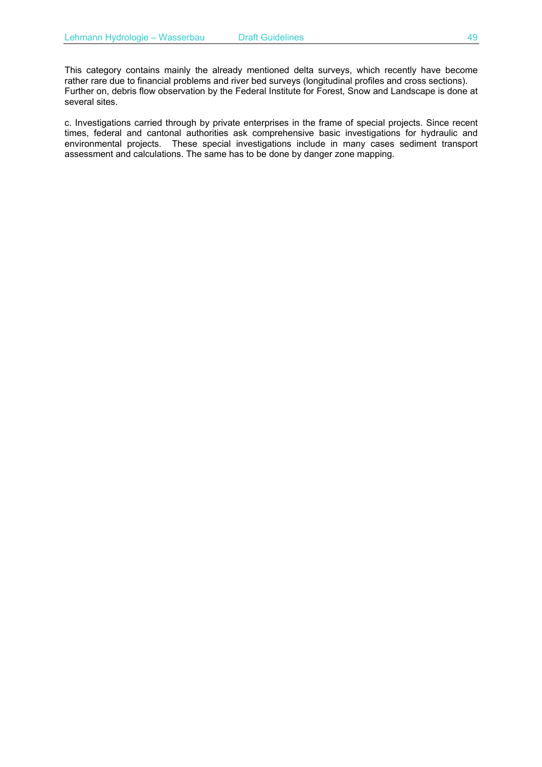This category contains mainly the already mentioned delta surveys, which recently have become rather rare due to financial problems and river bed surveys (longitudinal profiles and cross sections). Further on, debris flow observation by the Federal Institute for Forest, Snow and Landscape is done at several sites.

c. Investigations carried through by private enterprises in the frame of special projects. Since recent times, federal and cantonal authorities ask comprehensive basic investigations for hydraulic and environmental projects. These special investigations include in many cases sediment transport assessment and calculations. The same has to be done by danger zone mapping.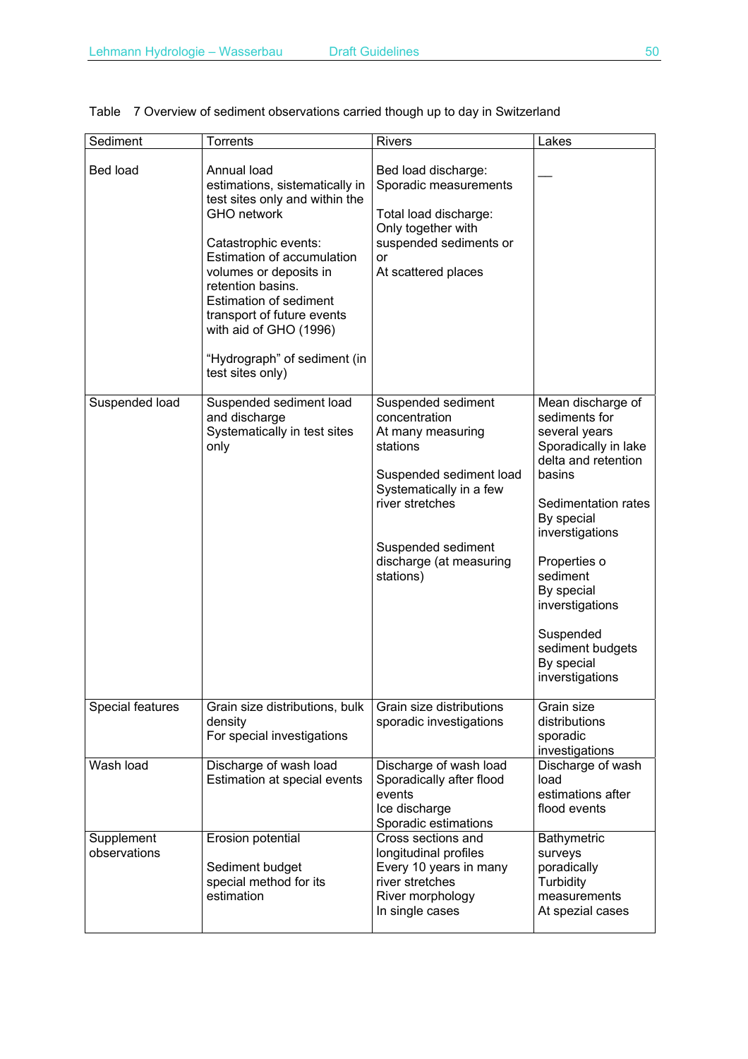Table 7 Overview of sediment observations carried though up to day in Switzerland

| Sediment | Torrents | Rivers | Lakes |
|---|---|---|---|
| Bed load | Annual load estimations, sistematically in test sites only and within the GHO network<br><br>Catastrophic events: Estimation of accumulation volumes or deposits in retention basins. Estimation of sediment transport of future events with aid of GHO (1996)<br><br>"Hydrograph" of sediment (in test sites only) | Bed load discharge: Sporadic measurements<br><br>Total load discharge: Only together with suspended sediments or or At scattered places | — |
| Suspended load | Suspended sediment load and discharge Systematically in test sites only | Suspended sediment concentration At many measuring stations<br><br>Suspended sediment load Systematically in a few river stretches<br><br>Suspended sediment discharge (at measuring stations) | Mean discharge of sediments for several years Sporadically in lake delta and retention basins<br><br>Sedimentation rates By special inverstigations<br><br>Properties o sediment By special inverstigations<br><br>Suspended sediment budgets By special inverstigations |
| Special features | Grain size distributions, bulk density For special investigations | Grain size distributions sporadic investigations | Grain size distributions sporadic investigations |
| Wash load | Discharge of wash load Estimation at special events | Discharge of wash load Sporadically after flood events<br>Ice discharge Sporadic estimations | Discharge of wash load estimations after flood events |
| Supplement observations | Erosion potential<br><br>Sediment budget special method for its estimation | Cross sections and longitudinal profiles Every 10 years in many river stretches<br>River morphology In single cases | Bathymetric surveys poradically<br>Turbidity measurements At spezial cases |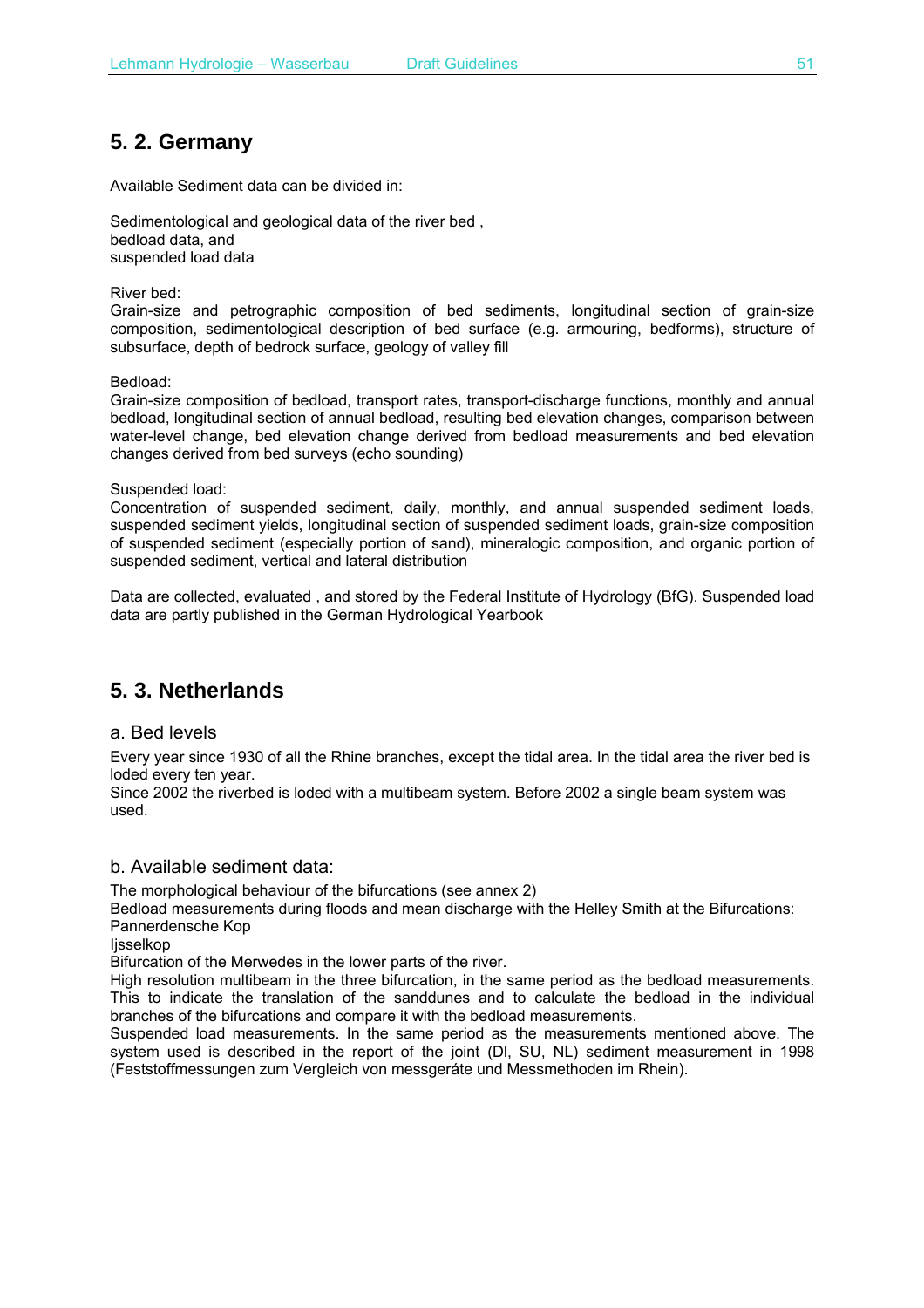## 5. 2. Germany

Available Sediment data can be divided in:

Sedimentological and geological data of the river bed ,
bedload data, and
suspended load data

River bed:
Grain-size and petrographic composition of bed sediments, longitudinal section of grain-size composition, sedimentological description of bed surface (e.g. armouring, bedforms), structure of subsurface, depth of bedrock surface, geology of valley fill

Bedload:
Grain-size composition of bedload, transport rates, transport-discharge functions, monthly and annual bedload, longitudinal section of annual bedload, resulting bed elevation changes, comparison between water-level change, bed elevation change derived from bedload measurements and bed elevation changes derived from bed surveys (echo sounding)

Suspended load:
Concentration of suspended sediment, daily, monthly, and annual suspended sediment loads, suspended sediment yields, longitudinal section of suspended sediment loads, grain-size composition of suspended sediment (especially portion of sand), mineralogic composition, and organic portion of suspended sediment, vertical and lateral distribution

Data are collected, evaluated , and stored by the Federal Institute of Hydrology (BfG). Suspended load data are partly published in the German Hydrological Yearbook

## 5. 3. Netherlands

### a. Bed levels

Every year since 1930 of all the Rhine branches, except the tidal area. In the tidal area the river bed is loded every ten year.
Since 2002 the riverbed is loded with a multibeam system. Before 2002 a single beam system was used.

### b. Available sediment data:

The morphological behaviour of the bifurcations (see annex 2)
Bedload measurements during floods and mean discharge with the Helley Smith at the Bifurcations:
Pannerdensche Kop
Ijsselkop
Bifurcation of the Merwedes in the lower parts of the river.
High resolution multibeam in the three bifurcation, in the same period as the bedload measurements. This to indicate the translation of the sanddunes and to calculate the bedload in the individual branches of the bifurcations and compare it with the bedload measurements.
Suspended load measurements. In the same period as the measurements mentioned above. The system used is described in the report of the joint (Dl, SU, NL) sediment measurement in 1998 (Feststoffmessungen zum Vergleich von messgeráte und Messmethoden im Rhein).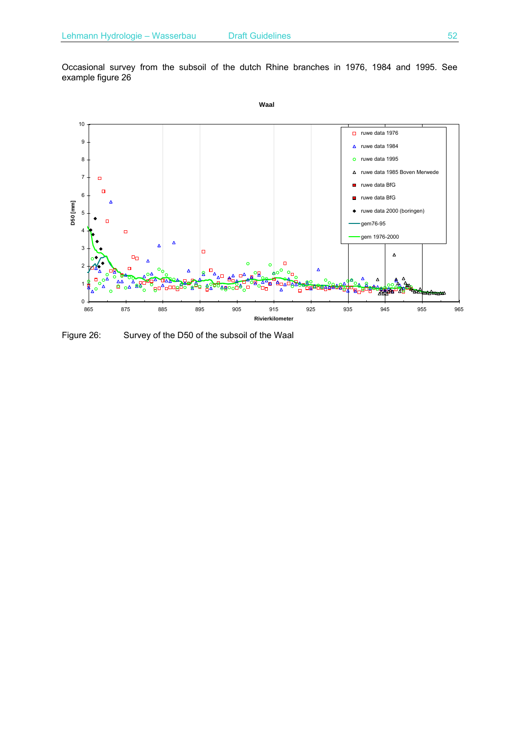Occasional survey from the subsoil of the dutch Rhine branches in 1976, 1984 and 1995. See example figure 26

Figure 26: Survey of the D50 of the subsoil of the Waal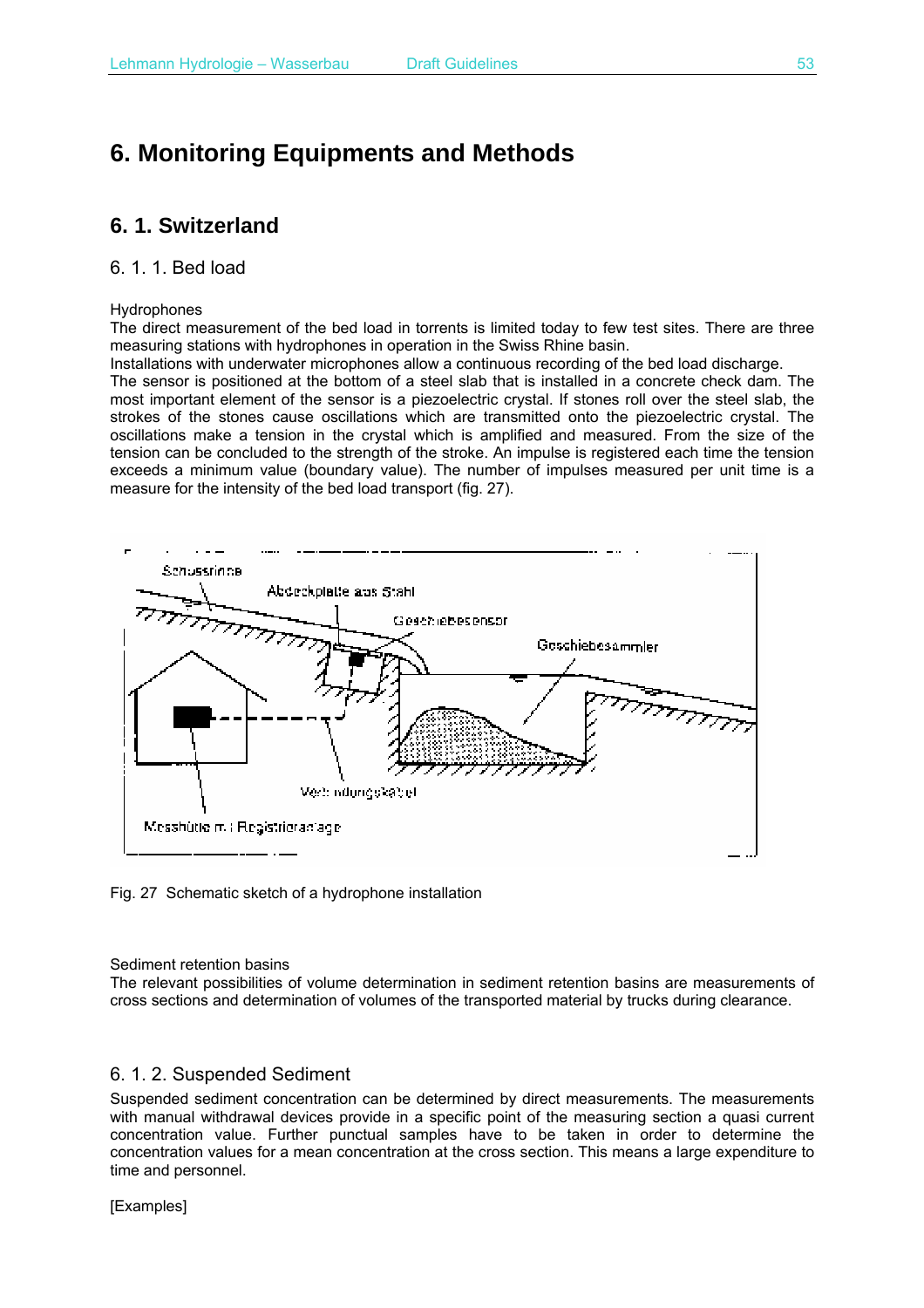# 6. Monitoring Equipments and Methods

## 6. 1. Switzerland

### 6. 1. 1. Bed load

Hydrophones

The direct measurement of the bed load in torrents is limited today to few test sites. There are three measuring stations with hydrophones in operation in the Swiss Rhine basin.

Installations with underwater microphones allow a continuous recording of the bed load discharge.

The sensor is positioned at the bottom of a steel slab that is installed in a concrete check dam. The most important element of the sensor is a piezoelectric crystal. If stones roll over the steel slab, the strokes of the stones cause oscillations which are transmitted onto the piezoelectric crystal. The oscillations make a tension in the crystal which is amplified and measured. From the size of the tension can be concluded to the strength of the stroke. An impulse is registered each time the tension exceeds a minimum value (boundary value). The number of impulses measured per unit time is a measure for the intensity of the bed load transport (fig. 27).

Schussrinne

Abdeckplatte aus Stahl

Geschiebesensor

Geschiebesammler

Verbindungskabel

Messhütte mit Registrieranlage

Fig. 27 Schematic sketch of a hydrophone installation

Sediment retention basins

The relevant possibilities of volume determination in sediment retention basins are measurements of cross sections and determination of volumes of the transported material by trucks during clearance.

### 6. 1. 2. Suspended Sediment

Suspended sediment concentration can be determined by direct measurements. The measurements with manual withdrawal devices provide in a specific point of the measuring section a quasi current concentration value. Further punctual samples have to be taken in order to determine the concentration values for a mean concentration at the cross section. This means a large expenditure to time and personnel.

[Examples]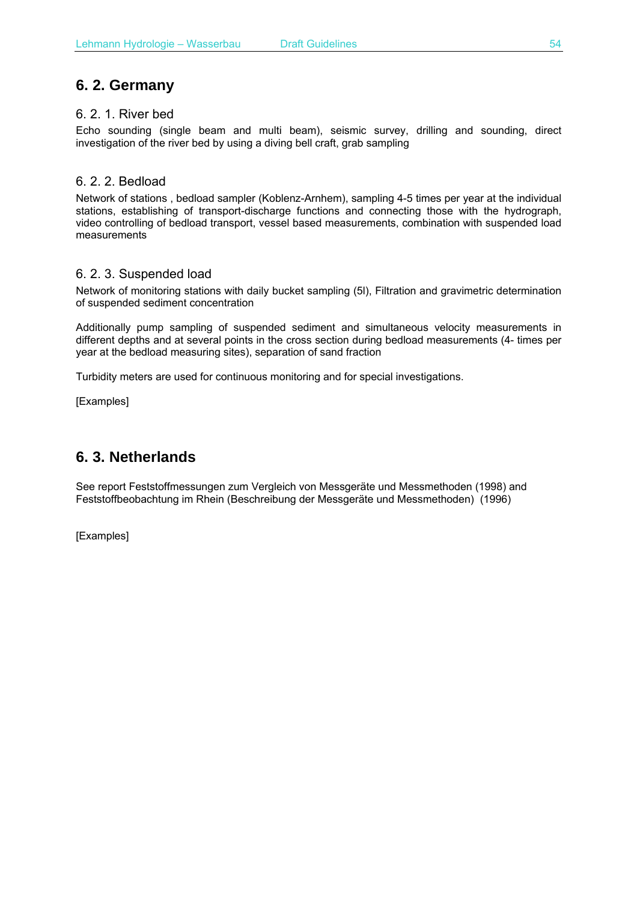## 6. 2. Germany

### 6. 2. 1. River bed

Echo sounding (single beam and multi beam), seismic survey, drilling and sounding, direct investigation of the river bed by using a diving bell craft, grab sampling

### 6. 2. 2. Bedload

Network of stations , bedload sampler (Koblenz-Arnhem), sampling 4-5 times per year at the individual stations, establishing of transport-discharge functions and connecting those with the hydrograph, video controlling of bedload transport, vessel based measurements, combination with suspended load measurements

### 6. 2. 3. Suspended load

Network of monitoring stations with daily bucket sampling (5l), Filtration and gravimetric determination of suspended sediment concentration

Additionally pump sampling of suspended sediment and simultaneous velocity measurements in different depths and at several points in the cross section during bedload measurements (4- times per year at the bedload measuring sites), separation of sand fraction

Turbidity meters are used for continuous monitoring and for special investigations.

[Examples]

## 6. 3. Netherlands

See report Feststoffmessungen zum Vergleich von Messgeräte und Messmethoden (1998) and Feststoffbeobachtung im Rhein (Beschreibung der Messgeräte und Messmethoden) (1996)

[Examples]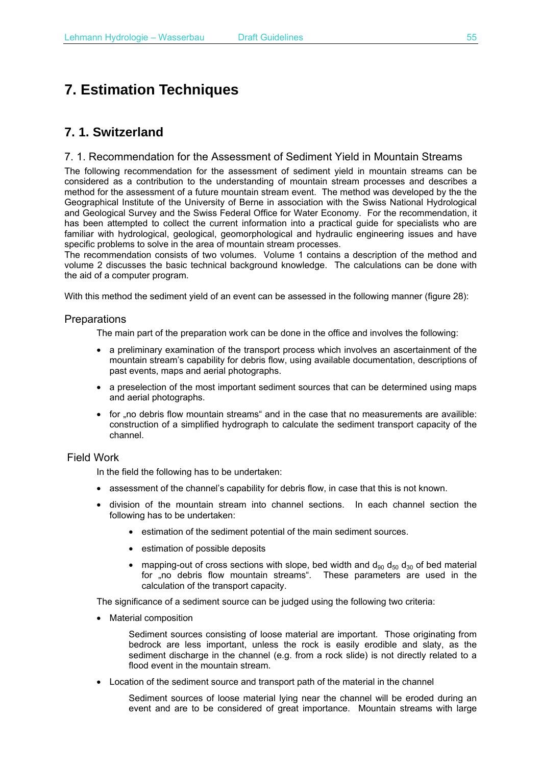# 7. Estimation Techniques

## 7. 1. Switzerland

### 7. 1. Recommendation for the Assessment of Sediment Yield in Mountain Streams

The following recommendation for the assessment of sediment yield in mountain streams can be considered as a contribution to the understanding of mountain stream processes and describes a method for the assessment of a future mountain stream event. The method was developed by the the Geographical Institute of the University of Berne in association with the Swiss National Hydrological and Geological Survey and the Swiss Federal Office for Water Economy. For the recommendation, it has been attempted to collect the current information into a practical guide for specialists who are familiar with hydrological, geological, geomorphological and hydraulic engineering issues and have specific problems to solve in the area of mountain stream processes.
The recommendation consists of two volumes. Volume 1 contains a description of the method and volume 2 discusses the basic technical background knowledge. The calculations can be done with the aid of a computer program.

With this method the sediment yield of an event can be assessed in the following manner (figure 28):

#### Preparations

The main part of the preparation work can be done in the office and involves the following:

- a preliminary examination of the transport process which involves an ascertainment of the mountain stream's capability for debris flow, using available documentation, descriptions of past events, maps and aerial photographs.
- a preselection of the most important sediment sources that can be determined using maps and aerial photographs.
- for „no debris flow mountain streams“ and in the case that no measurements are availible: construction of a simplified hydrograph to calculate the sediment transport capacity of the channel.

#### Field Work

In the field the following has to be undertaken:

- assessment of the channel's capability for debris flow, in case that this is not known.
- division of the mountain stream into channel sections. In each channel section the following has to be undertaken:
  - estimation of the sediment potential of the main sediment sources.
  - estimation of possible deposits
  - mapping-out of cross sections with slope, bed width and $d_{90}$ $d_{50}$ $d_{30}$ of bed material for „no debris flow mountain streams“. These parameters are used in the calculation of the transport capacity.

The significance of a sediment source can be judged using the following two criteria:

- Material composition

  Sediment sources consisting of loose material are important. Those originating from bedrock are less important, unless the rock is easily erodible and slaty, as the sediment discharge in the channel (e.g. from a rock slide) is not directly related to a flood event in the mountain stream.

- Location of the sediment source and transport path of the material in the channel

  Sediment sources of loose material lying near the channel will be eroded during an event and are to be considered of great importance. Mountain streams with large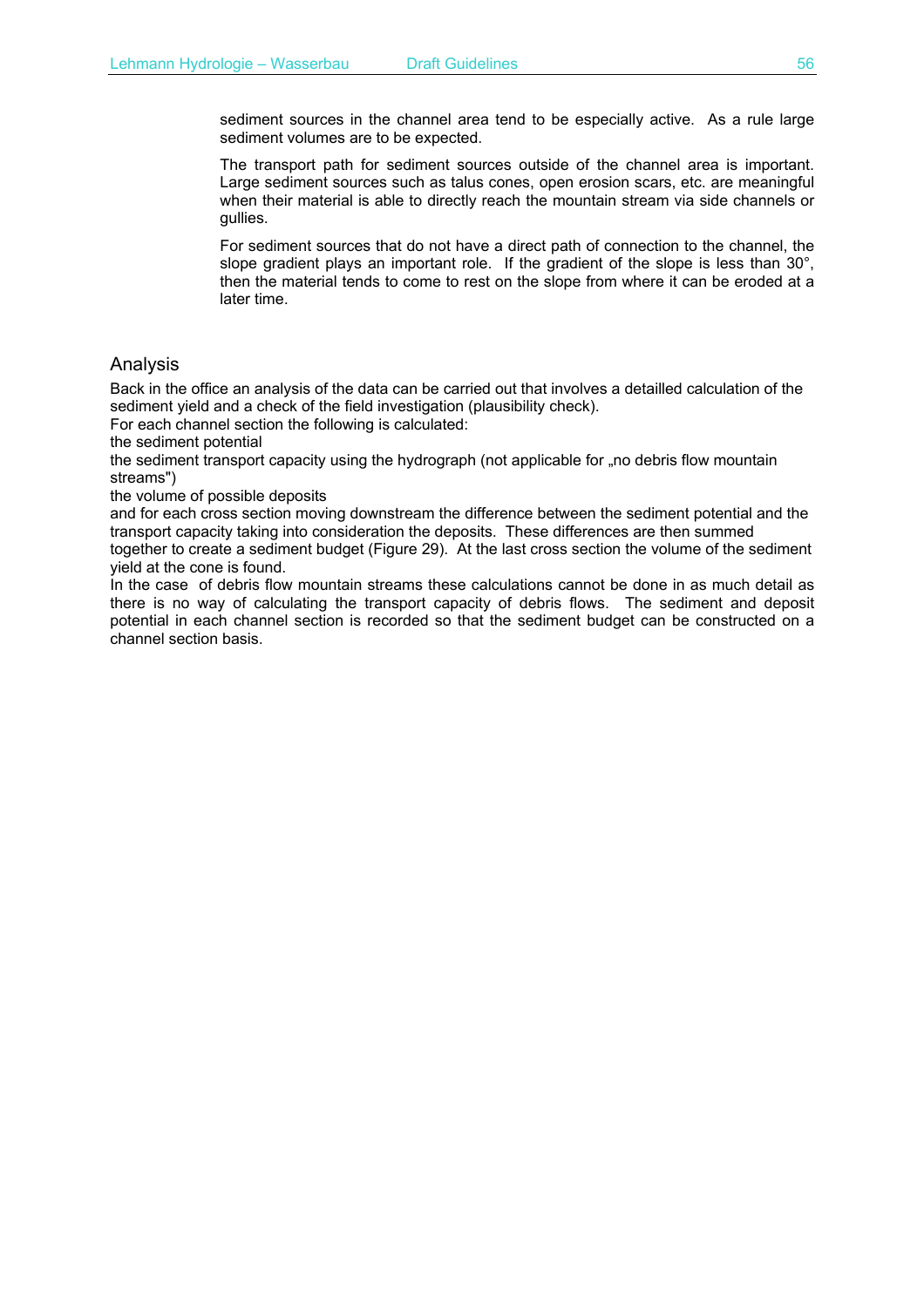sediment sources in the channel area tend to be especially active. As a rule large sediment volumes are to be expected.

The transport path for sediment sources outside of the channel area is important. Large sediment sources such as talus cones, open erosion scars, etc. are meaningful when their material is able to directly reach the mountain stream via side channels or gullies.

For sediment sources that do not have a direct path of connection to the channel, the slope gradient plays an important role. If the gradient of the slope is less than 30°, then the material tends to come to rest on the slope from where it can be eroded at a later time.

## Analysis

Back in the office an analysis of the data can be carried out that involves a detailled calculation of the sediment yield and a check of the field investigation (plausibility check).

For each channel section the following is calculated:

the sediment potential

the sediment transport capacity using the hydrograph (not applicable for „no debris flow mountain streams")

the volume of possible deposits

and for each cross section moving downstream the difference between the sediment potential and the transport capacity taking into consideration the deposits. These differences are then summed together to create a sediment budget (Figure 29). At the last cross section the volume of the sediment yield at the cone is found.

In the case of debris flow mountain streams these calculations cannot be done in as much detail as there is no way of calculating the transport capacity of debris flows. The sediment and deposit potential in each channel section is recorded so that the sediment budget can be constructed on a channel section basis.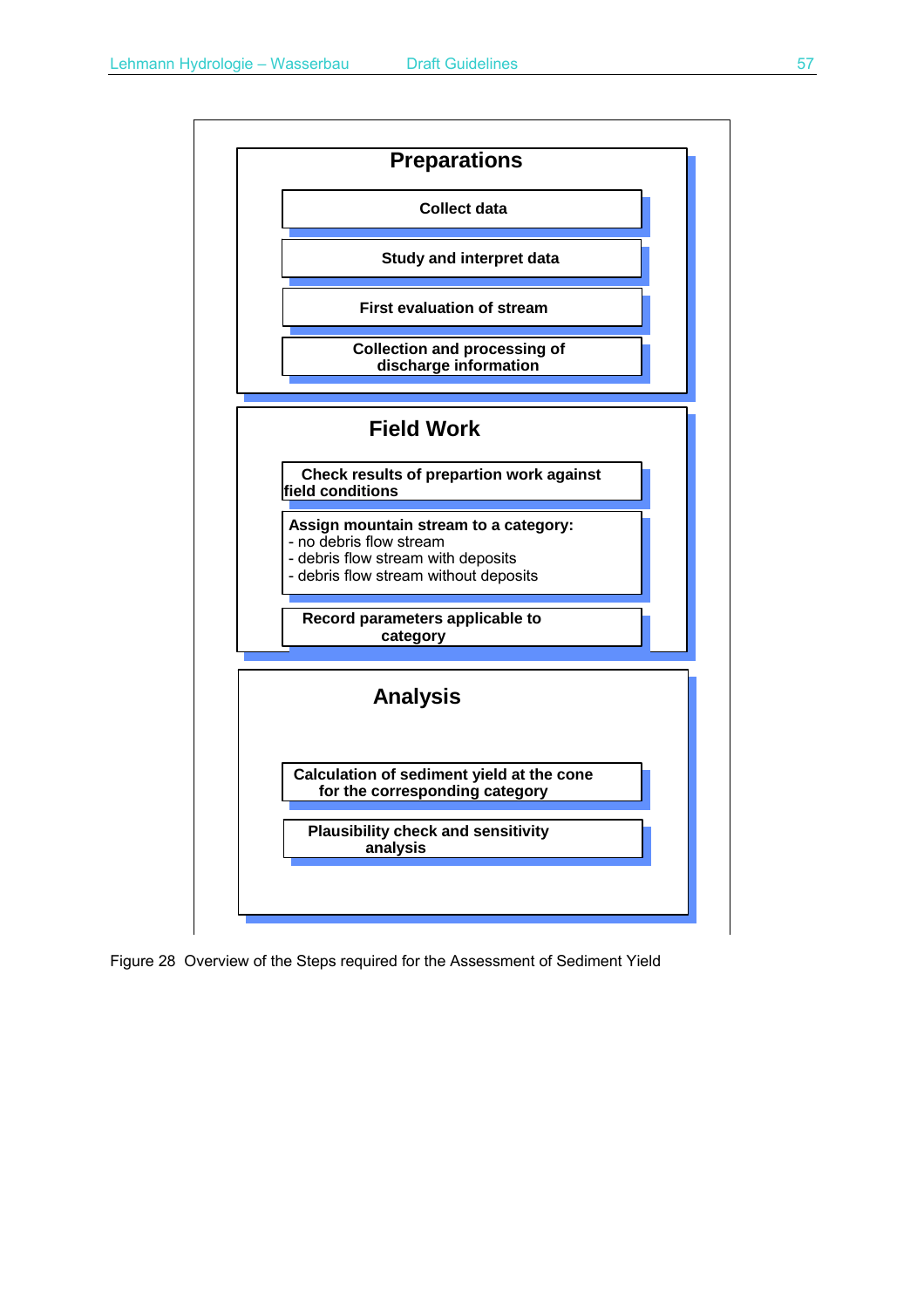**Preparations**

- Collect data
- Study and interpret data
- First evaluation of stream
- Collection and processing of discharge information

**Field Work**

- Check results of prepartion work against field conditions
- **Assign mountain stream to a category:**
  - no debris flow stream
  - debris flow stream with deposits
  - debris flow stream without deposits
- Record parameters applicable to category

**Analysis**

- Calculation of sediment yield at the cone for the corresponding category
- Plausibility check and sensitivity analysis

Figure 28 Overview of the Steps required for the Assessment of Sediment Yield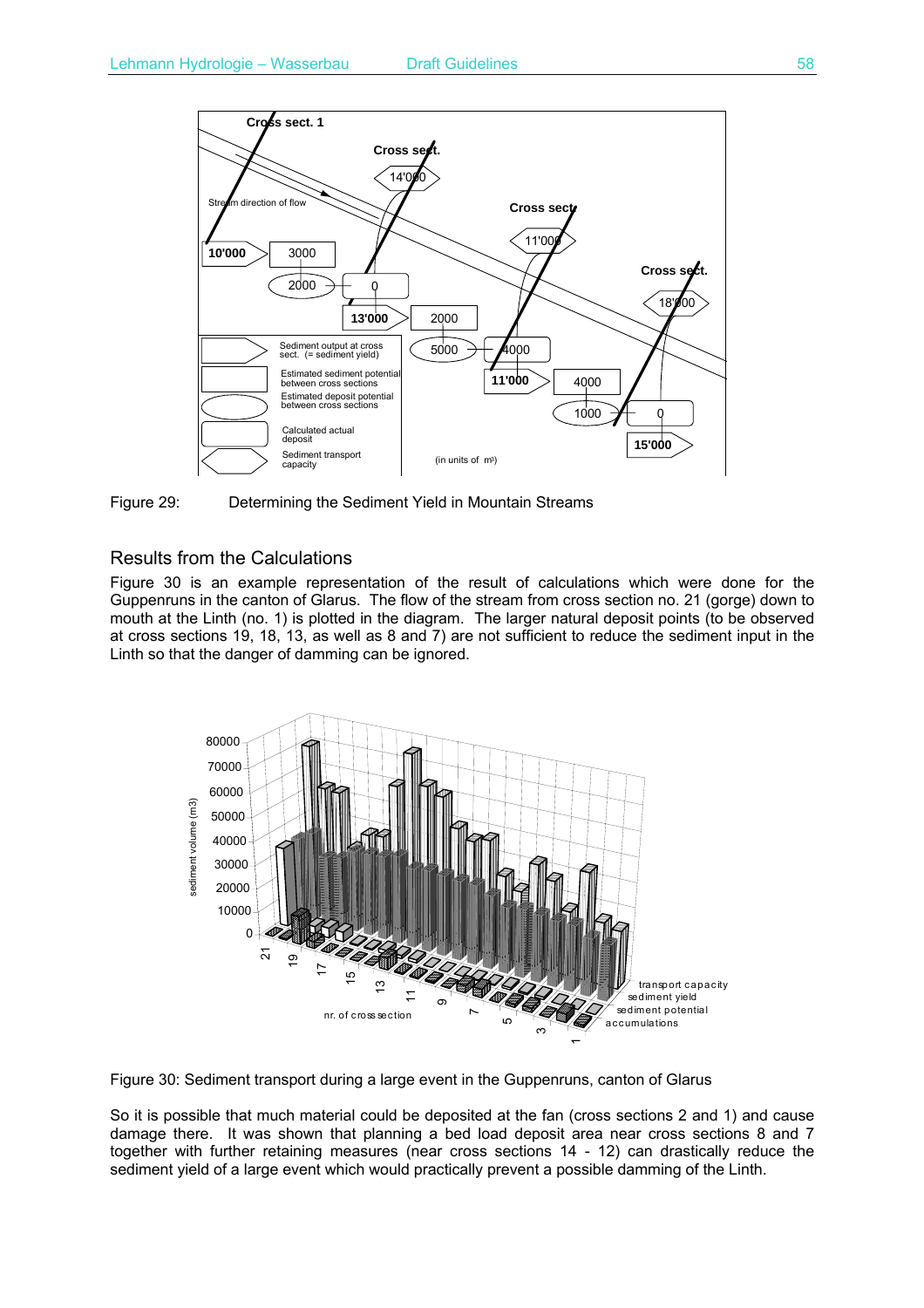Figure 29: Determining the Sediment Yield in Mountain Streams

## Results from the Calculations

Figure 30 is an example representation of the result of calculations which were done for the Guppenruns in the canton of Glarus. The flow of the stream from cross section no. 21 (gorge) down to mouth at the Linth (no. 1) is plotted in the diagram. The larger natural deposit points (to be observed at cross sections 19, 18, 13, as well as 8 and 7) are not sufficient to reduce the sediment input in the Linth so that the danger of damming can be ignored.

Figure 30: Sediment transport during a large event in the Guppenruns, canton of Glarus

So it is possible that much material could be deposited at the fan (cross sections 2 and 1) and cause damage there. It was shown that planning a bed load deposit area near cross sections 8 and 7 together with further retaining measures (near cross sections 14 - 12) can drastically reduce the sediment yield of a large event which would practically prevent a possible damming of the Linth.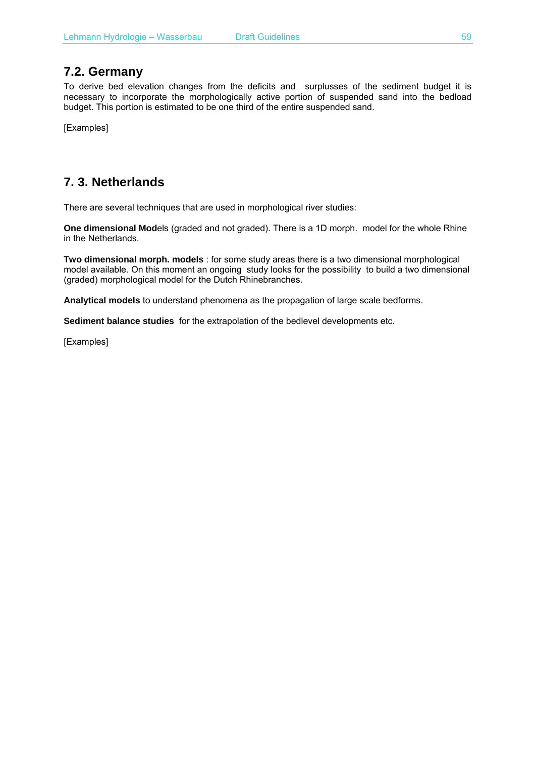## 7.2. Germany

To derive bed elevation changes from the deficits and surplusses of the sediment budget it is necessary to incorporate the morphologically active portion of suspended sand into the bedload budget. This portion is estimated to be one third of the entire suspended sand.

[Examples]

## 7. 3. Netherlands

There are several techniques that are used in morphological river studies:

**One dimensional Mod**els (graded and not graded). There is a 1D morph. model for the whole Rhine in the Netherlands.

**Two dimensional morph. models** : for some study areas there is a two dimensional morphological model available. On this moment an ongoing study looks for the possibility to build a two dimensional (graded) morphological model for the Dutch Rhinebranches.

**Analytical models** to understand phenomena as the propagation of large scale bedforms.

**Sediment balance studies** for the extrapolation of the bedlevel developments etc.

[Examples]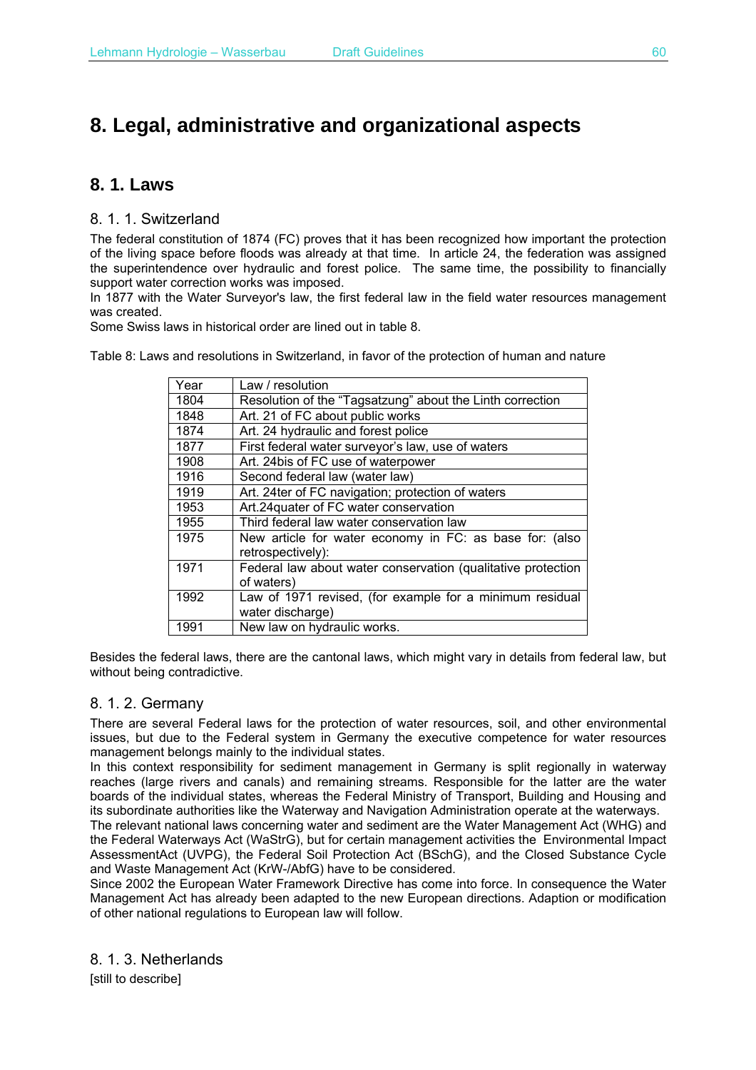# 8. Legal, administrative and organizational aspects

## 8. 1. Laws

### 8. 1. 1. Switzerland

The federal constitution of 1874 (FC) proves that it has been recognized how important the protection of the living space before floods was already at that time. In article 24, the federation was assigned the superintendence over hydraulic and forest police. The same time, the possibility to financially support water correction works was imposed.

In 1877 with the Water Surveyor's law, the first federal law in the field water resources management was created.

Some Swiss laws in historical order are lined out in table 8.

Table 8: Laws and resolutions in Switzerland, in favor of the protection of human and nature

| Year | Law / resolution |
|---|---|
| 1804 | Resolution of the "Tagsatzung" about the Linth correction |
| 1848 | Art. 21 of FC about public works |
| 1874 | Art. 24 hydraulic and forest police |
| 1877 | First federal water surveyor's law, use of waters |
| 1908 | Art. 24bis of FC use of waterpower |
| 1916 | Second federal law (water law) |
| 1919 | Art. 24ter of FC navigation; protection of waters |
| 1953 | Art.24quater of FC water conservation |
| 1955 | Third federal law water conservation law |
| 1975 | New article for water economy in FC: as base for: (also retrospectively): |
| 1971 | Federal law about water conservation (qualitative protection of waters) |
| 1992 | Law of 1971 revised, (for example for a minimum residual water discharge) |
| 1991 | New law on hydraulic works. |

Besides the federal laws, there are the cantonal laws, which might vary in details from federal law, but without being contradictive.

### 8. 1. 2. Germany

There are several Federal laws for the protection of water resources, soil, and other environmental issues, but due to the Federal system in Germany the executive competence for water resources management belongs mainly to the individual states.

In this context responsibility for sediment management in Germany is split regionally in waterway reaches (large rivers and canals) and remaining streams. Responsible for the latter are the water boards of the individual states, whereas the Federal Ministry of Transport, Building and Housing and its subordinate authorities like the Waterway and Navigation Administration operate at the waterways.

The relevant national laws concerning water and sediment are the Water Management Act (WHG) and the Federal Waterways Act (WaStrG), but for certain management activities the Environmental Impact AssessmentAct (UVPG), the Federal Soil Protection Act (BSchG), and the Closed Substance Cycle and Waste Management Act (KrW-/AbfG) have to be considered.

Since 2002 the European Water Framework Directive has come into force. In consequence the Water Management Act has already been adapted to the new European directions. Adaption or modification of other national regulations to European law will follow.

### 8. 1. 3. Netherlands

[still to describe]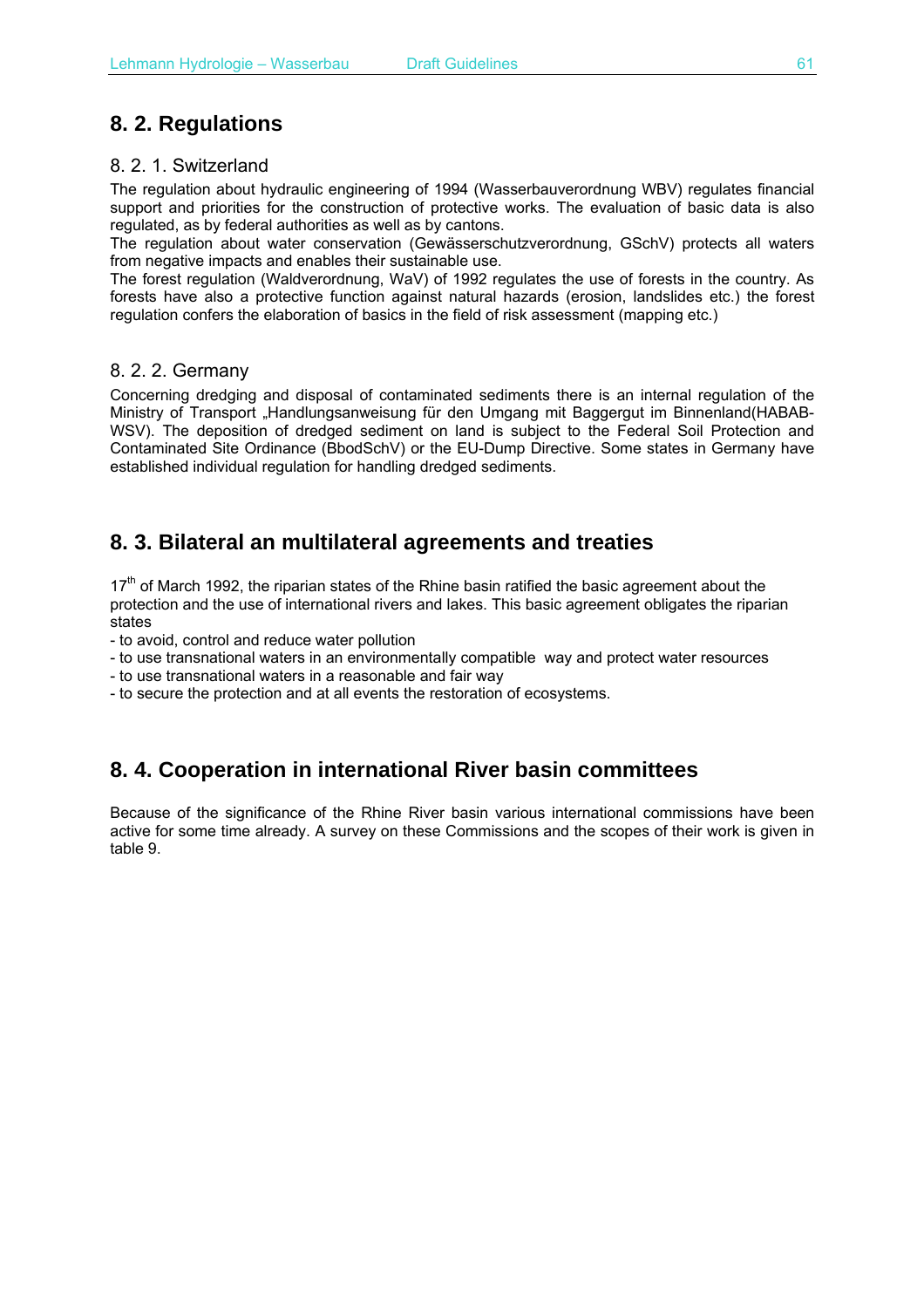## 8. 2. Regulations

### 8. 2. 1. Switzerland

The regulation about hydraulic engineering of 1994 (Wasserbauverordnung WBV) regulates financial support and priorities for the construction of protective works. The evaluation of basic data is also regulated, as by federal authorities as well as by cantons.

The regulation about water conservation (Gewässerschutzverordnung, GSchV) protects all waters from negative impacts and enables their sustainable use.

The forest regulation (Waldverordnung, WaV) of 1992 regulates the use of forests in the country. As forests have also a protective function against natural hazards (erosion, landslides etc.) the forest regulation confers the elaboration of basics in the field of risk assessment (mapping etc.)

### 8. 2. 2. Germany

Concerning dredging and disposal of contaminated sediments there is an internal regulation of the Ministry of Transport „Handlungsanweisung für den Umgang mit Baggergut im Binnenland(HABAB-WSV). The deposition of dredged sediment on land is subject to the Federal Soil Protection and Contaminated Site Ordinance (BbodSchV) or the EU-Dump Directive. Some states in Germany have established individual regulation for handling dredged sediments.

## 8. 3. Bilateral an multilateral agreements and treaties

17th of March 1992, the riparian states of the Rhine basin ratified the basic agreement about the protection and the use of international rivers and lakes. This basic agreement obligates the riparian states

- to avoid, control and reduce water pollution
- to use transnational waters in an environmentally compatible way and protect water resources
- to use transnational waters in a reasonable and fair way
- to secure the protection and at all events the restoration of ecosystems.

## 8. 4. Cooperation in international River basin committees

Because of the significance of the Rhine River basin various international commissions have been active for some time already. A survey on these Commissions and the scopes of their work is given in table 9.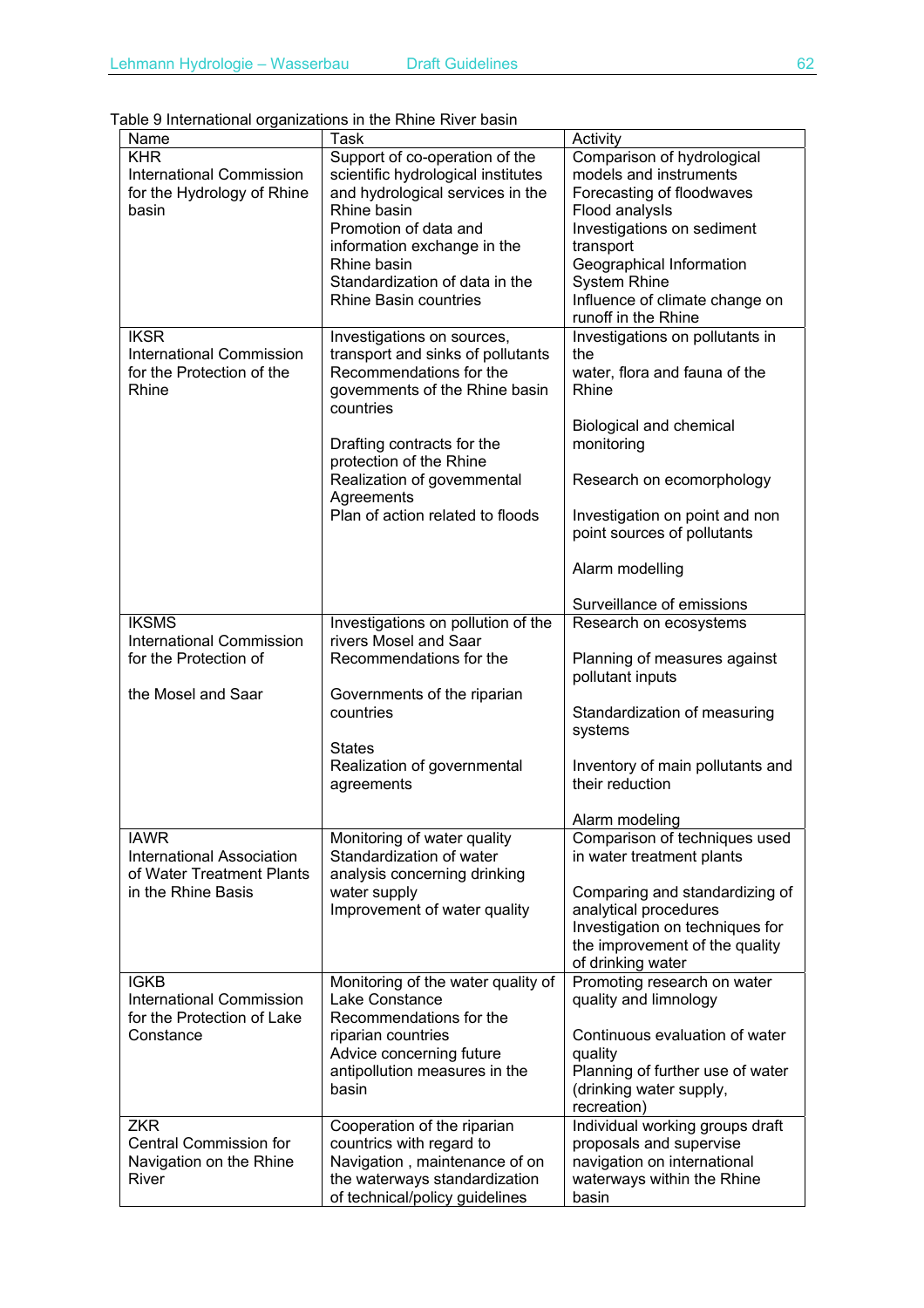Table 9 International organizations in the Rhine River basin

| Name | Task | Activity |
|---|---|---|
| KHR<br>International Commission for the Hydrology of Rhine basin | Support of co-operation of the scientific hydrological institutes and hydrological services in the Rhine basin<br>Promotion of data and information exchange in the Rhine basin<br>Standardization of data in the Rhine Basin countries | Comparison of hydrological models and instruments<br>Forecasting of floodwaves<br>Flood analysIs<br>Investigations on sediment transport<br>Geographical Information System Rhine<br>Influence of climate change on runoff in the Rhine |
| IKSR<br>International Commission for the Protection of the Rhine | Investigations on sources, transport and sinks of pollutants<br>Recommendations for the govemments of the Rhine basin countries<br><br>Drafting contracts for the protection of the Rhine<br>Realization of govemmental Agreements<br>Plan of action related to floods | Investigations on pollutants in the<br>water, flora and fauna of the Rhine<br><br>Biological and chemical monitoring<br><br>Research on ecomorphology<br><br>Investigation on point and non point sources of pollutants<br><br>Alarm modelling<br><br>Surveillance of emissions |
| IKSMS<br>International Commission for the Protection of<br><br>the Mosel and Saar | Investigations on pollution of the rivers Mosel and Saar<br>Recommendations for the<br><br>Governments of the riparian countries<br><br>States<br>Realization of governmental agreements | Research on ecosystems<br><br>Planning of measures against pollutant inputs<br><br>Standardization of measuring systems<br><br>Inventory of main pollutants and their reduction<br><br>Alarm modeling |
| IAWR<br>International Association of Water Treatment Plants in the Rhine Basis | Monitoring of water quality<br>Standardization of water analysis concerning drinking water supply<br>Improvement of water quality | Comparison of techniques used in water treatment plants<br><br>Comparing and standardizing of analytical procedures<br>Investigation on techniques for the improvement of the quality of drinking water |
| IGKB<br>International Commission for the Protection of Lake Constance | Monitoring of the water quality of Lake Constance<br>Recommendations for the riparian countries<br>Advice concerning future antipollution measures in the basin | Promoting research on water quality and limnology<br><br>Continuous evaluation of water quality<br>Planning of further use of water (drinking water supply, recreation) |
| ZKR<br>Central Commission for Navigation on the Rhine River | Cooperation of the riparian countrics with regard to Navigation , maintenance of on the waterways standardization of technical/policy guidelines | Individual working groups draft proposals and supervise navigation on international waterways within the Rhine basin |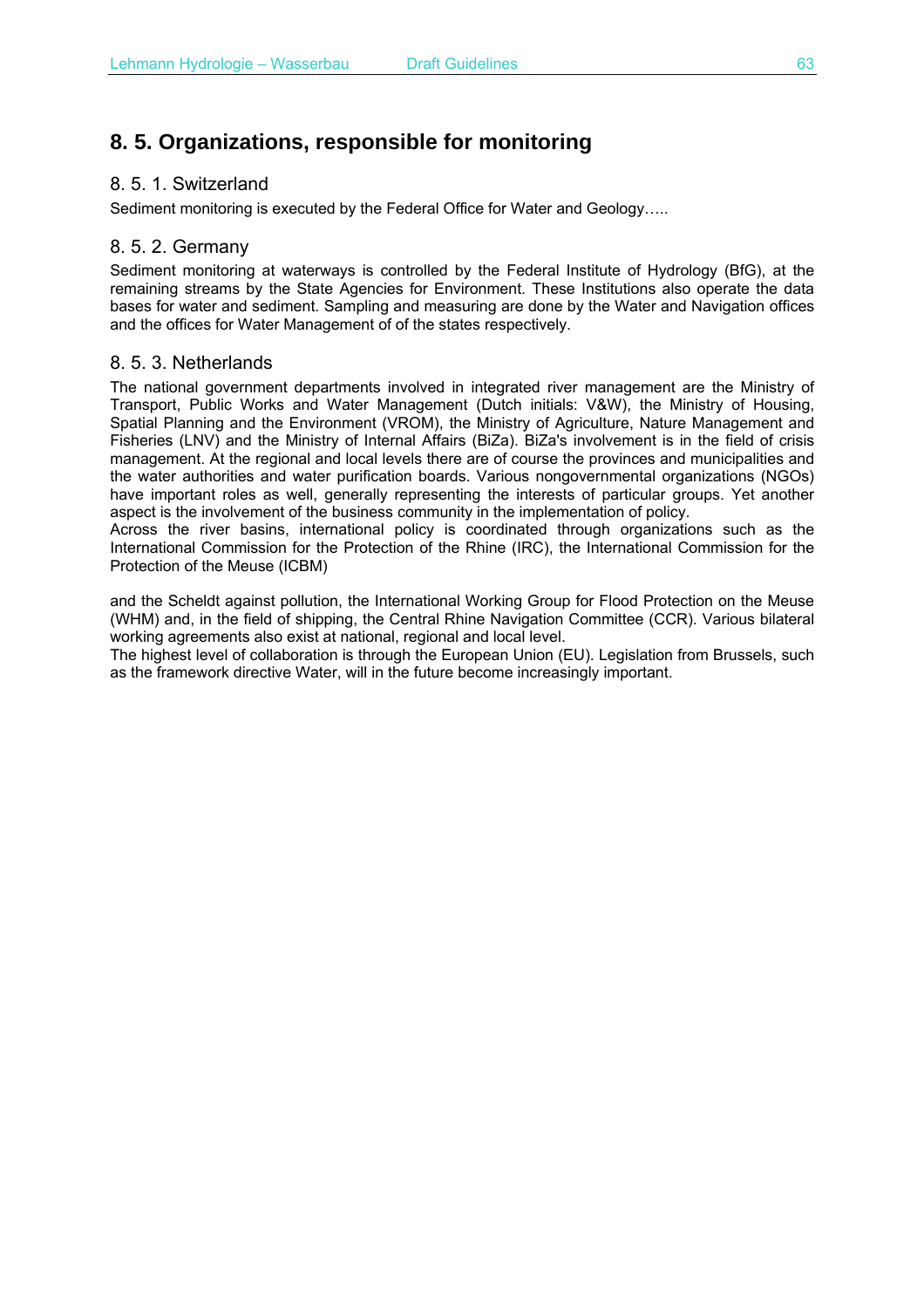## 8. 5. Organizations, responsible for monitoring

### 8. 5. 1. Switzerland

Sediment monitoring is executed by the Federal Office for Water and Geology…..

### 8. 5. 2. Germany

Sediment monitoring at waterways is controlled by the Federal Institute of Hydrology (BfG), at the remaining streams by the State Agencies for Environment. These Institutions also operate the data bases for water and sediment. Sampling and measuring are done by the Water and Navigation offices and the offices for Water Management of of the states respectively.

### 8. 5. 3. Netherlands

The national government departments involved in integrated river management are the Ministry of Transport, Public Works and Water Management (Dutch initials: V&W), the Ministry of Housing, Spatial Planning and the Environment (VROM), the Ministry of Agriculture, Nature Management and Fisheries (LNV) and the Ministry of Internal Affairs (BiZa). BiZa's involvement is in the field of crisis management. At the regional and local levels there are of course the provinces and municipalities and the water authorities and water purification boards. Various nongovernmental organizations (NGOs) have important roles as well, generally representing the interests of particular groups. Yet another aspect is the involvement of the business community in the implementation of policy.
Across the river basins, international policy is coordinated through organizations such as the International Commission for the Protection of the Rhine (IRC), the International Commission for the Protection of the Meuse (ICBM)

and the Scheldt against pollution, the International Working Group for Flood Protection on the Meuse (WHM) and, in the field of shipping, the Central Rhine Navigation Committee (CCR). Various bilateral working agreements also exist at national, regional and local level.
The highest level of collaboration is through the European Union (EU). Legislation from Brussels, such as the framework directive Water, will in the future become increasingly important.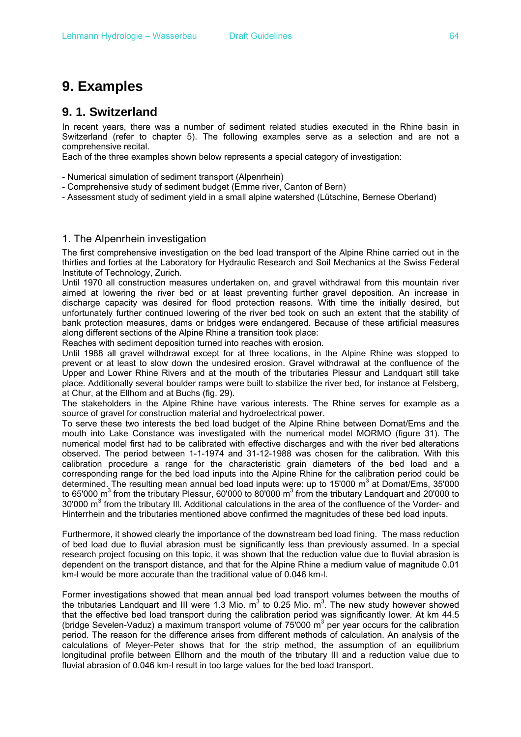# 9. Examples

## 9. 1. Switzerland

In recent years, there was a number of sediment related studies executed in the Rhine basin in Switzerland (refer to chapter 5). The following examples serve as a selection and are not a comprehensive recital.

Each of the three examples shown below represents a special category of investigation:

- Numerical simulation of sediment transport (Alpenrhein)
- Comprehensive study of sediment budget (Emme river, Canton of Bern)
- Assessment study of sediment yield in a small alpine watershed (Lütschine, Bernese Oberland)

### 1. The Alpenrhein investigation

The first comprehensive investigation on the bed load transport of the Alpine Rhine carried out in the thirties and forties at the Laboratory for Hydraulic Research and Soil Mechanics at the Swiss Federal Institute of Technology, Zurich.

Until 1970 all construction measures undertaken on, and gravel withdrawal from this mountain river aimed at lowering the river bed or at least preventing further gravel deposition. An increase in discharge capacity was desired for flood protection reasons. With time the initially desired, but unfortunately further continued lowering of the river bed took on such an extent that the stability of bank protection measures, dams or bridges were endangered. Because of these artificial measures along different sections of the Alpine Rhine a transition took place:

Reaches with sediment deposition turned into reaches with erosion.

Until 1988 all gravel withdrawal except for at three locations, in the Alpine Rhine was stopped to prevent or at least to slow down the undesired erosion. Gravel withdrawal at the confluence of the Upper and Lower Rhine Rivers and at the mouth of the tributaries Plessur and Landquart still take place. Additionally several boulder ramps were built to stabilize the river bed, for instance at Felsberg, at Chur, at the Ellhom and at Buchs (fig. 29).

The stakeholders in the Alpine Rhine have various interests. The Rhine serves for example as a source of gravel for construction material and hydroelectrical power.

To serve these two interests the bed load budget of the Alpine Rhine between Domat/Ems and the mouth into Lake Constance was investigated with the numerical model MORMO (figure 31). The numerical model first had to be calibrated with effective discharges and with the river bed alterations observed. The period between 1-1-1974 and 31-12-1988 was chosen for the calibration. With this calibration procedure a range for the characteristic grain diameters of the bed load and a corresponding range for the bed load inputs into the Alpine Rhine for the calibration period could be determined. The resulting mean annual bed load inputs were: up to 15'000 $m^3$ at Domat/Ems, 35'000 to 65'000 $m^3$ from the tributary Plessur, 60'000 to 80'000 $m^3$ from the tributary Landquart and 20'000 to 30'000 $m^3$ from the tributary Ill. Additional calculations in the area of the confluence of the Vorder- and Hinterrhein and the tributaries mentioned above confirmed the magnitudes of these bed load inputs.

Furthermore, it showed clearly the importance of the downstream bed load fining. The mass reduction of bed load due to fluvial abrasion must be significantly less than previously assumed. In a special research project focusing on this topic, it was shown that the reduction value due to fluvial abrasion is dependent on the transport distance, and that for the Alpine Rhine a medium value of magnitude 0.01 km-l would be more accurate than the traditional value of 0.046 km-l.

Former investigations showed that mean annual bed load transport volumes between the mouths of the tributaries Landquart and Ill were 1.3 Mio. $m^3$ to 0.25 Mio. $m^3$. The new study however showed that the effective bed load transport during the calibration period was significantly lower. At km 44.5 (bridge Sevelen-Vaduz) a maximum transport volume of 75'000 $m^3$ per year occurs for the calibration period. The reason for the difference arises from different methods of calculation. An analysis of the calculations of Meyer-Peter shows that for the strip method, the assumption of an equilibrium longitudinal profile between Ellhorn and the mouth of the tributary Ill and a reduction value due to fluvial abrasion of 0.046 km-l result in too large values for the bed load transport.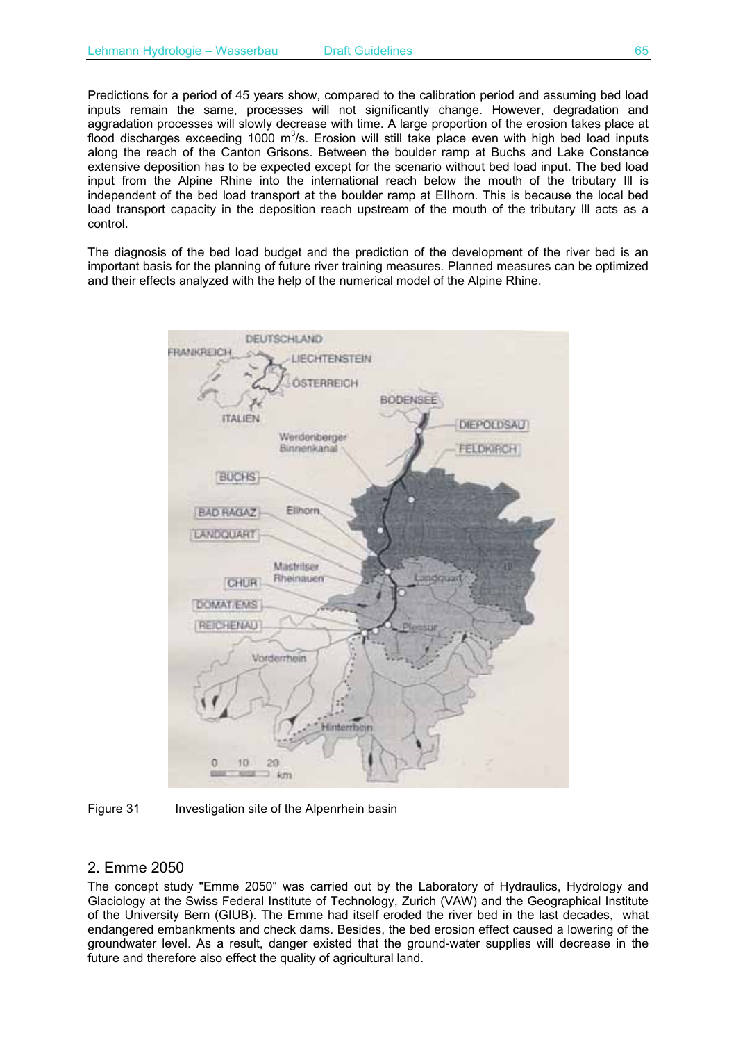Predictions for a period of 45 years show, compared to the calibration period and assuming bed load inputs remain the same, processes will not significantly change. However, degradation and aggradation processes will slowly decrease with time. A large proportion of the erosion takes place at flood discharges exceeding 1000 $m^3/s$. Erosion will still take place even with high bed load inputs along the reach of the Canton Grisons. Between the boulder ramp at Buchs and Lake Constance extensive deposition has to be expected except for the scenario without bed load input. The bed load input from the Alpine Rhine into the international reach below the mouth of the tributary Ill is independent of the bed load transport at the boulder ramp at Ellhorn. This is because the local bed load transport capacity in the deposition reach upstream of the mouth of the tributary Ill acts as a control.

The diagnosis of the bed load budget and the prediction of the development of the river bed is an important basis for the planning of future river training measures. Planned measures can be optimized and their effects analyzed with the help of the numerical model of the Alpine Rhine.

Figure 31 Investigation site of the Alpenrhein basin

## 2. Emme 2050

The concept study "Emme 2050" was carried out by the Laboratory of Hydraulics, Hydrology and Glaciology at the Swiss Federal Institute of Technology, Zurich (VAW) and the Geographical Institute of the University Bern (GIUB). The Emme had itself eroded the river bed in the last decades, what endangered embankments and check dams. Besides, the bed erosion effect caused a lowering of the groundwater level. As a result, danger existed that the ground-water supplies will decrease in the future and therefore also effect the quality of agricultural land.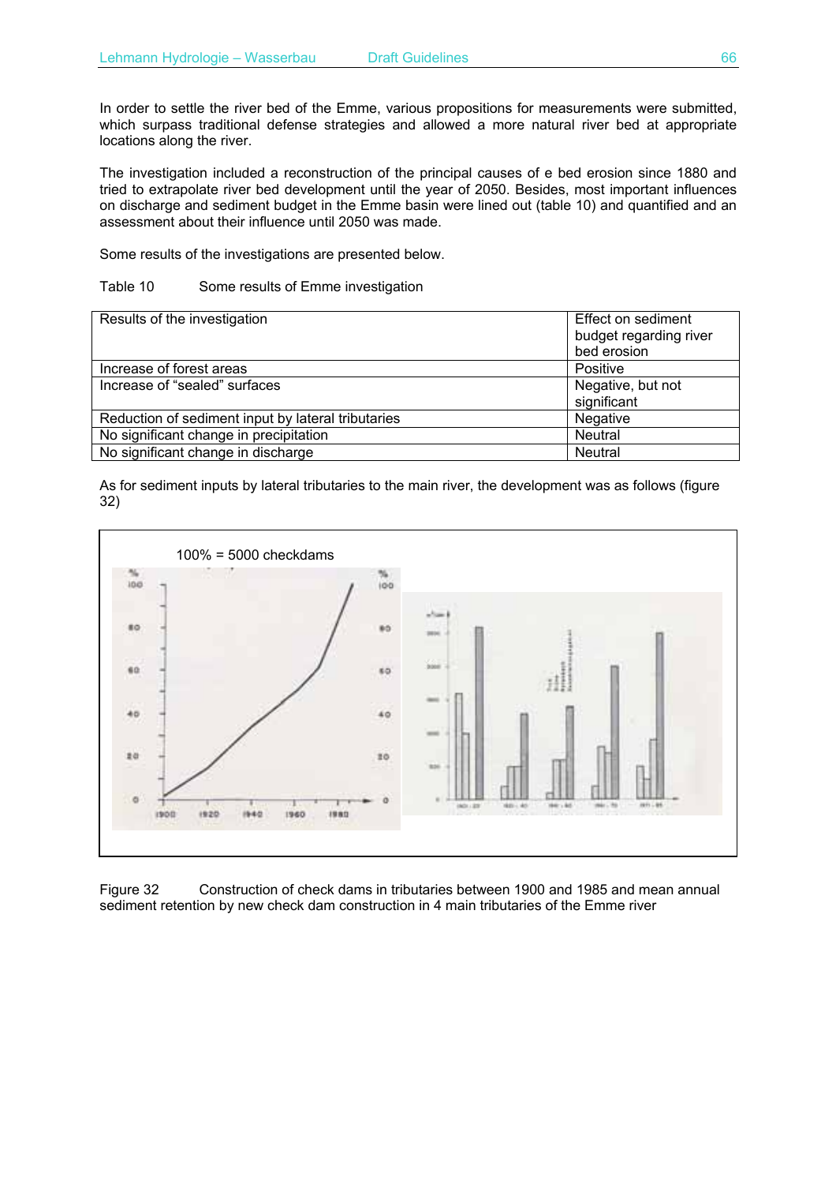In order to settle the river bed of the Emme, various propositions for measurements were submitted, which surpass traditional defense strategies and allowed a more natural river bed at appropriate locations along the river.

The investigation included a reconstruction of the principal causes of e bed erosion since 1880 and tried to extrapolate river bed development until the year of 2050. Besides, most important influences on discharge and sediment budget in the Emme basin were lined out (table 10) and quantified and an assessment about their influence until 2050 was made.

Some results of the investigations are presented below.

Table 10 Some results of Emme investigation

| Results of the investigation | Effect on sediment budget regarding river bed erosion |
|---|---|
| Increase of forest areas | Positive |
| Increase of "sealed" surfaces | Negative, but not significant |
| Reduction of sediment input by lateral tributaries | Negative |
| No significant change in precipitation | Neutral |
| No significant change in discharge | Neutral |

As for sediment inputs by lateral tributaries to the main river, the development was as follows (figure 32)

100% = 5000 checkdams

Figure 32 Construction of check dams in tributaries between 1900 and 1985 and mean annual sediment retention by new check dam construction in 4 main tributaries of the Emme river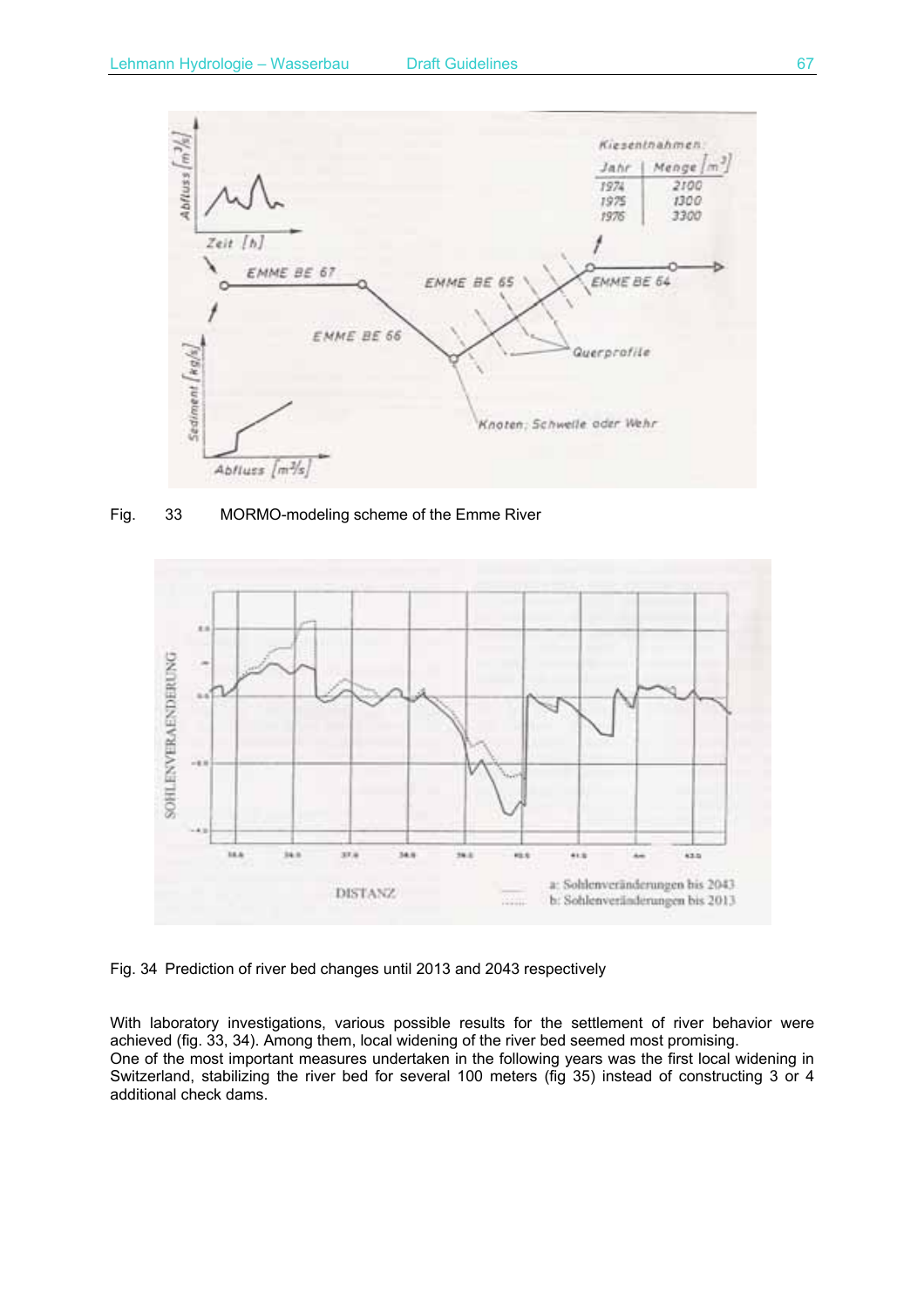Fig. 33 MORMO-modeling scheme of the Emme River

Fig. 34 Prediction of river bed changes until 2013 and 2043 respectively

With laboratory investigations, various possible results for the settlement of river behavior were achieved (fig. 33, 34). Among them, local widening of the river bed seemed most promising.
One of the most important measures undertaken in the following years was the first local widening in Switzerland, stabilizing the river bed for several 100 meters (fig 35) instead of constructing 3 or 4 additional check dams.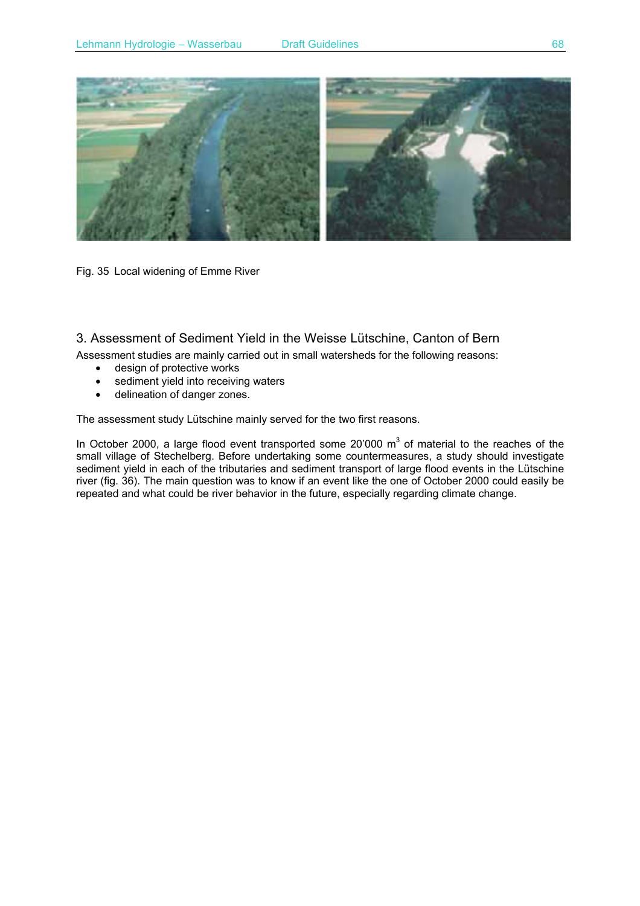Fig. 35 Local widening of Emme River

## 3. Assessment of Sediment Yield in the Weisse Lütschine, Canton of Bern

Assessment studies are mainly carried out in small watersheds for the following reasons:

- design of protective works
- sediment yield into receiving waters
- delineation of danger zones.

The assessment study Lütschine mainly served for the two first reasons.

In October 2000, a large flood event transported some 20'000 $m^3$ of material to the reaches of the small village of Stechelberg. Before undertaking some countermeasures, a study should investigate sediment yield in each of the tributaries and sediment transport of large flood events in the Lütschine river (fig. 36). The main question was to know if an event like the one of October 2000 could easily be repeated and what could be river behavior in the future, especially regarding climate change.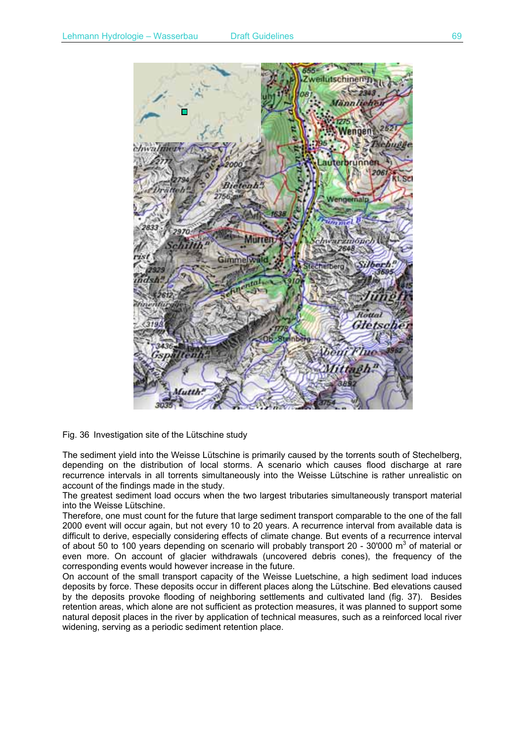Fig. 36 Investigation site of the Lütschine study

The sediment yield into the Weisse Lütschine is primarily caused by the torrents south of Stechelberg, depending on the distribution of local storms. A scenario which causes flood discharge at rare recurrence intervals in all torrents simultaneously into the Weisse Lütschine is rather unrealistic on account of the findings made in the study.

The greatest sediment load occurs when the two largest tributaries simultaneously transport material into the Weisse Lütschine.

Therefore, one must count for the future that large sediment transport comparable to the one of the fall 2000 event will occur again, but not every 10 to 20 years. A recurrence interval from available data is difficult to derive, especially considering effects of climate change. But events of a recurrence interval of about 50 to 100 years depending on scenario will probably transport 20 - 30'000 $m^3$ of material or even more. On account of glacier withdrawals (uncovered debris cones), the frequency of the corresponding events would however increase in the future.

On account of the small transport capacity of the Weisse Luetschine, a high sediment load induces deposits by force. These deposits occur in different places along the Lütschine. Bed elevations caused by the deposits provoke flooding of neighboring settlements and cultivated land (fig. 37). Besides retention areas, which alone are not sufficient as protection measures, it was planned to support some natural deposit places in the river by application of technical measures, such as a reinforced local river widening, serving as a periodic sediment retention place.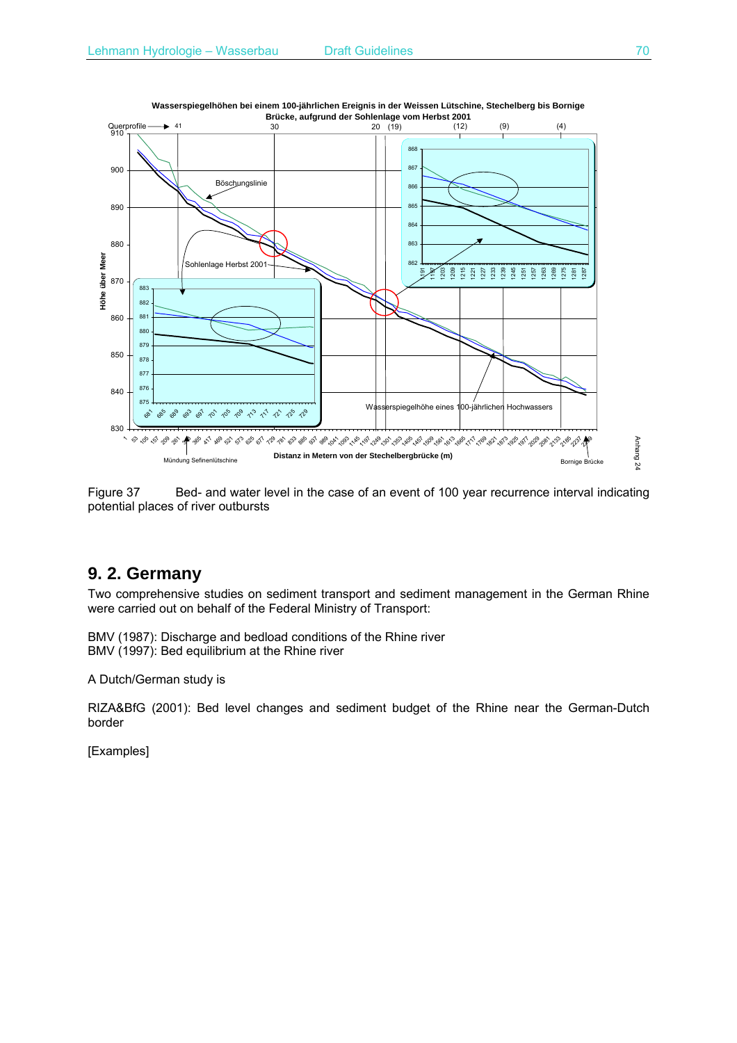Figure 37 Bed- and water level in the case of an event of 100 year recurrence interval indicating potential places of river outbursts

## 9. 2. Germany

Two comprehensive studies on sediment transport and sediment management in the German Rhine were carried out on behalf of the Federal Ministry of Transport:

BMV (1987): Discharge and bedload conditions of the Rhine river
BMV (1997): Bed equilibrium at the Rhine river

A Dutch/German study is

RIZA&BfG (2001): Bed level changes and sediment budget of the Rhine near the German-Dutch border

[Examples]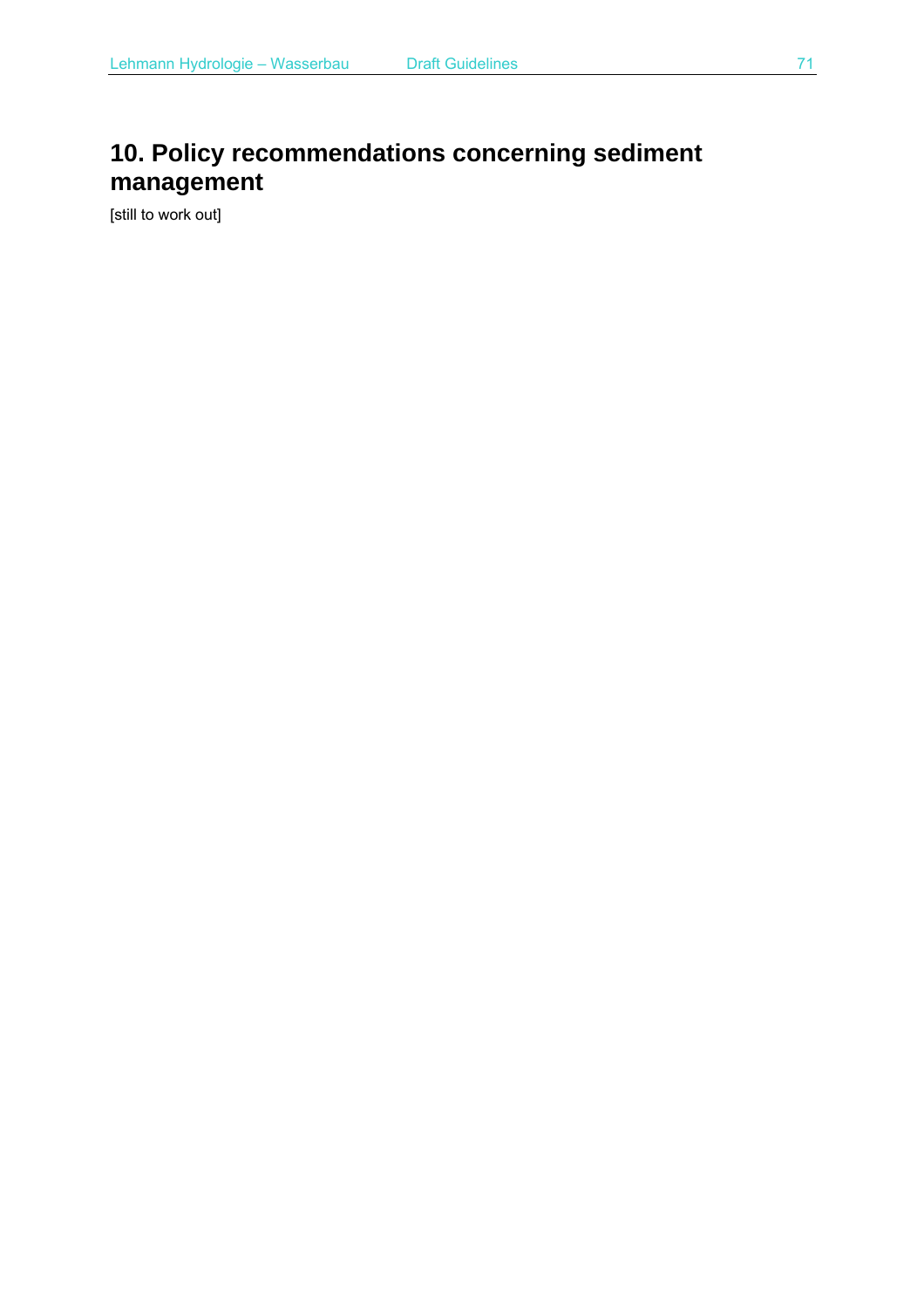# 10. Policy recommendations concerning sediment management

[still to work out]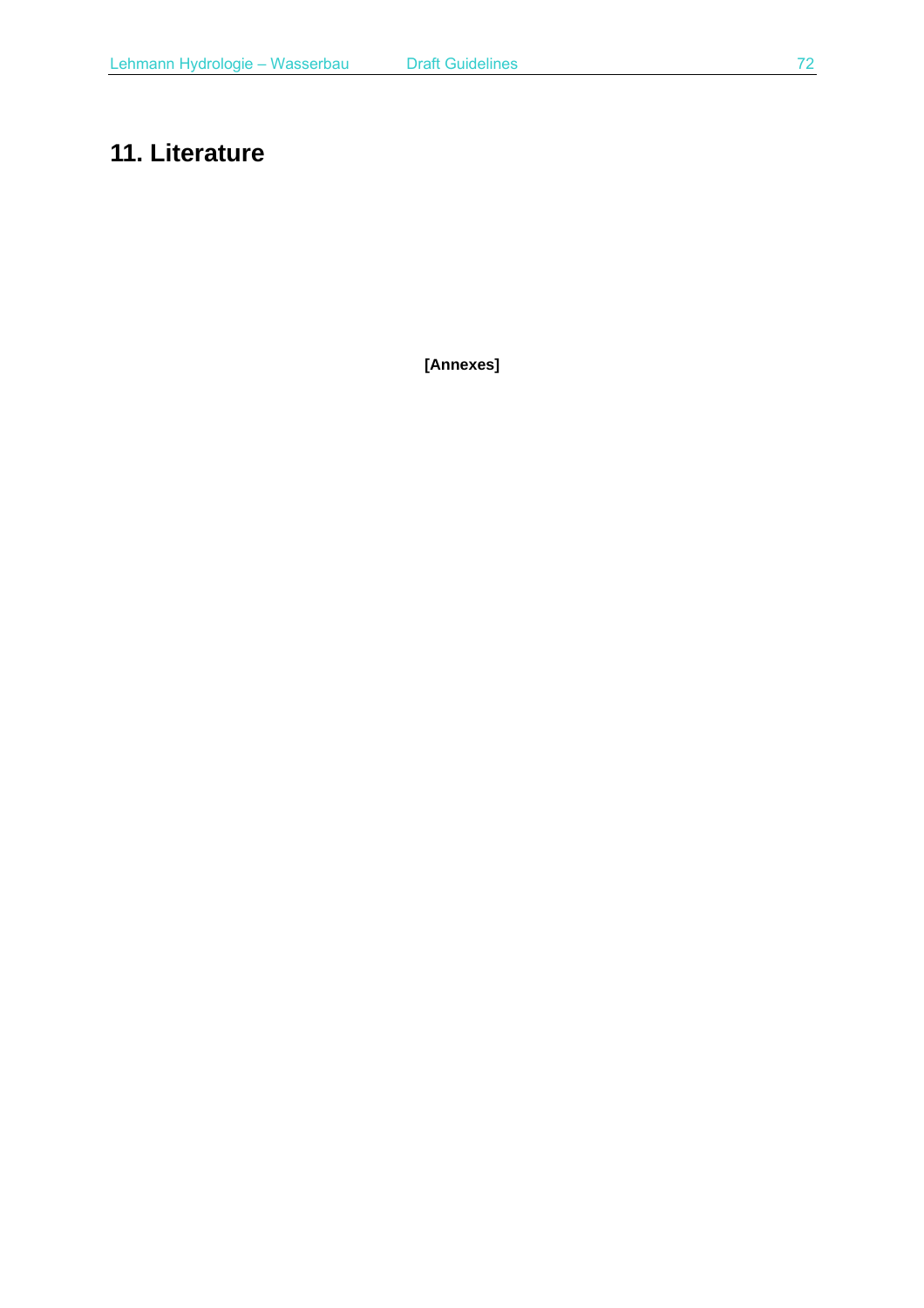# 11. Literature

**[Annexes]**